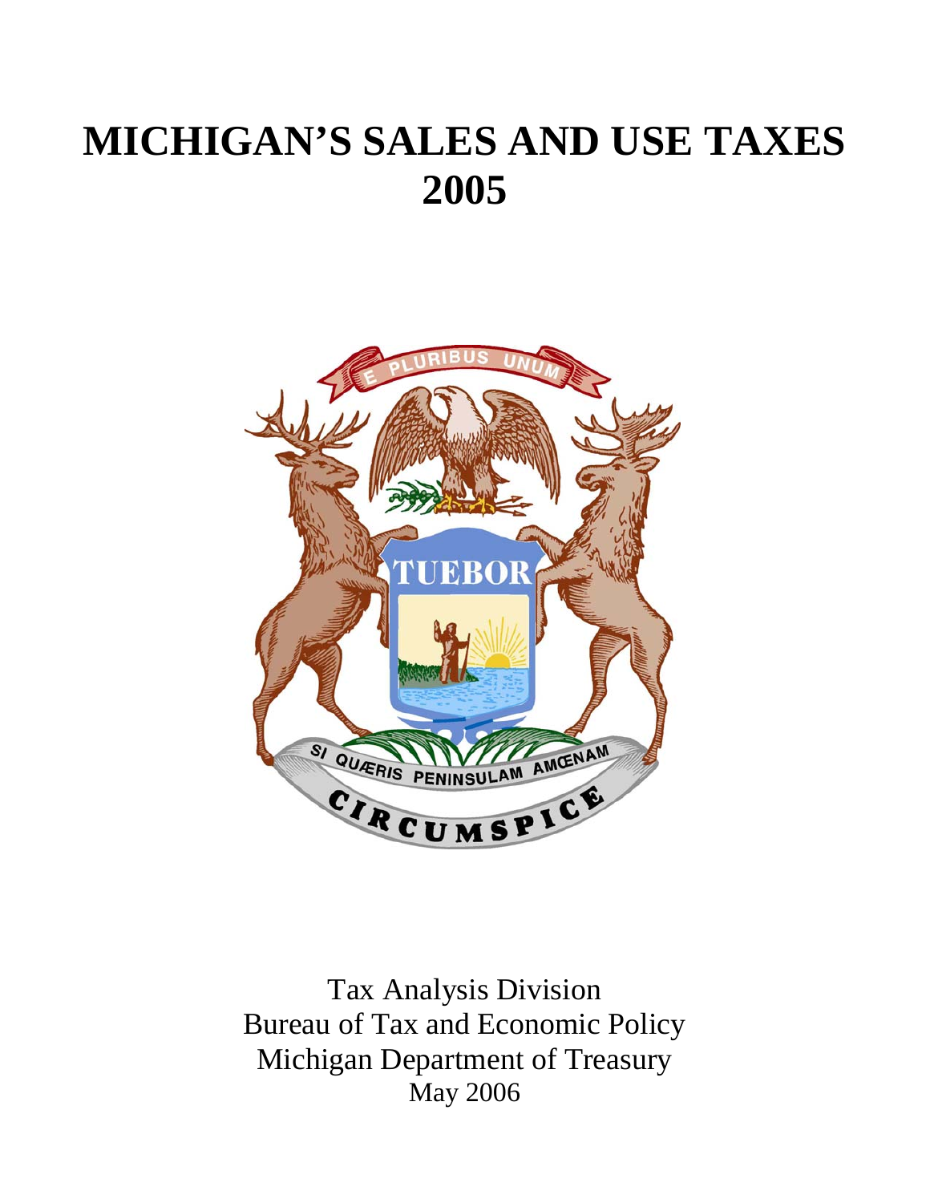# MICHIGAN'S SALES AND USE TAXES 2005

Tax Analysis Division
Bureau of Tax and Economic Policy
Michigan Department of Treasury
May 2006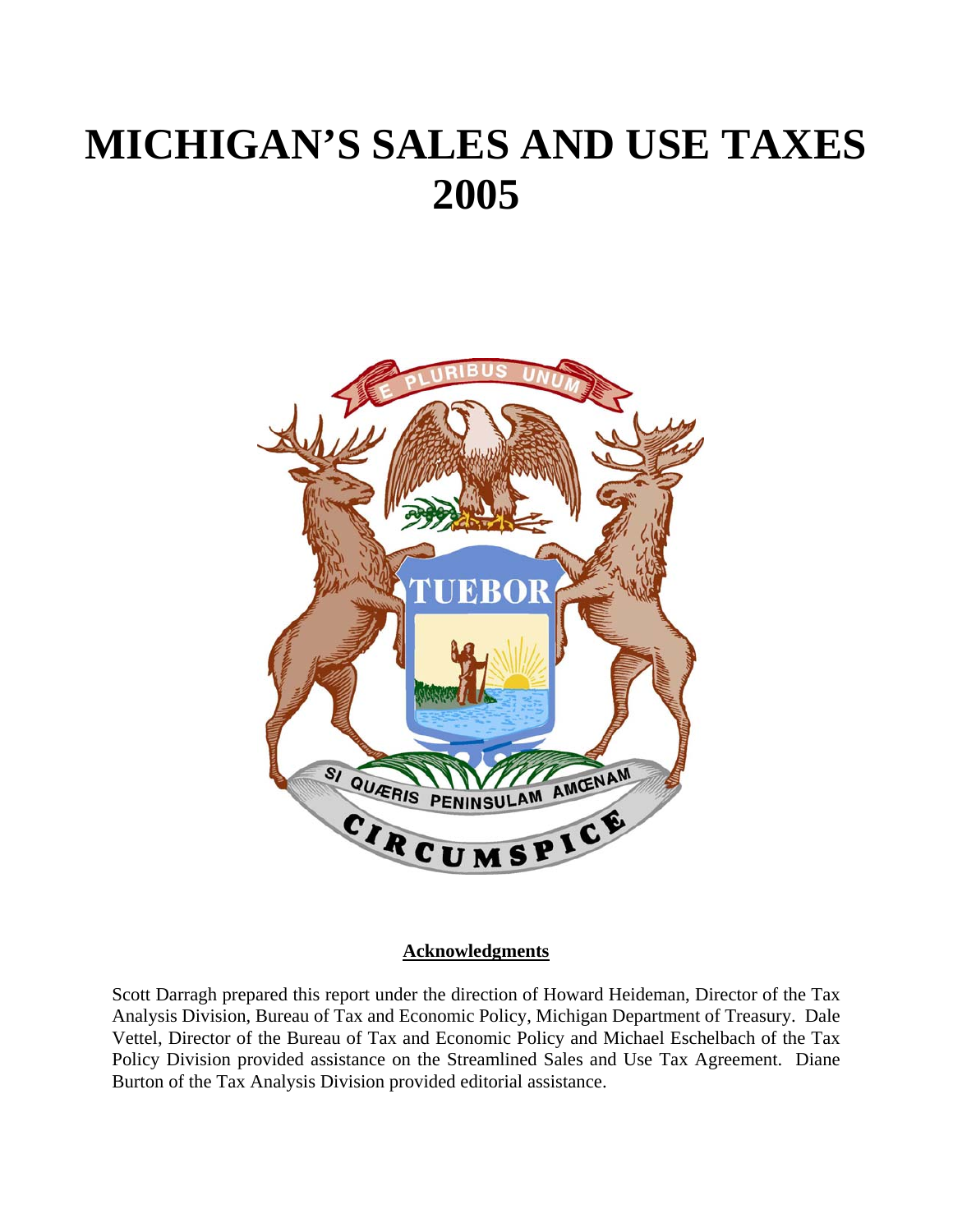# MICHIGAN'S SALES AND USE TAXES 2005

**Acknowledgments**

Scott Darragh prepared this report under the direction of Howard Heideman, Director of the Tax Analysis Division, Bureau of Tax and Economic Policy, Michigan Department of Treasury. Dale Vettel, Director of the Bureau of Tax and Economic Policy and Michael Eschelbach of the Tax Policy Division provided assistance on the Streamlined Sales and Use Tax Agreement. Diane Burton of the Tax Analysis Division provided editorial assistance.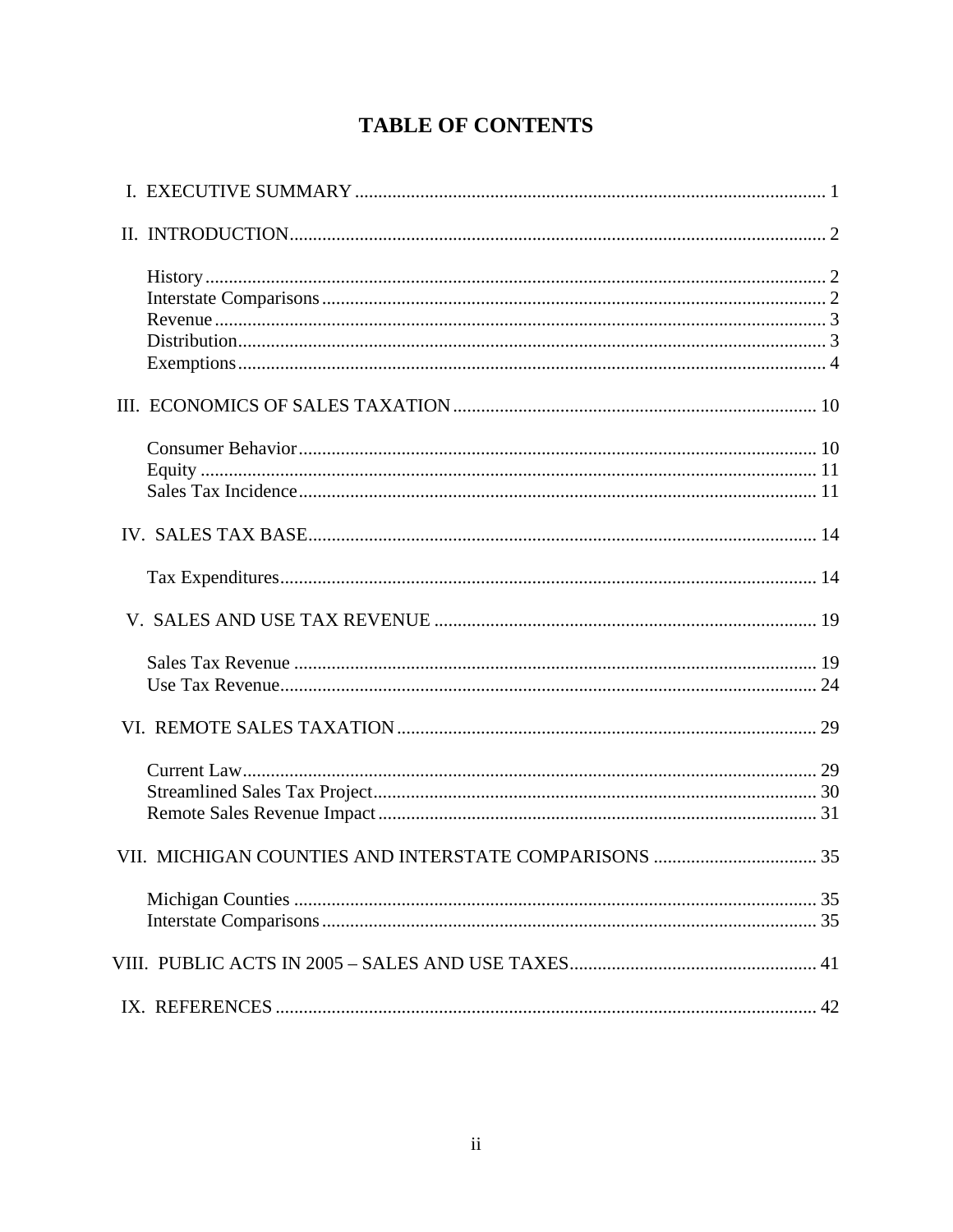# TABLE OF CONTENTS

I. EXECUTIVE SUMMARY ..................................................................................................... 1

II. INTRODUCTION .................................................................................................................. 2

- History .................................................................................................................................... 2
- Interstate Comparisons ........................................................................................................... 2
- Revenue .................................................................................................................................. 3
- Distribution ............................................................................................................................. 3
- Exemptions ............................................................................................................................. 4

III. ECONOMICS OF SALES TAXATION ............................................................................. 10

- Consumer Behavior .............................................................................................................. 10
- Equity .................................................................................................................................... 11
- Sales Tax Incidence .............................................................................................................. 11

IV. SALES TAX BASE ............................................................................................................. 14

- Tax Expenditures .................................................................................................................. 14

V. SALES AND USE TAX REVENUE ................................................................................... 19

- Sales Tax Revenue ................................................................................................................ 19
- Use Tax Revenue ................................................................................................................... 24

VI. REMOTE SALES TAXATION .......................................................................................... 29

- Current Law .......................................................................................................................... 29
- Streamlined Sales Tax Project .............................................................................................. 30
- Remote Sales Revenue Impact ............................................................................................. 31

VII. MICHIGAN COUNTIES AND INTERSTATE COMPARISONS .................................... 35

- Michigan Counties ................................................................................................................ 35
- Interstate Comparisons ......................................................................................................... 35

VIII. PUBLIC ACTS IN 2005 – SALES AND USE TAXES ..................................................... 41

IX. REFERENCES .................................................................................................................... 42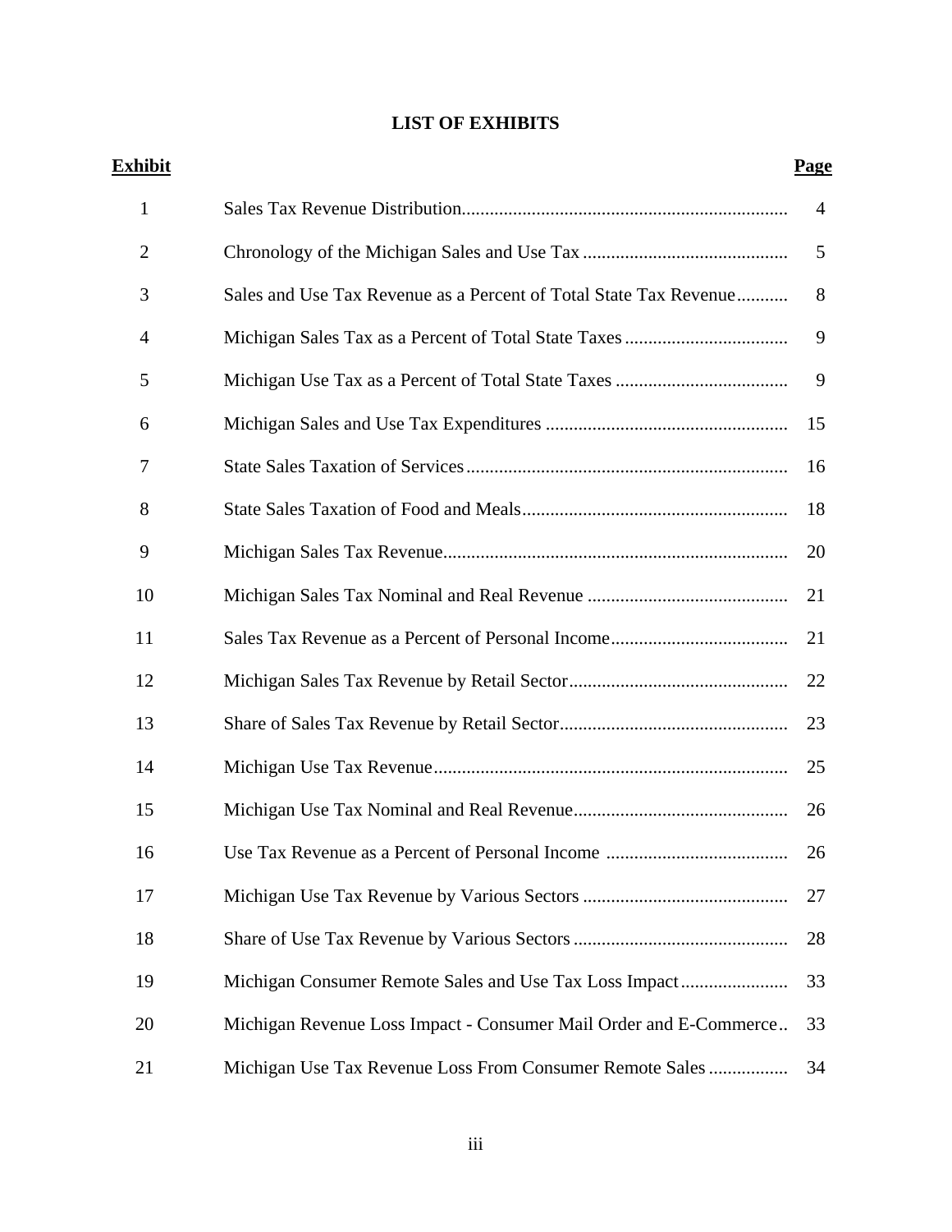# LIST OF EXHIBITS

| Exhibit | | Page |
|---|---|---|
| 1 | Sales Tax Revenue Distribution | 4 |
| 2 | Chronology of the Michigan Sales and Use Tax | 5 |
| 3 | Sales and Use Tax Revenue as a Percent of Total State Tax Revenue | 8 |
| 4 | Michigan Sales Tax as a Percent of Total State Taxes | 9 |
| 5 | Michigan Use Tax as a Percent of Total State Taxes | 9 |
| 6 | Michigan Sales and Use Tax Expenditures | 15 |
| 7 | State Sales Taxation of Services | 16 |
| 8 | State Sales Taxation of Food and Meals | 18 |
| 9 | Michigan Sales Tax Revenue | 20 |
| 10 | Michigan Sales Tax Nominal and Real Revenue | 21 |
| 11 | Sales Tax Revenue as a Percent of Personal Income | 21 |
| 12 | Michigan Sales Tax Revenue by Retail Sector | 22 |
| 13 | Share of Sales Tax Revenue by Retail Sector | 23 |
| 14 | Michigan Use Tax Revenue | 25 |
| 15 | Michigan Use Tax Nominal and Real Revenue | 26 |
| 16 | Use Tax Revenue as a Percent of Personal Income | 26 |
| 17 | Michigan Use Tax Revenue by Various Sectors | 27 |
| 18 | Share of Use Tax Revenue by Various Sectors | 28 |
| 19 | Michigan Consumer Remote Sales and Use Tax Loss Impact | 33 |
| 20 | Michigan Revenue Loss Impact - Consumer Mail Order and E-Commerce | 33 |
| 21 | Michigan Use Tax Revenue Loss From Consumer Remote Sales | 34 |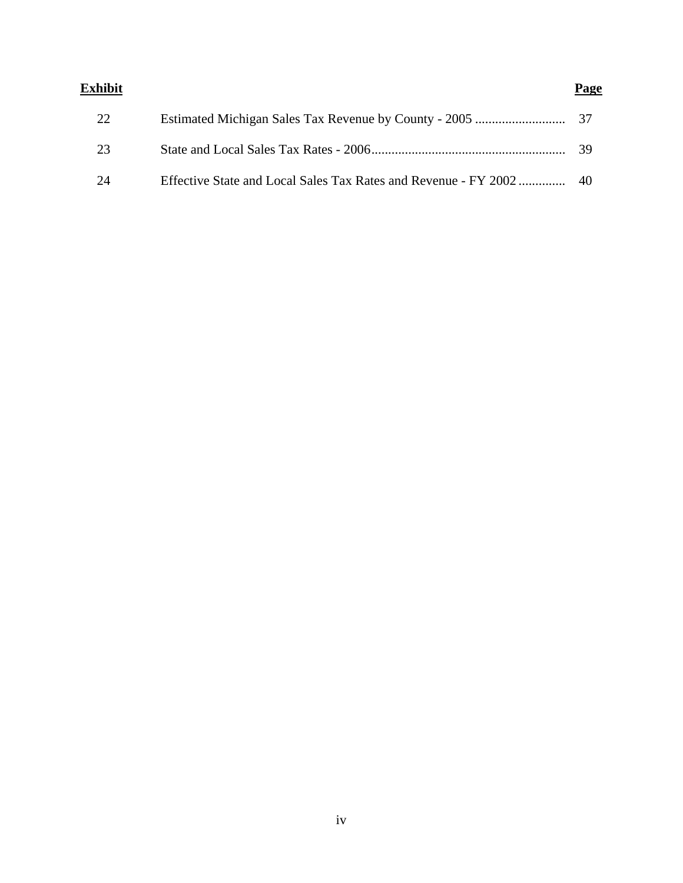| **Exhibit** | | **Page** |
|---|---|---|
| 22 | Estimated Michigan Sales Tax Revenue by County - 2005 | 37 |
| 23 | State and Local Sales Tax Rates - 2006 | 39 |
| 24 | Effective State and Local Sales Tax Rates and Revenue - FY 2002 | 40 |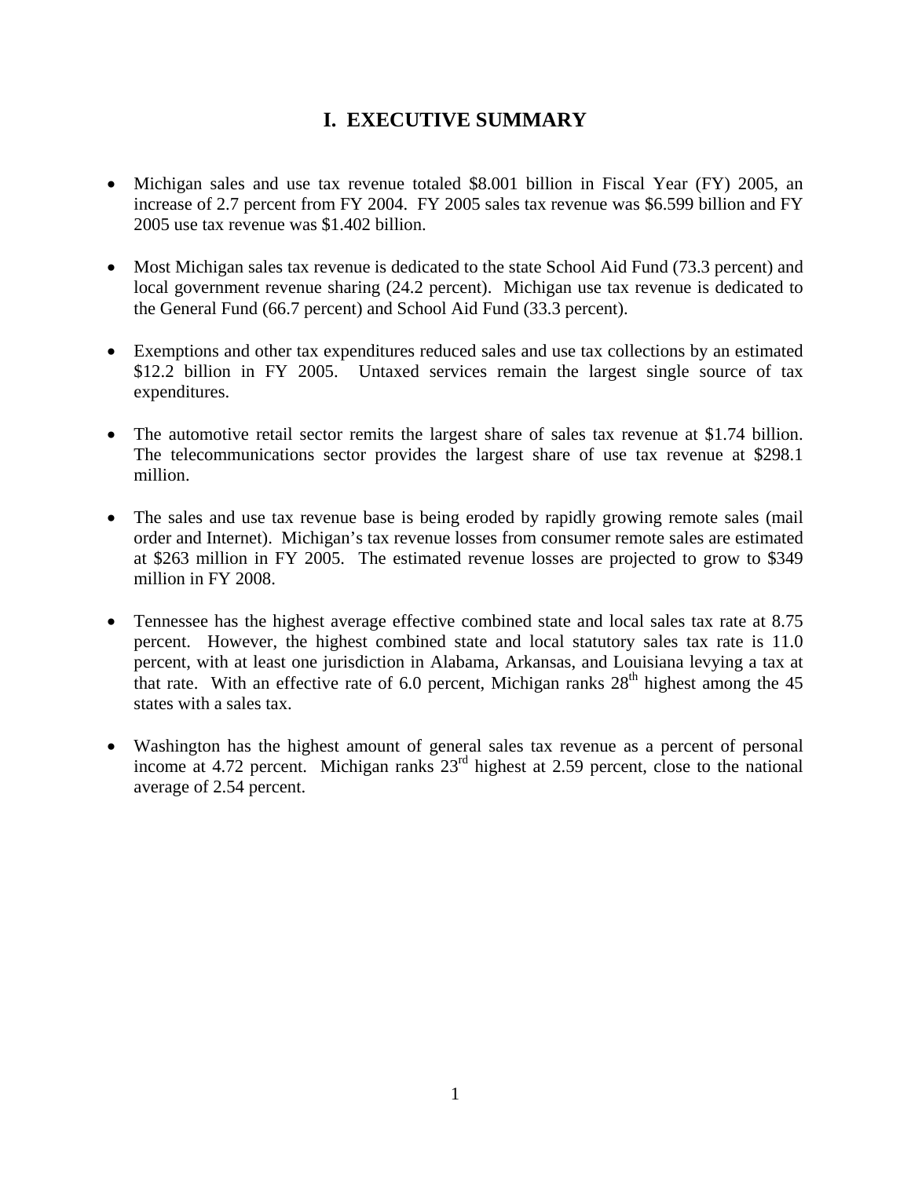# I. EXECUTIVE SUMMARY

- Michigan sales and use tax revenue totaled $8.001 billion in Fiscal Year (FY) 2005, an increase of 2.7 percent from FY 2004. FY 2005 sales tax revenue was $6.599 billion and FY 2005 use tax revenue was $1.402 billion.

- Most Michigan sales tax revenue is dedicated to the state School Aid Fund (73.3 percent) and local government revenue sharing (24.2 percent). Michigan use tax revenue is dedicated to the General Fund (66.7 percent) and School Aid Fund (33.3 percent).

- Exemptions and other tax expenditures reduced sales and use tax collections by an estimated $12.2 billion in FY 2005. Untaxed services remain the largest single source of tax expenditures.

- The automotive retail sector remits the largest share of sales tax revenue at $1.74 billion. The telecommunications sector provides the largest share of use tax revenue at $298.1 million.

- The sales and use tax revenue base is being eroded by rapidly growing remote sales (mail order and Internet). Michigan's tax revenue losses from consumer remote sales are estimated at $263 million in FY 2005. The estimated revenue losses are projected to grow to $349 million in FY 2008.

- Tennessee has the highest average effective combined state and local sales tax rate at 8.75 percent. However, the highest combined state and local statutory sales tax rate is 11.0 percent, with at least one jurisdiction in Alabama, Arkansas, and Louisiana levying a tax at that rate. With an effective rate of 6.0 percent, Michigan ranks 28th highest among the 45 states with a sales tax.

- Washington has the highest amount of general sales tax revenue as a percent of personal income at 4.72 percent. Michigan ranks 23rd highest at 2.59 percent, close to the national average of 2.54 percent.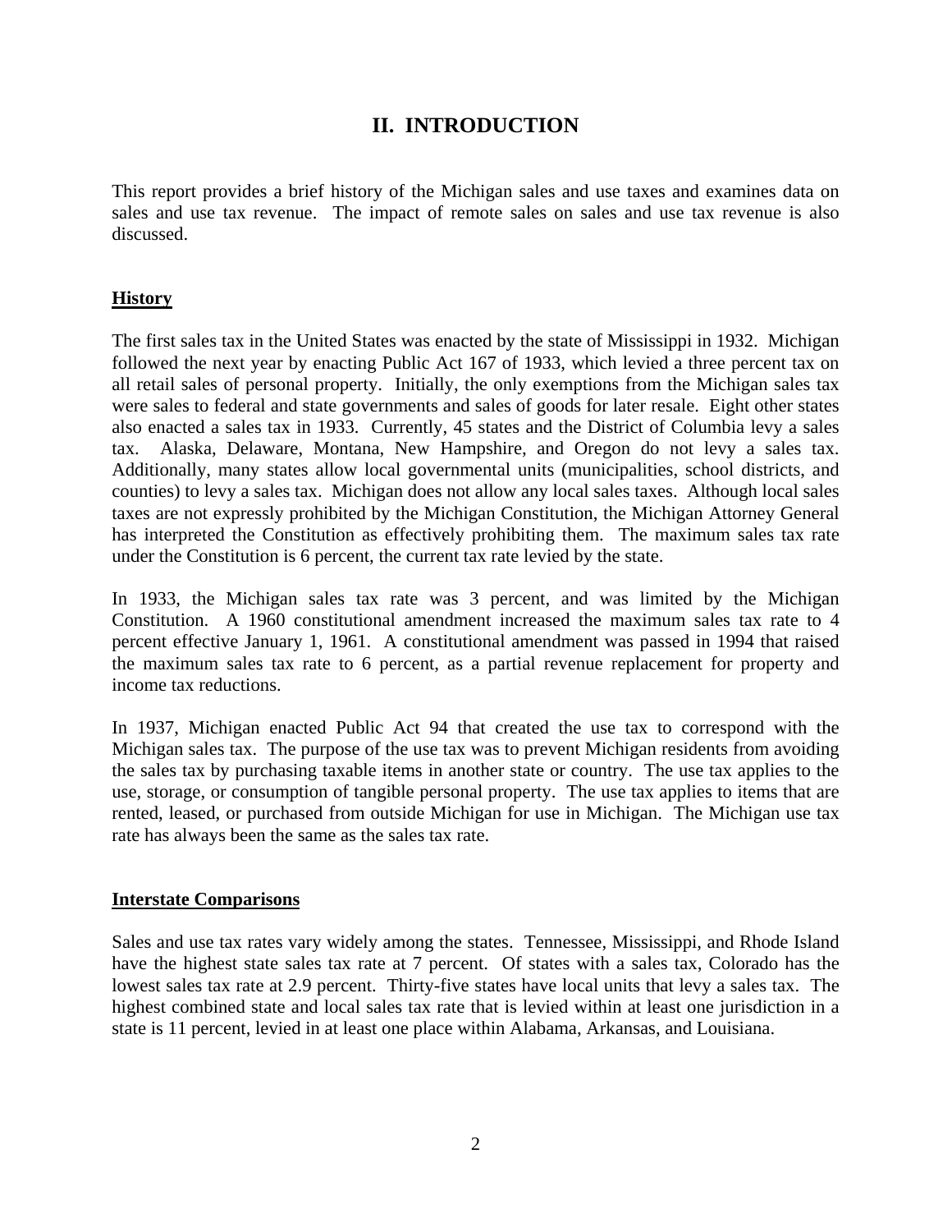# II. INTRODUCTION

This report provides a brief history of the Michigan sales and use taxes and examines data on sales and use tax revenue. The impact of remote sales on sales and use tax revenue is also discussed.

## History

The first sales tax in the United States was enacted by the state of Mississippi in 1932. Michigan followed the next year by enacting Public Act 167 of 1933, which levied a three percent tax on all retail sales of personal property. Initially, the only exemptions from the Michigan sales tax were sales to federal and state governments and sales of goods for later resale. Eight other states also enacted a sales tax in 1933. Currently, 45 states and the District of Columbia levy a sales tax. Alaska, Delaware, Montana, New Hampshire, and Oregon do not levy a sales tax. Additionally, many states allow local governmental units (municipalities, school districts, and counties) to levy a sales tax. Michigan does not allow any local sales taxes. Although local sales taxes are not expressly prohibited by the Michigan Constitution, the Michigan Attorney General has interpreted the Constitution as effectively prohibiting them. The maximum sales tax rate under the Constitution is 6 percent, the current tax rate levied by the state.

In 1933, the Michigan sales tax rate was 3 percent, and was limited by the Michigan Constitution. A 1960 constitutional amendment increased the maximum sales tax rate to 4 percent effective January 1, 1961. A constitutional amendment was passed in 1994 that raised the maximum sales tax rate to 6 percent, as a partial revenue replacement for property and income tax reductions.

In 1937, Michigan enacted Public Act 94 that created the use tax to correspond with the Michigan sales tax. The purpose of the use tax was to prevent Michigan residents from avoiding the sales tax by purchasing taxable items in another state or country. The use tax applies to the use, storage, or consumption of tangible personal property. The use tax applies to items that are rented, leased, or purchased from outside Michigan for use in Michigan. The Michigan use tax rate has always been the same as the sales tax rate.

## Interstate Comparisons

Sales and use tax rates vary widely among the states. Tennessee, Mississippi, and Rhode Island have the highest state sales tax rate at 7 percent. Of states with a sales tax, Colorado has the lowest sales tax rate at 2.9 percent. Thirty-five states have local units that levy a sales tax. The highest combined state and local sales tax rate that is levied within at least one jurisdiction in a state is 11 percent, levied in at least one place within Alabama, Arkansas, and Louisiana.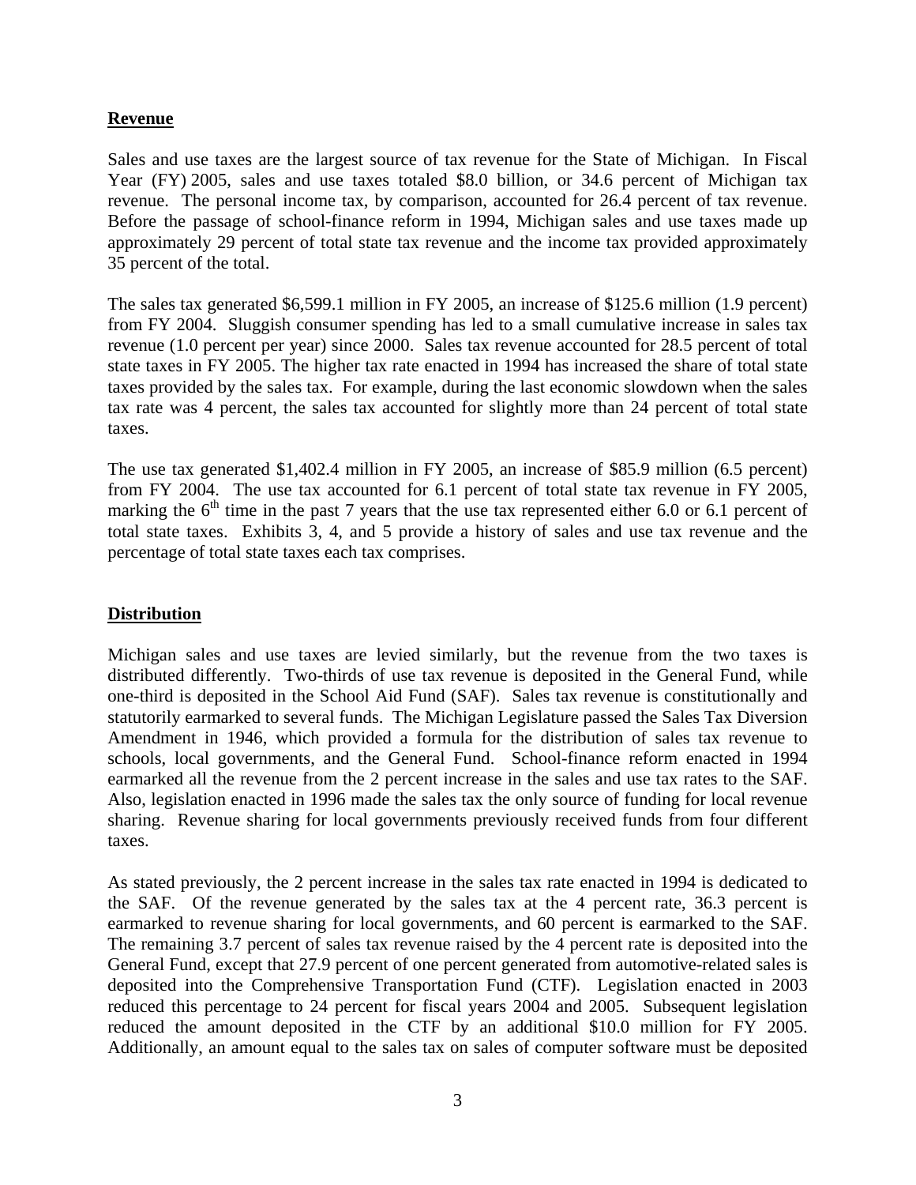## Revenue

Sales and use taxes are the largest source of tax revenue for the State of Michigan. In Fiscal Year (FY) 2005, sales and use taxes totaled \$8.0 billion, or 34.6 percent of Michigan tax revenue. The personal income tax, by comparison, accounted for 26.4 percent of tax revenue. Before the passage of school-finance reform in 1994, Michigan sales and use taxes made up approximately 29 percent of total state tax revenue and the income tax provided approximately 35 percent of the total.

The sales tax generated \$6,599.1 million in FY 2005, an increase of \$125.6 million (1.9 percent) from FY 2004. Sluggish consumer spending has led to a small cumulative increase in sales tax revenue (1.0 percent per year) since 2000. Sales tax revenue accounted for 28.5 percent of total state taxes in FY 2005. The higher tax rate enacted in 1994 has increased the share of total state taxes provided by the sales tax. For example, during the last economic slowdown when the sales tax rate was 4 percent, the sales tax accounted for slightly more than 24 percent of total state taxes.

The use tax generated \$1,402.4 million in FY 2005, an increase of \$85.9 million (6.5 percent) from FY 2004. The use tax accounted for 6.1 percent of total state tax revenue in FY 2005, marking the 6th time in the past 7 years that the use tax represented either 6.0 or 6.1 percent of total state taxes. Exhibits 3, 4, and 5 provide a history of sales and use tax revenue and the percentage of total state taxes each tax comprises.

## Distribution

Michigan sales and use taxes are levied similarly, but the revenue from the two taxes is distributed differently. Two-thirds of use tax revenue is deposited in the General Fund, while one-third is deposited in the School Aid Fund (SAF). Sales tax revenue is constitutionally and statutorily earmarked to several funds. The Michigan Legislature passed the Sales Tax Diversion Amendment in 1946, which provided a formula for the distribution of sales tax revenue to schools, local governments, and the General Fund. School-finance reform enacted in 1994 earmarked all the revenue from the 2 percent increase in the sales and use tax rates to the SAF. Also, legislation enacted in 1996 made the sales tax the only source of funding for local revenue sharing. Revenue sharing for local governments previously received funds from four different taxes.

As stated previously, the 2 percent increase in the sales tax rate enacted in 1994 is dedicated to the SAF. Of the revenue generated by the sales tax at the 4 percent rate, 36.3 percent is earmarked to revenue sharing for local governments, and 60 percent is earmarked to the SAF. The remaining 3.7 percent of sales tax revenue raised by the 4 percent rate is deposited into the General Fund, except that 27.9 percent of one percent generated from automotive-related sales is deposited into the Comprehensive Transportation Fund (CTF). Legislation enacted in 2003 reduced this percentage to 24 percent for fiscal years 2004 and 2005. Subsequent legislation reduced the amount deposited in the CTF by an additional \$10.0 million for FY 2005. Additionally, an amount equal to the sales tax on sales of computer software must be deposited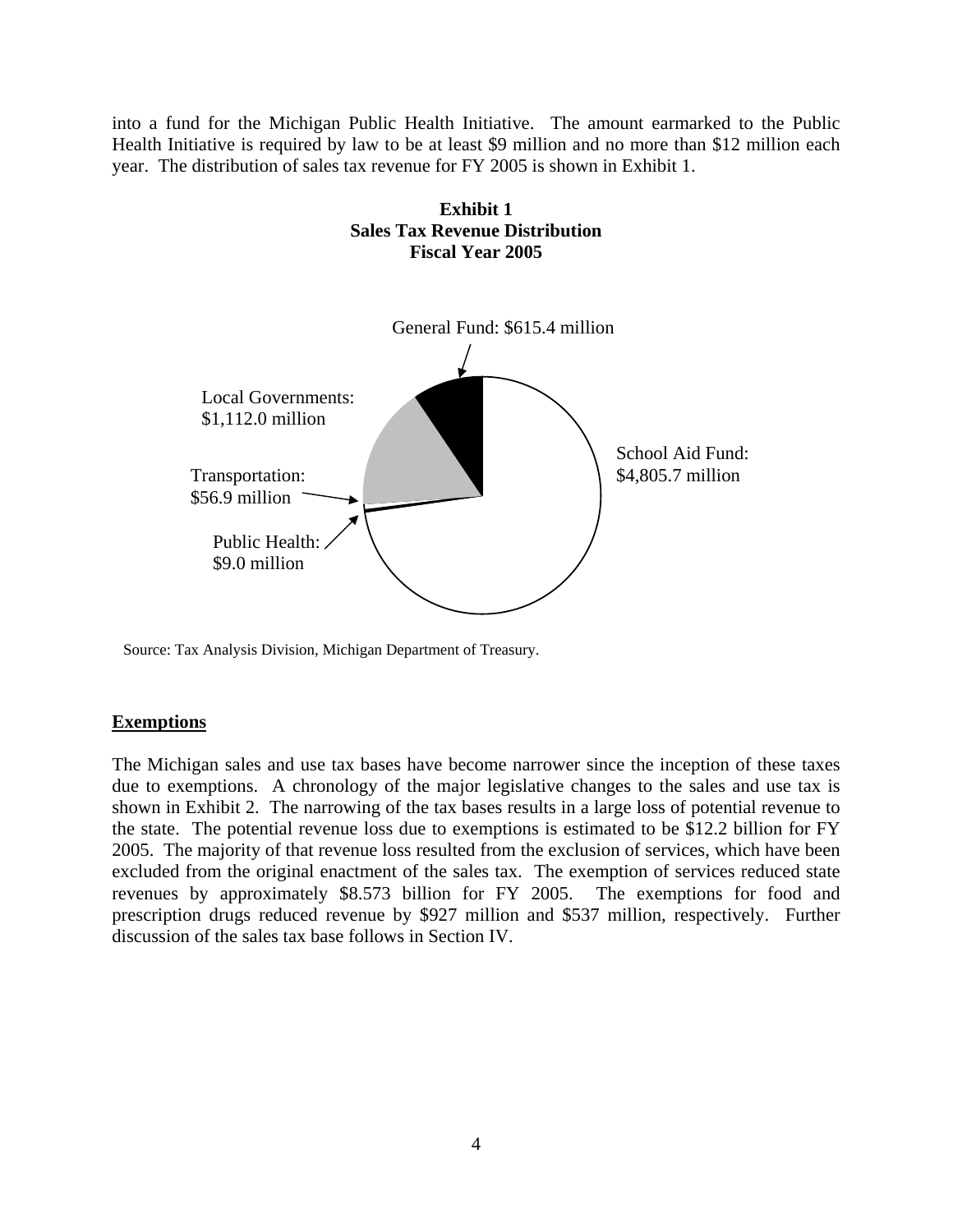into a fund for the Michigan Public Health Initiative. The amount earmarked to the Public Health Initiative is required by law to be at least $9 million and no more than $12 million each year. The distribution of sales tax revenue for FY 2005 is shown in Exhibit 1.

**Exhibit 1**
**Sales Tax Revenue Distribution**
**Fiscal Year 2005**

General Fund: $615.4 million

Local Governments: $1,112.0 million

School Aid Fund: $4,805.7 million

Transportation: $56.9 million

Public Health: $9.0 million

Source: Tax Analysis Division, Michigan Department of Treasury.

## Exemptions

The Michigan sales and use tax bases have become narrower since the inception of these taxes due to exemptions. A chronology of the major legislative changes to the sales and use tax is shown in Exhibit 2. The narrowing of the tax bases results in a large loss of potential revenue to the state. The potential revenue loss due to exemptions is estimated to be $12.2 billion for FY 2005. The majority of that revenue loss resulted from the exclusion of services, which have been excluded from the original enactment of the sales tax. The exemption of services reduced state revenues by approximately $8.573 billion for FY 2005. The exemptions for food and prescription drugs reduced revenue by $927 million and $537 million, respectively. Further discussion of the sales tax base follows in Section IV.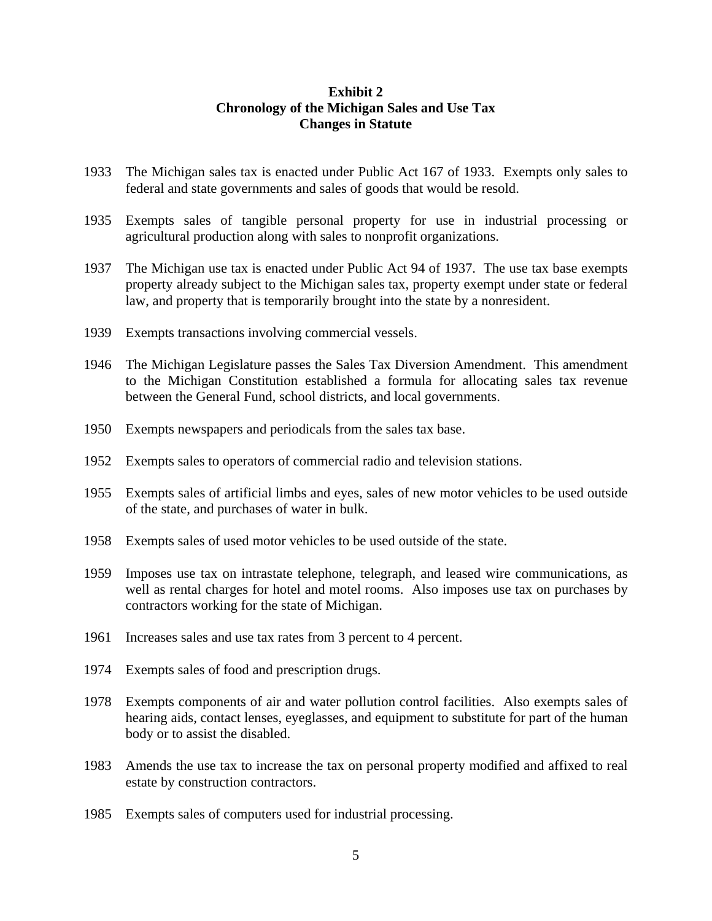**Exhibit 2**
**Chronology of the Michigan Sales and Use Tax**
**Changes in Statute**

1933 The Michigan sales tax is enacted under Public Act 167 of 1933. Exempts only sales to federal and state governments and sales of goods that would be resold.

1935 Exempts sales of tangible personal property for use in industrial processing or agricultural production along with sales to nonprofit organizations.

1937 The Michigan use tax is enacted under Public Act 94 of 1937. The use tax base exempts property already subject to the Michigan sales tax, property exempt under state or federal law, and property that is temporarily brought into the state by a nonresident.

1939 Exempts transactions involving commercial vessels.

1946 The Michigan Legislature passes the Sales Tax Diversion Amendment. This amendment to the Michigan Constitution established a formula for allocating sales tax revenue between the General Fund, school districts, and local governments.

1950 Exempts newspapers and periodicals from the sales tax base.

1952 Exempts sales to operators of commercial radio and television stations.

1955 Exempts sales of artificial limbs and eyes, sales of new motor vehicles to be used outside of the state, and purchases of water in bulk.

1958 Exempts sales of used motor vehicles to be used outside of the state.

1959 Imposes use tax on intrastate telephone, telegraph, and leased wire communications, as well as rental charges for hotel and motel rooms. Also imposes use tax on purchases by contractors working for the state of Michigan.

1961 Increases sales and use tax rates from 3 percent to 4 percent.

1974 Exempts sales of food and prescription drugs.

1978 Exempts components of air and water pollution control facilities. Also exempts sales of hearing aids, contact lenses, eyeglasses, and equipment to substitute for part of the human body or to assist the disabled.

1983 Amends the use tax to increase the tax on personal property modified and affixed to real estate by construction contractors.

1985 Exempts sales of computers used for industrial processing.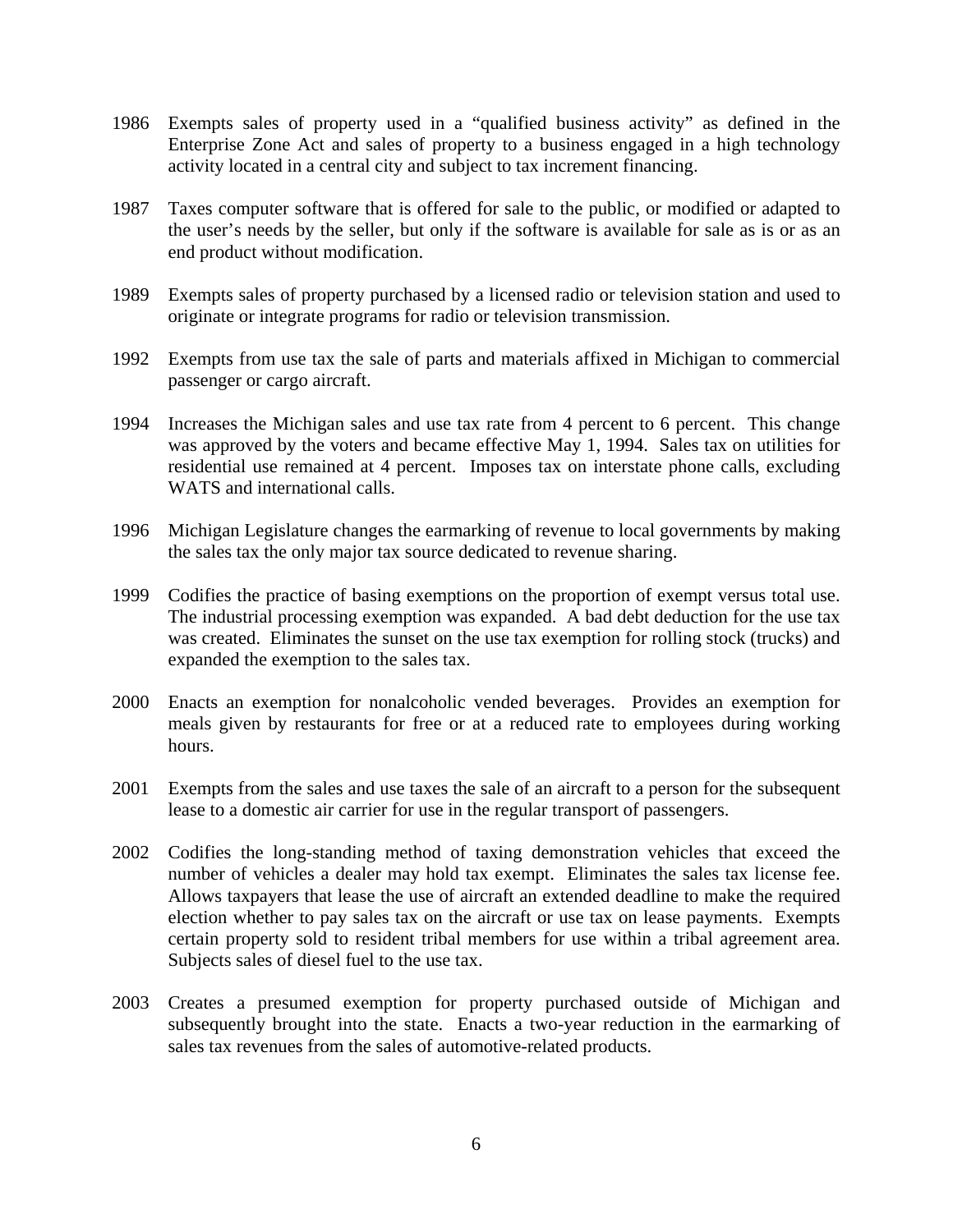1986 Exempts sales of property used in a "qualified business activity" as defined in the Enterprise Zone Act and sales of property to a business engaged in a high technology activity located in a central city and subject to tax increment financing.

1987 Taxes computer software that is offered for sale to the public, or modified or adapted to the user's needs by the seller, but only if the software is available for sale as is or as an end product without modification.

1989 Exempts sales of property purchased by a licensed radio or television station and used to originate or integrate programs for radio or television transmission.

1992 Exempts from use tax the sale of parts and materials affixed in Michigan to commercial passenger or cargo aircraft.

1994 Increases the Michigan sales and use tax rate from 4 percent to 6 percent. This change was approved by the voters and became effective May 1, 1994. Sales tax on utilities for residential use remained at 4 percent. Imposes tax on interstate phone calls, excluding WATS and international calls.

1996 Michigan Legislature changes the earmarking of revenue to local governments by making the sales tax the only major tax source dedicated to revenue sharing.

1999 Codifies the practice of basing exemptions on the proportion of exempt versus total use. The industrial processing exemption was expanded. A bad debt deduction for the use tax was created. Eliminates the sunset on the use tax exemption for rolling stock (trucks) and expanded the exemption to the sales tax.

2000 Enacts an exemption for nonalcoholic vended beverages. Provides an exemption for meals given by restaurants for free or at a reduced rate to employees during working hours.

2001 Exempts from the sales and use taxes the sale of an aircraft to a person for the subsequent lease to a domestic air carrier for use in the regular transport of passengers.

2002 Codifies the long-standing method of taxing demonstration vehicles that exceed the number of vehicles a dealer may hold tax exempt. Eliminates the sales tax license fee. Allows taxpayers that lease the use of aircraft an extended deadline to make the required election whether to pay sales tax on the aircraft or use tax on lease payments. Exempts certain property sold to resident tribal members for use within a tribal agreement area. Subjects sales of diesel fuel to the use tax.

2003 Creates a presumed exemption for property purchased outside of Michigan and subsequently brought into the state. Enacts a two-year reduction in the earmarking of sales tax revenues from the sales of automotive-related products.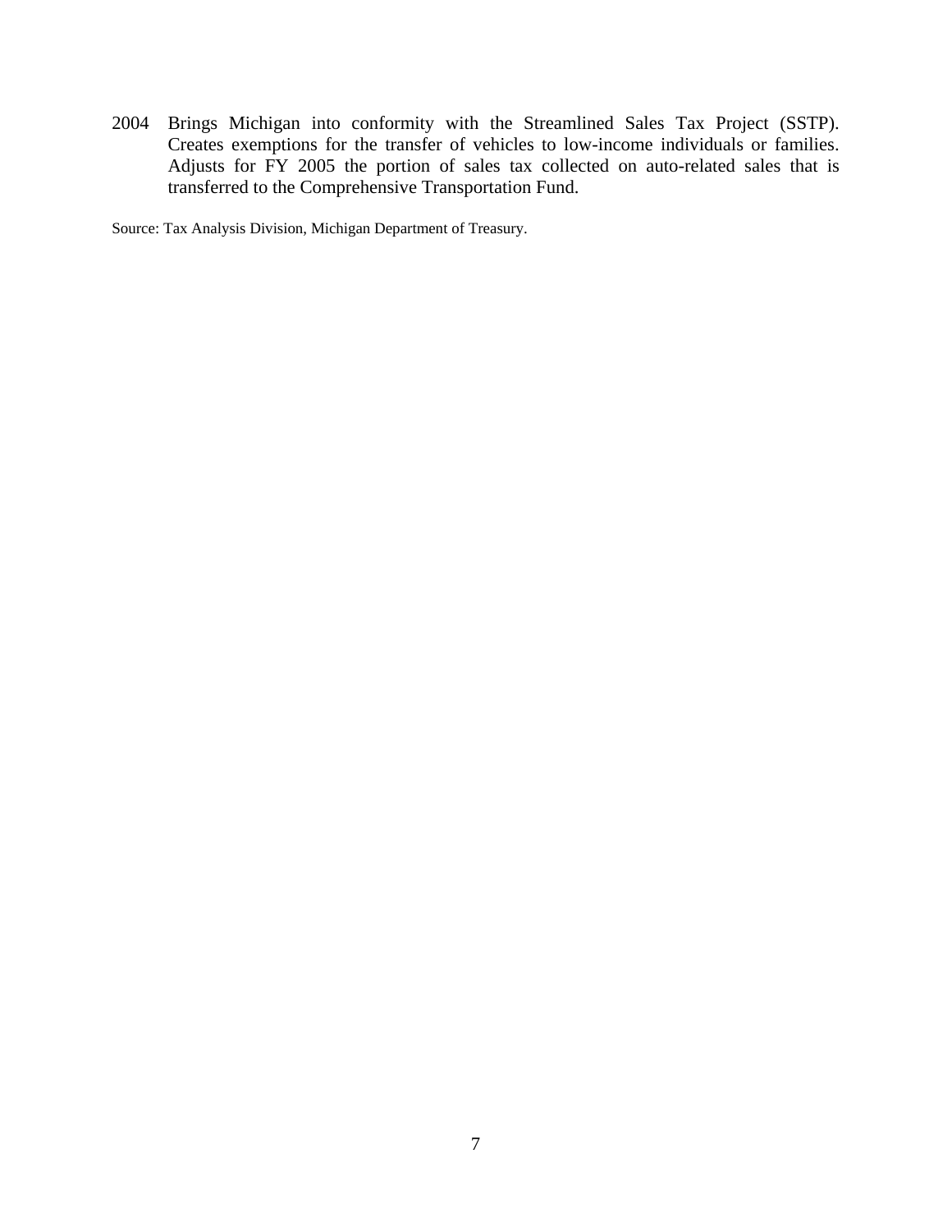2004 Brings Michigan into conformity with the Streamlined Sales Tax Project (SSTP). Creates exemptions for the transfer of vehicles to low-income individuals or families. Adjusts for FY 2005 the portion of sales tax collected on auto-related sales that is transferred to the Comprehensive Transportation Fund.

Source: Tax Analysis Division, Michigan Department of Treasury.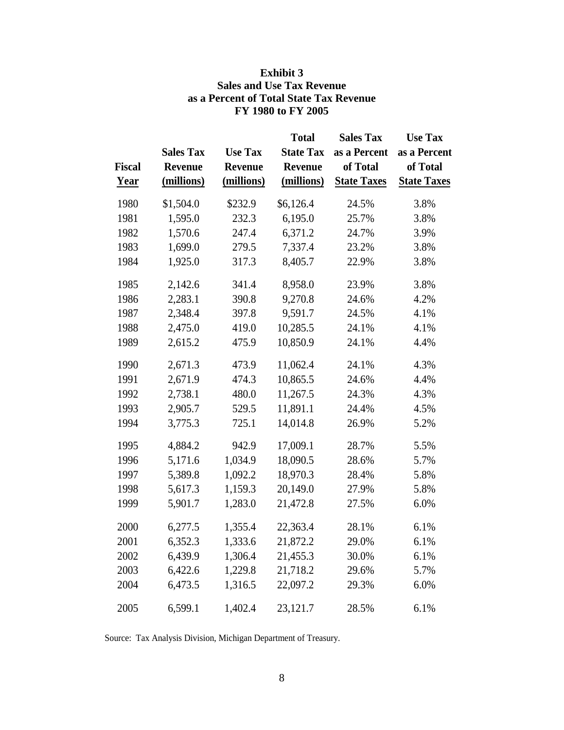**Exhibit 3**
**Sales and Use Tax Revenue**
**as a Percent of Total State Tax Revenue**
**FY 1980 to FY 2005**

| Fiscal Year | Sales Tax Revenue (millions) | Use Tax Revenue (millions) | Total State Tax Revenue (millions) | Sales Tax as a Percent of Total State Taxes | Use Tax as a Percent of Total State Taxes |
|---|---|---|---|---|---|
| 1980 | $1,504.0 | $232.9 | $6,126.4 | 24.5% | 3.8% |
| 1981 | 1,595.0 | 232.3 | 6,195.0 | 25.7% | 3.8% |
| 1982 | 1,570.6 | 247.4 | 6,371.2 | 24.7% | 3.9% |
| 1983 | 1,699.0 | 279.5 | 7,337.4 | 23.2% | 3.8% |
| 1984 | 1,925.0 | 317.3 | 8,405.7 | 22.9% | 3.8% |
| 1985 | 2,142.6 | 341.4 | 8,958.0 | 23.9% | 3.8% |
| 1986 | 2,283.1 | 390.8 | 9,270.8 | 24.6% | 4.2% |
| 1987 | 2,348.4 | 397.8 | 9,591.7 | 24.5% | 4.1% |
| 1988 | 2,475.0 | 419.0 | 10,285.5 | 24.1% | 4.1% |
| 1989 | 2,615.2 | 475.9 | 10,850.9 | 24.1% | 4.4% |
| 1990 | 2,671.3 | 473.9 | 11,062.4 | 24.1% | 4.3% |
| 1991 | 2,671.9 | 474.3 | 10,865.5 | 24.6% | 4.4% |
| 1992 | 2,738.1 | 480.0 | 11,267.5 | 24.3% | 4.3% |
| 1993 | 2,905.7 | 529.5 | 11,891.1 | 24.4% | 4.5% |
| 1994 | 3,775.3 | 725.1 | 14,014.8 | 26.9% | 5.2% |
| 1995 | 4,884.2 | 942.9 | 17,009.1 | 28.7% | 5.5% |
| 1996 | 5,171.6 | 1,034.9 | 18,090.5 | 28.6% | 5.7% |
| 1997 | 5,389.8 | 1,092.2 | 18,970.3 | 28.4% | 5.8% |
| 1998 | 5,617.3 | 1,159.3 | 20,149.0 | 27.9% | 5.8% |
| 1999 | 5,901.7 | 1,283.0 | 21,472.8 | 27.5% | 6.0% |
| 2000 | 6,277.5 | 1,355.4 | 22,363.4 | 28.1% | 6.1% |
| 2001 | 6,352.3 | 1,333.6 | 21,872.2 | 29.0% | 6.1% |
| 2002 | 6,439.9 | 1,306.4 | 21,455.3 | 30.0% | 6.1% |
| 2003 | 6,422.6 | 1,229.8 | 21,718.2 | 29.6% | 5.7% |
| 2004 | 6,473.5 | 1,316.5 | 22,097.2 | 29.3% | 6.0% |
| 2005 | 6,599.1 | 1,402.4 | 23,121.7 | 28.5% | 6.1% |

Source: Tax Analysis Division, Michigan Department of Treasury.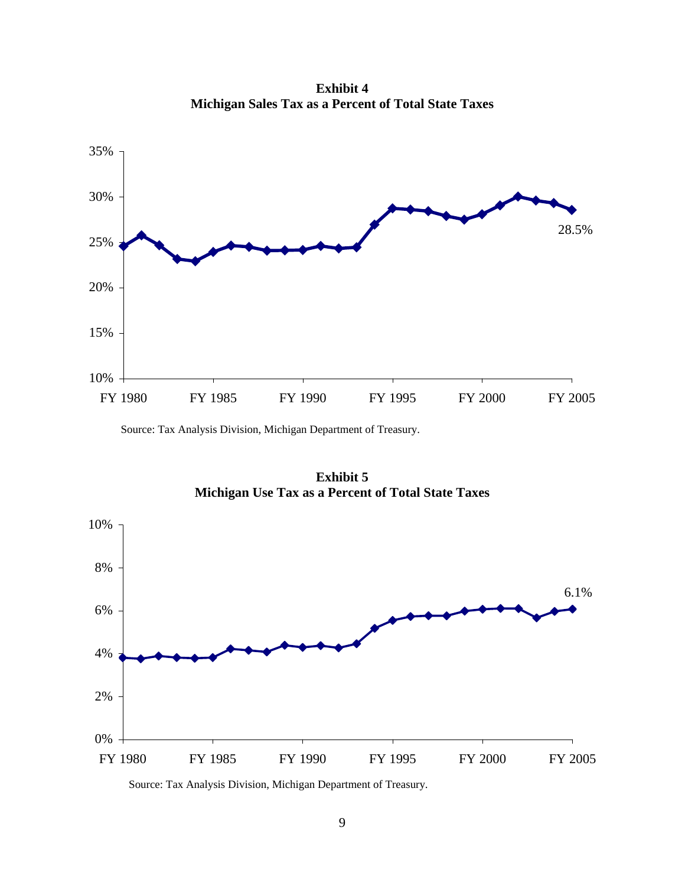**Exhibit 4**
**Michigan Sales Tax as a Percent of Total State Taxes**

Source: Tax Analysis Division, Michigan Department of Treasury.

**Exhibit 5**
**Michigan Use Tax as a Percent of Total State Taxes**

Source: Tax Analysis Division, Michigan Department of Treasury.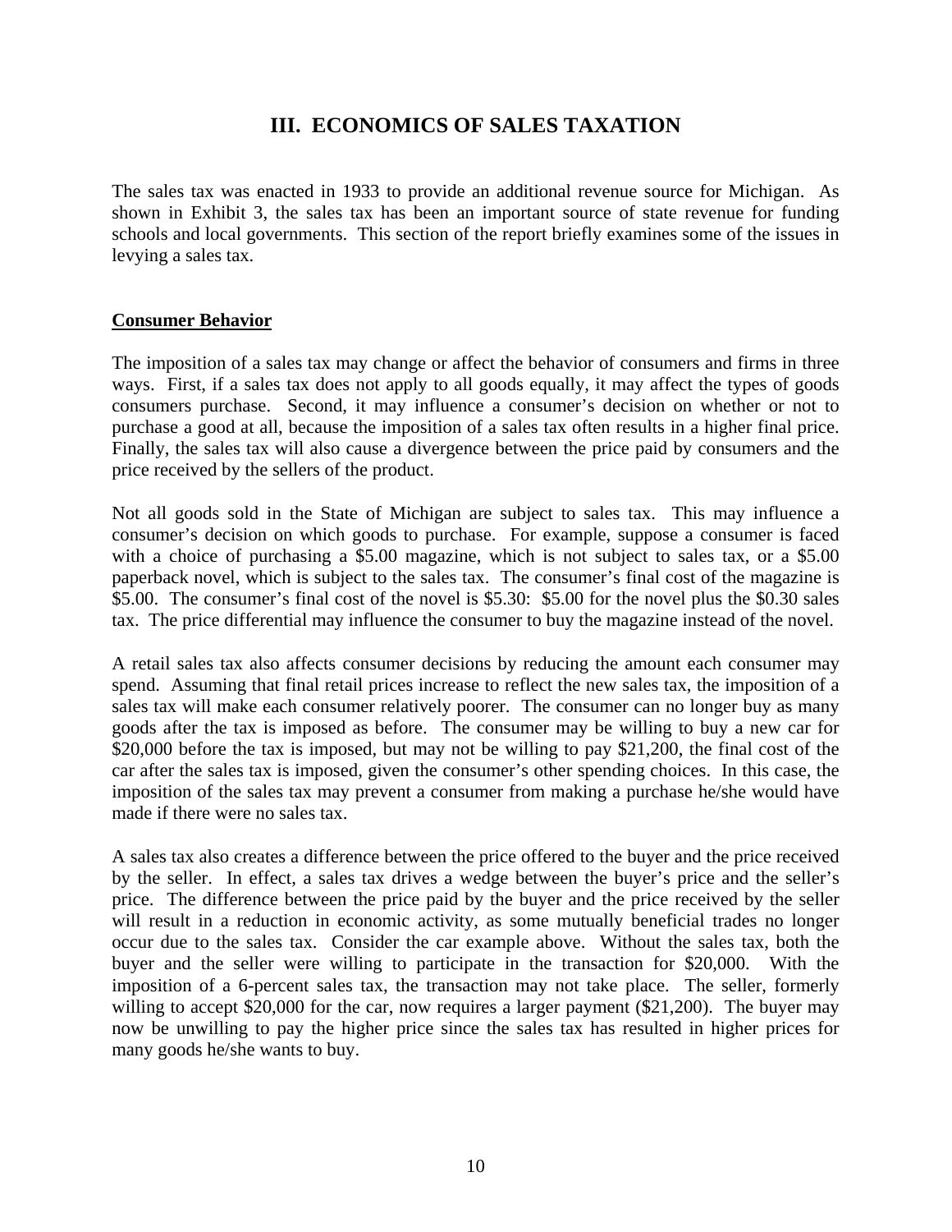## III. ECONOMICS OF SALES TAXATION

The sales tax was enacted in 1933 to provide an additional revenue source for Michigan. As shown in Exhibit 3, the sales tax has been an important source of state revenue for funding schools and local governments. This section of the report briefly examines some of the issues in levying a sales tax.

### Consumer Behavior

The imposition of a sales tax may change or affect the behavior of consumers and firms in three ways. First, if a sales tax does not apply to all goods equally, it may affect the types of goods consumers purchase. Second, it may influence a consumer's decision on whether or not to purchase a good at all, because the imposition of a sales tax often results in a higher final price. Finally, the sales tax will also cause a divergence between the price paid by consumers and the price received by the sellers of the product.

Not all goods sold in the State of Michigan are subject to sales tax. This may influence a consumer's decision on which goods to purchase. For example, suppose a consumer is faced with a choice of purchasing a $5.00 magazine, which is not subject to sales tax, or a $5.00 paperback novel, which is subject to the sales tax. The consumer's final cost of the magazine is $5.00. The consumer's final cost of the novel is $5.30: $5.00 for the novel plus the $0.30 sales tax. The price differential may influence the consumer to buy the magazine instead of the novel.

A retail sales tax also affects consumer decisions by reducing the amount each consumer may spend. Assuming that final retail prices increase to reflect the new sales tax, the imposition of a sales tax will make each consumer relatively poorer. The consumer can no longer buy as many goods after the tax is imposed as before. The consumer may be willing to buy a new car for $20,000 before the tax is imposed, but may not be willing to pay $21,200, the final cost of the car after the sales tax is imposed, given the consumer's other spending choices. In this case, the imposition of the sales tax may prevent a consumer from making a purchase he/she would have made if there were no sales tax.

A sales tax also creates a difference between the price offered to the buyer and the price received by the seller. In effect, a sales tax drives a wedge between the buyer's price and the seller's price. The difference between the price paid by the buyer and the price received by the seller will result in a reduction in economic activity, as some mutually beneficial trades no longer occur due to the sales tax. Consider the car example above. Without the sales tax, both the buyer and the seller were willing to participate in the transaction for $20,000. With the imposition of a 6-percent sales tax, the transaction may not take place. The seller, formerly willing to accept $20,000 for the car, now requires a larger payment ($21,200). The buyer may now be unwilling to pay the higher price since the sales tax has resulted in higher prices for many goods he/she wants to buy.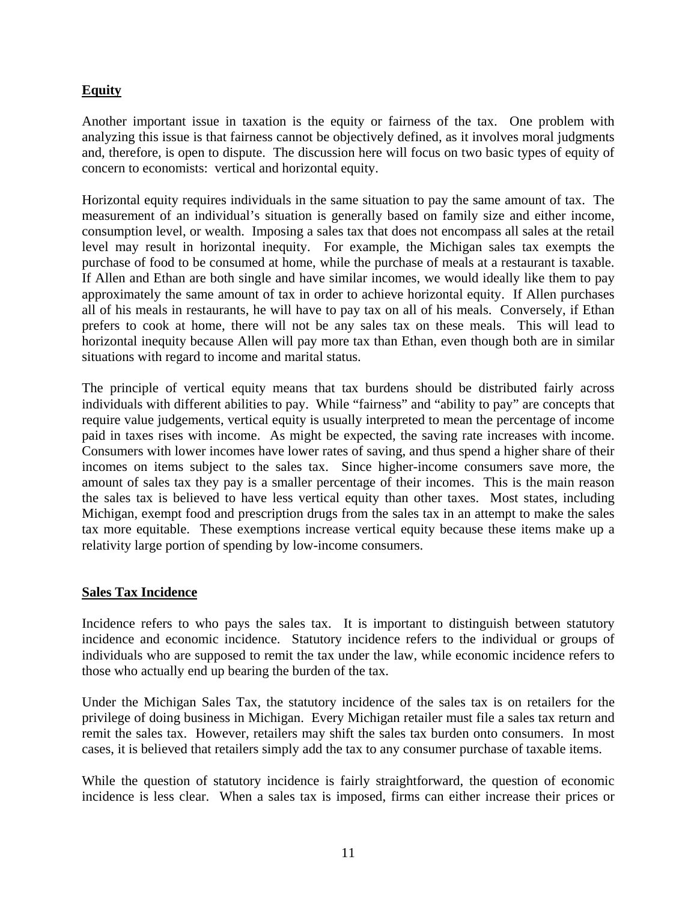## Equity

Another important issue in taxation is the equity or fairness of the tax. One problem with analyzing this issue is that fairness cannot be objectively defined, as it involves moral judgments and, therefore, is open to dispute. The discussion here will focus on two basic types of equity of concern to economists: vertical and horizontal equity.

Horizontal equity requires individuals in the same situation to pay the same amount of tax. The measurement of an individual's situation is generally based on family size and either income, consumption level, or wealth. Imposing a sales tax that does not encompass all sales at the retail level may result in horizontal inequity. For example, the Michigan sales tax exempts the purchase of food to be consumed at home, while the purchase of meals at a restaurant is taxable. If Allen and Ethan are both single and have similar incomes, we would ideally like them to pay approximately the same amount of tax in order to achieve horizontal equity. If Allen purchases all of his meals in restaurants, he will have to pay tax on all of his meals. Conversely, if Ethan prefers to cook at home, there will not be any sales tax on these meals. This will lead to horizontal inequity because Allen will pay more tax than Ethan, even though both are in similar situations with regard to income and marital status.

The principle of vertical equity means that tax burdens should be distributed fairly across individuals with different abilities to pay. While "fairness" and "ability to pay" are concepts that require value judgements, vertical equity is usually interpreted to mean the percentage of income paid in taxes rises with income. As might be expected, the saving rate increases with income. Consumers with lower incomes have lower rates of saving, and thus spend a higher share of their incomes on items subject to the sales tax. Since higher-income consumers save more, the amount of sales tax they pay is a smaller percentage of their incomes. This is the main reason the sales tax is believed to have less vertical equity than other taxes. Most states, including Michigan, exempt food and prescription drugs from the sales tax in an attempt to make the sales tax more equitable. These exemptions increase vertical equity because these items make up a relativity large portion of spending by low-income consumers.

## Sales Tax Incidence

Incidence refers to who pays the sales tax. It is important to distinguish between statutory incidence and economic incidence. Statutory incidence refers to the individual or groups of individuals who are supposed to remit the tax under the law, while economic incidence refers to those who actually end up bearing the burden of the tax.

Under the Michigan Sales Tax, the statutory incidence of the sales tax is on retailers for the privilege of doing business in Michigan. Every Michigan retailer must file a sales tax return and remit the sales tax. However, retailers may shift the sales tax burden onto consumers. In most cases, it is believed that retailers simply add the tax to any consumer purchase of taxable items.

While the question of statutory incidence is fairly straightforward, the question of economic incidence is less clear. When a sales tax is imposed, firms can either increase their prices or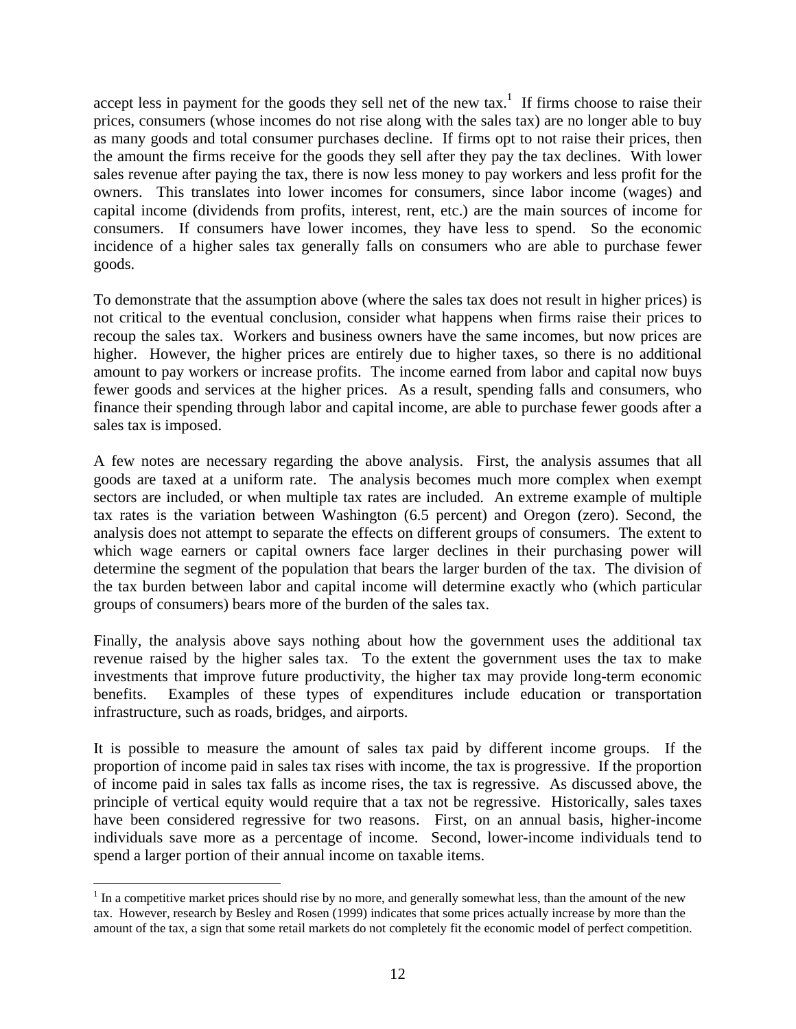accept less in payment for the goods they sell net of the new tax.[1] If firms choose to raise their prices, consumers (whose incomes do not rise along with the sales tax) are no longer able to buy as many goods and total consumer purchases decline. If firms opt to not raise their prices, then the amount the firms receive for the goods they sell after they pay the tax declines. With lower sales revenue after paying the tax, there is now less money to pay workers and less profit for the owners. This translates into lower incomes for consumers, since labor income (wages) and capital income (dividends from profits, interest, rent, etc.) are the main sources of income for consumers. If consumers have lower incomes, they have less to spend. So the economic incidence of a higher sales tax generally falls on consumers who are able to purchase fewer goods.

To demonstrate that the assumption above (where the sales tax does not result in higher prices) is not critical to the eventual conclusion, consider what happens when firms raise their prices to recoup the sales tax. Workers and business owners have the same incomes, but now prices are higher. However, the higher prices are entirely due to higher taxes, so there is no additional amount to pay workers or increase profits. The income earned from labor and capital now buys fewer goods and services at the higher prices. As a result, spending falls and consumers, who finance their spending through labor and capital income, are able to purchase fewer goods after a sales tax is imposed.

A few notes are necessary regarding the above analysis. First, the analysis assumes that all goods are taxed at a uniform rate. The analysis becomes much more complex when exempt sectors are included, or when multiple tax rates are included. An extreme example of multiple tax rates is the variation between Washington (6.5 percent) and Oregon (zero). Second, the analysis does not attempt to separate the effects on different groups of consumers. The extent to which wage earners or capital owners face larger declines in their purchasing power will determine the segment of the population that bears the larger burden of the tax. The division of the tax burden between labor and capital income will determine exactly who (which particular groups of consumers) bears more of the burden of the sales tax.

Finally, the analysis above says nothing about how the government uses the additional tax revenue raised by the higher sales tax. To the extent the government uses the tax to make investments that improve future productivity, the higher tax may provide long-term economic benefits. Examples of these types of expenditures include education or transportation infrastructure, such as roads, bridges, and airports.

It is possible to measure the amount of sales tax paid by different income groups. If the proportion of income paid in sales tax rises with income, the tax is progressive. If the proportion of income paid in sales tax falls as income rises, the tax is regressive. As discussed above, the principle of vertical equity would require that a tax not be regressive. Historically, sales taxes have been considered regressive for two reasons. First, on an annual basis, higher-income individuals save more as a percentage of income. Second, lower-income individuals tend to spend a larger portion of their annual income on taxable items.

---

[1] In a competitive market prices should rise by no more, and generally somewhat less, than the amount of the new tax. However, research by Besley and Rosen (1999) indicates that some prices actually increase by more than the amount of the tax, a sign that some retail markets do not completely fit the economic model of perfect competition.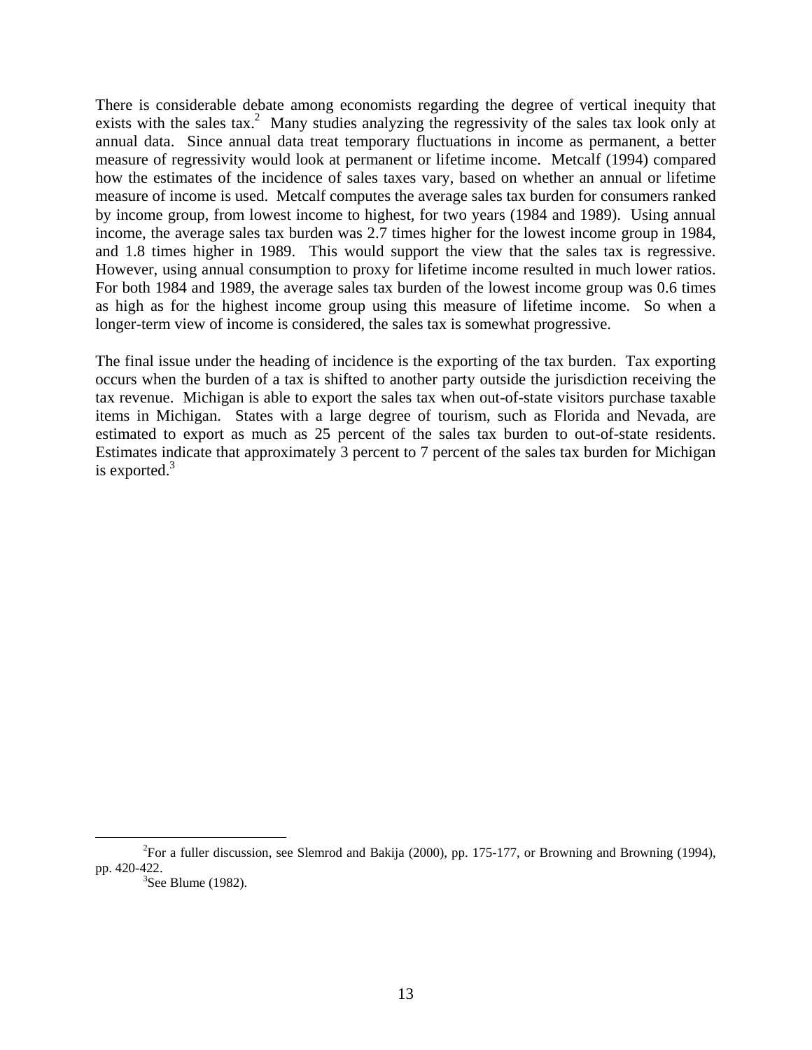There is considerable debate among economists regarding the degree of vertical inequity that exists with the sales tax.[2] Many studies analyzing the regressivity of the sales tax look only at annual data. Since annual data treat temporary fluctuations in income as permanent, a better measure of regressivity would look at permanent or lifetime income. Metcalf (1994) compared how the estimates of the incidence of sales taxes vary, based on whether an annual or lifetime measure of income is used. Metcalf computes the average sales tax burden for consumers ranked by income group, from lowest income to highest, for two years (1984 and 1989). Using annual income, the average sales tax burden was 2.7 times higher for the lowest income group in 1984, and 1.8 times higher in 1989. This would support the view that the sales tax is regressive. However, using annual consumption to proxy for lifetime income resulted in much lower ratios. For both 1984 and 1989, the average sales tax burden of the lowest income group was 0.6 times as high as for the highest income group using this measure of lifetime income. So when a longer-term view of income is considered, the sales tax is somewhat progressive.

The final issue under the heading of incidence is the exporting of the tax burden. Tax exporting occurs when the burden of a tax is shifted to another party outside the jurisdiction receiving the tax revenue. Michigan is able to export the sales tax when out-of-state visitors purchase taxable items in Michigan. States with a large degree of tourism, such as Florida and Nevada, are estimated to export as much as 25 percent of the sales tax burden to out-of-state residents. Estimates indicate that approximately 3 percent to 7 percent of the sales tax burden for Michigan is exported.[3]

---

[2] For a fuller discussion, see Slemrod and Bakija (2000), pp. 175-177, or Browning and Browning (1994), pp. 420-422.

[3] See Blume (1982).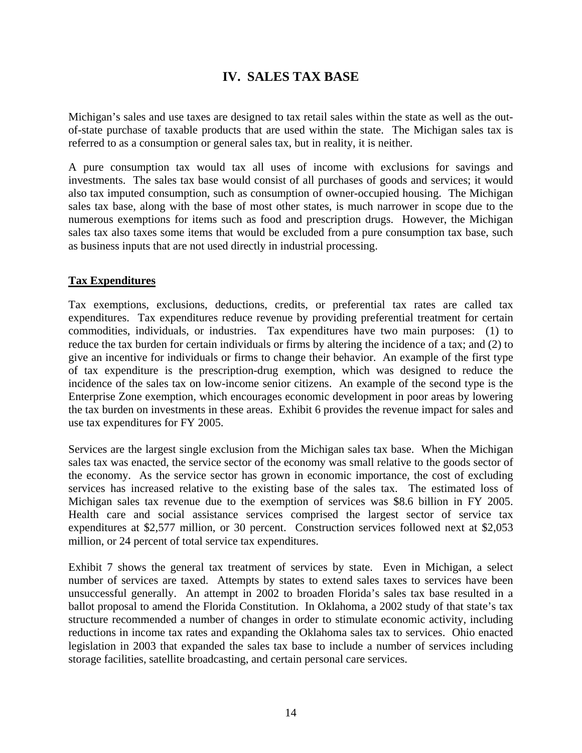# IV. SALES TAX BASE

Michigan's sales and use taxes are designed to tax retail sales within the state as well as the out-of-state purchase of taxable products that are used within the state. The Michigan sales tax is referred to as a consumption or general sales tax, but in reality, it is neither.

A pure consumption tax would tax all uses of income with exclusions for savings and investments. The sales tax base would consist of all purchases of goods and services; it would also tax imputed consumption, such as consumption of owner-occupied housing. The Michigan sales tax base, along with the base of most other states, is much narrower in scope due to the numerous exemptions for items such as food and prescription drugs. However, the Michigan sales tax also taxes some items that would be excluded from a pure consumption tax base, such as business inputs that are not used directly in industrial processing.

## Tax Expenditures

Tax exemptions, exclusions, deductions, credits, or preferential tax rates are called tax expenditures. Tax expenditures reduce revenue by providing preferential treatment for certain commodities, individuals, or industries. Tax expenditures have two main purposes: (1) to reduce the tax burden for certain individuals or firms by altering the incidence of a tax; and (2) to give an incentive for individuals or firms to change their behavior. An example of the first type of tax expenditure is the prescription-drug exemption, which was designed to reduce the incidence of the sales tax on low-income senior citizens. An example of the second type is the Enterprise Zone exemption, which encourages economic development in poor areas by lowering the tax burden on investments in these areas. Exhibit 6 provides the revenue impact for sales and use tax expenditures for FY 2005.

Services are the largest single exclusion from the Michigan sales tax base. When the Michigan sales tax was enacted, the service sector of the economy was small relative to the goods sector of the economy. As the service sector has grown in economic importance, the cost of excluding services has increased relative to the existing base of the sales tax. The estimated loss of Michigan sales tax revenue due to the exemption of services was $8.6 billion in FY 2005. Health care and social assistance services comprised the largest sector of service tax expenditures at $2,577 million, or 30 percent. Construction services followed next at $2,053 million, or 24 percent of total service tax expenditures.

Exhibit 7 shows the general tax treatment of services by state. Even in Michigan, a select number of services are taxed. Attempts by states to extend sales taxes to services have been unsuccessful generally. An attempt in 2002 to broaden Florida's sales tax base resulted in a ballot proposal to amend the Florida Constitution. In Oklahoma, a 2002 study of that state's tax structure recommended a number of changes in order to stimulate economic activity, including reductions in income tax rates and expanding the Oklahoma sales tax to services. Ohio enacted legislation in 2003 that expanded the sales tax base to include a number of services including storage facilities, satellite broadcasting, and certain personal care services.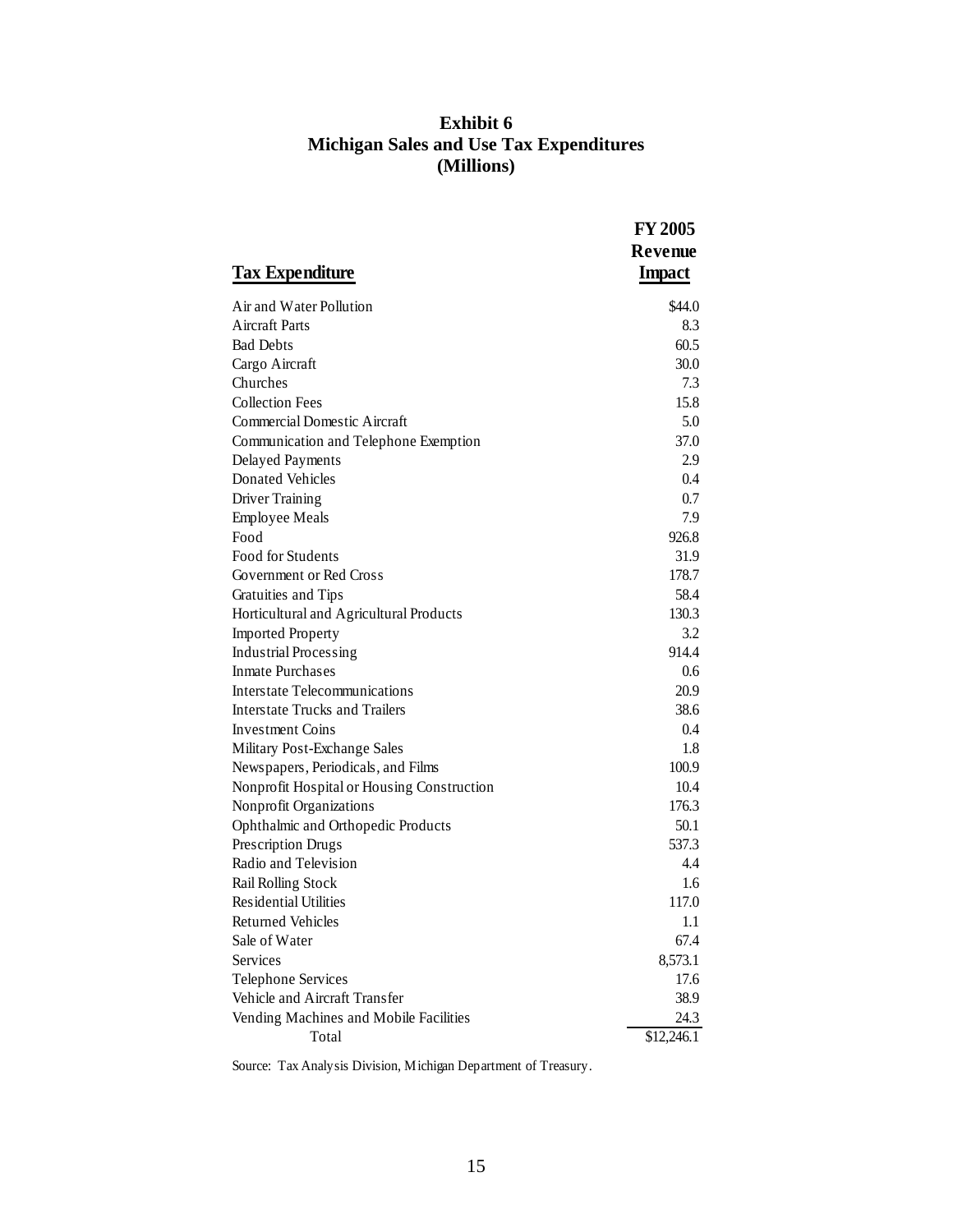**Exhibit 6**
**Michigan Sales and Use Tax Expenditures**
**(Millions)**

| Tax Expenditure | FY 2005 Revenue Impact |
|---|---|
| Air and Water Pollution | $44.0 |
| Aircraft Parts | 8.3 |
| Bad Debts | 60.5 |
| Cargo Aircraft | 30.0 |
| Churches | 7.3 |
| Collection Fees | 15.8 |
| Commercial Domestic Aircraft | 5.0 |
| Communication and Telephone Exemption | 37.0 |
| Delayed Payments | 2.9 |
| Donated Vehicles | 0.4 |
| Driver Training | 0.7 |
| Employee Meals | 7.9 |
| Food | 926.8 |
| Food for Students | 31.9 |
| Government or Red Cross | 178.7 |
| Gratuities and Tips | 58.4 |
| Horticultural and Agricultural Products | 130.3 |
| Imported Property | 3.2 |
| Industrial Processing | 914.4 |
| Inmate Purchases | 0.6 |
| Interstate Telecommunications | 20.9 |
| Interstate Trucks and Trailers | 38.6 |
| Investment Coins | 0.4 |
| Military Post-Exchange Sales | 1.8 |
| Newspapers, Periodicals, and Films | 100.9 |
| Nonprofit Hospital or Housing Construction | 10.4 |
| Nonprofit Organizations | 176.3 |
| Ophthalmic and Orthopedic Products | 50.1 |
| Prescription Drugs | 537.3 |
| Radio and Television | 4.4 |
| Rail Rolling Stock | 1.6 |
| Residential Utilities | 117.0 |
| Returned Vehicles | 1.1 |
| Sale of Water | 67.4 |
| Services | 8,573.1 |
| Telephone Services | 17.6 |
| Vehicle and Aircraft Transfer | 38.9 |
| Vending Machines and Mobile Facilities | 24.3 |
| Total | $12,246.1 |

Source: Tax Analysis Division, Michigan Department of Treasury.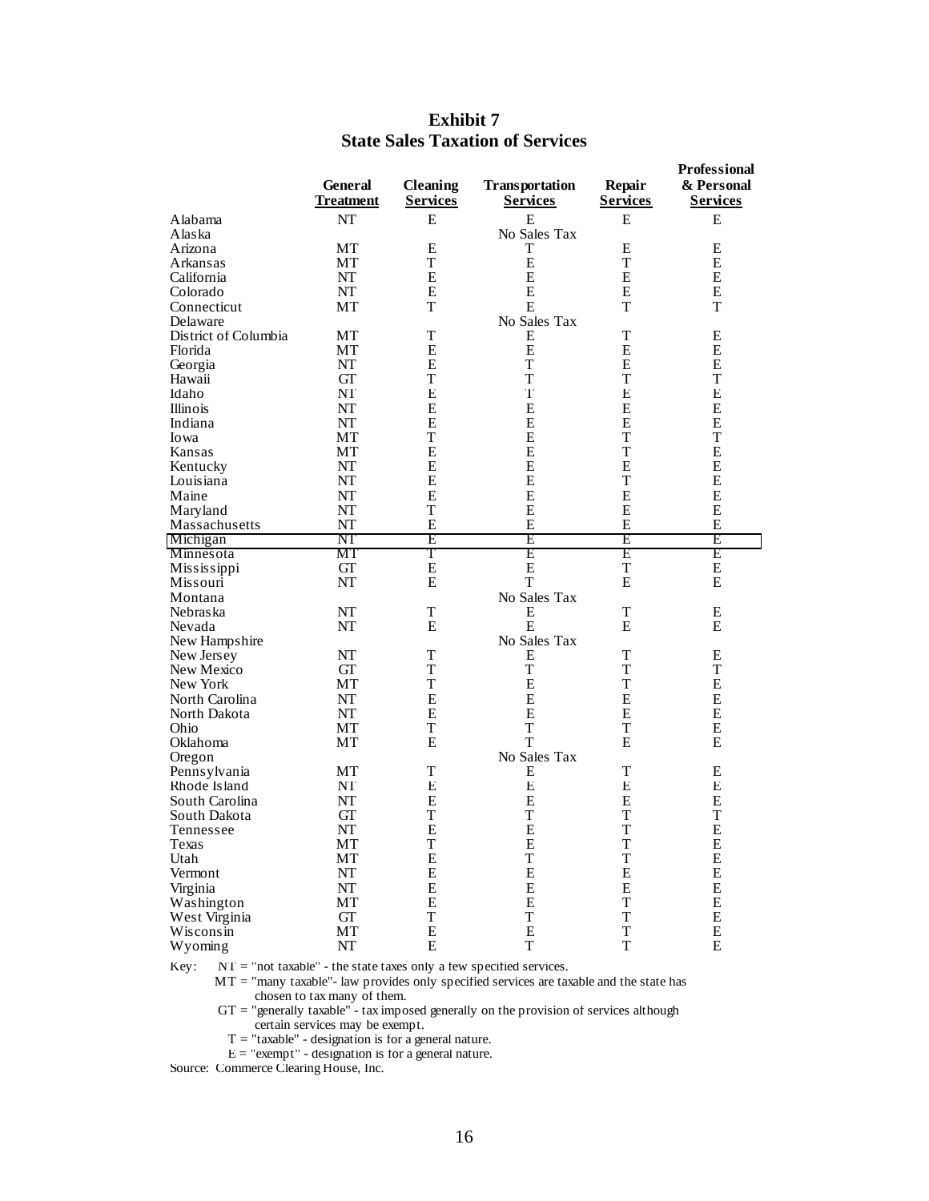# Exhibit 7
## State Sales Taxation of Services

| | General Treatment | Cleaning Services | Transportation Services | Repair Services | Professional & Personal Services |
|---|---|---|---|---|---|
| Alabama | NT | E | E | E | E |
| Alaska | | | No Sales Tax | | |
| Arizona | MT | E | T | E | E |
| Arkansas | MT | T | E | T | E |
| California | NT | E | E | E | E |
| Colorado | NT | E | E | E | E |
| Connecticut | MT | T | E | T | T |
| Delaware | | | No Sales Tax | | |
| District of Columbia | MT | T | E | T | E |
| Florida | MT | E | E | E | E |
| Georgia | NT | E | T | E | E |
| Hawaii | GT | T | T | T | T |
| Idaho | NT | E | T | E | E |
| Illinois | NT | E | E | E | E |
| Indiana | NT | E | E | E | E |
| Iowa | MT | T | E | T | T |
| Kansas | MT | E | E | T | E |
| Kentucky | NT | E | E | E | E |
| Louisiana | NT | E | E | T | E |
| Maine | NT | E | E | E | E |
| Maryland | NT | T | E | E | E |
| Massachusetts | NT | E | E | E | E |
| Michigan | NT | E | E | E | E |
| Minnesota | MT | T | E | E | E |
| Mississippi | GT | E | E | T | E |
| Missouri | NT | E | T | E | E |
| Montana | | | No Sales Tax | | |
| Nebraska | NT | T | E | T | E |
| Nevada | NT | E | E | E | E |
| New Hampshire | | | No Sales Tax | | |
| New Jersey | NT | T | E | T | E |
| New Mexico | GT | T | T | T | T |
| New York | MT | T | E | T | E |
| North Carolina | NT | E | E | E | E |
| North Dakota | NT | E | E | E | E |
| Ohio | MT | T | T | T | E |
| Oklahoma | MT | E | T | E | E |
| Oregon | | | No Sales Tax | | |
| Pennsylvania | MT | T | E | T | E |
| Rhode Island | NT | E | E | E | E |
| South Carolina | NT | E | E | E | E |
| South Dakota | GT | T | T | T | T |
| Tennessee | NT | E | E | T | E |
| Texas | MT | T | E | T | E |
| Utah | MT | E | T | T | E |
| Vermont | NT | E | E | E | E |
| Virginia | NT | E | E | E | E |
| Washington | MT | E | E | T | E |
| West Virginia | GT | T | T | T | E |
| Wisconsin | MT | E | E | T | E |
| Wyoming | NT | E | T | T | E |

Key: NT = "not taxable" - the state taxes only a few specified services.
MT = "many taxable"- law provides only specified services are taxable and the state has chosen to tax many of them.
GT = "generally taxable" - tax imposed generally on the provision of services although certain services may be exempt.
T = "taxable" - designation is for a general nature.
E = "exempt" - designation is for a general nature.

Source: Commerce Clearing House, Inc.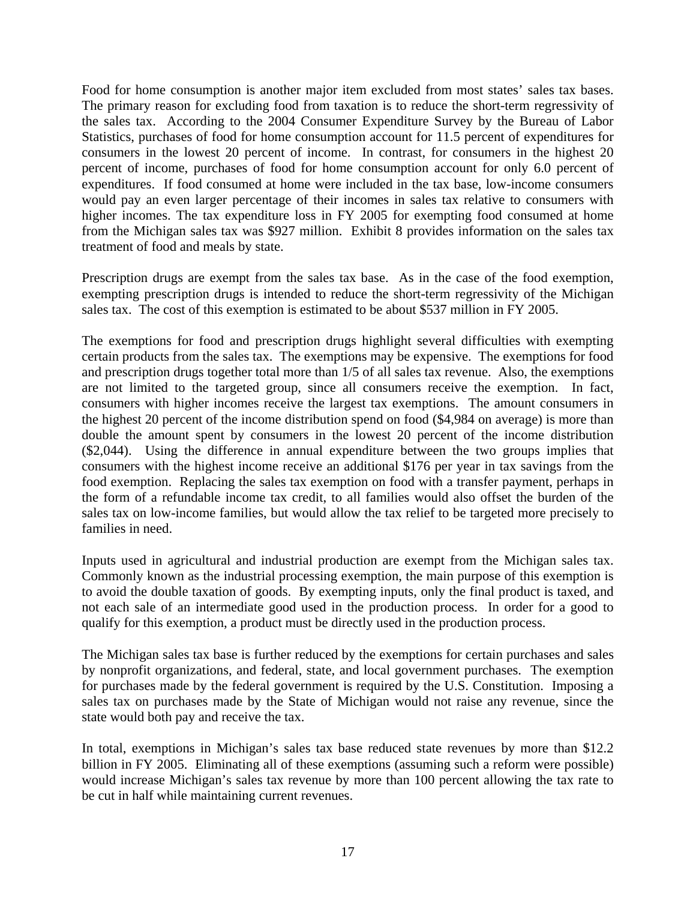Food for home consumption is another major item excluded from most states' sales tax bases. The primary reason for excluding food from taxation is to reduce the short-term regressivity of the sales tax. According to the 2004 Consumer Expenditure Survey by the Bureau of Labor Statistics, purchases of food for home consumption account for 11.5 percent of expenditures for consumers in the lowest 20 percent of income. In contrast, for consumers in the highest 20 percent of income, purchases of food for home consumption account for only 6.0 percent of expenditures. If food consumed at home were included in the tax base, low-income consumers would pay an even larger percentage of their incomes in sales tax relative to consumers with higher incomes. The tax expenditure loss in FY 2005 for exempting food consumed at home from the Michigan sales tax was $927 million. Exhibit 8 provides information on the sales tax treatment of food and meals by state.

Prescription drugs are exempt from the sales tax base. As in the case of the food exemption, exempting prescription drugs is intended to reduce the short-term regressivity of the Michigan sales tax. The cost of this exemption is estimated to be about $537 million in FY 2005.

The exemptions for food and prescription drugs highlight several difficulties with exempting certain products from the sales tax. The exemptions may be expensive. The exemptions for food and prescription drugs together total more than 1/5 of all sales tax revenue. Also, the exemptions are not limited to the targeted group, since all consumers receive the exemption. In fact, consumers with higher incomes receive the largest tax exemptions. The amount consumers in the highest 20 percent of the income distribution spend on food ($4,984 on average) is more than double the amount spent by consumers in the lowest 20 percent of the income distribution ($2,044). Using the difference in annual expenditure between the two groups implies that consumers with the highest income receive an additional $176 per year in tax savings from the food exemption. Replacing the sales tax exemption on food with a transfer payment, perhaps in the form of a refundable income tax credit, to all families would also offset the burden of the sales tax on low-income families, but would allow the tax relief to be targeted more precisely to families in need.

Inputs used in agricultural and industrial production are exempt from the Michigan sales tax. Commonly known as the industrial processing exemption, the main purpose of this exemption is to avoid the double taxation of goods. By exempting inputs, only the final product is taxed, and not each sale of an intermediate good used in the production process. In order for a good to qualify for this exemption, a product must be directly used in the production process.

The Michigan sales tax base is further reduced by the exemptions for certain purchases and sales by nonprofit organizations, and federal, state, and local government purchases. The exemption for purchases made by the federal government is required by the U.S. Constitution. Imposing a sales tax on purchases made by the State of Michigan would not raise any revenue, since the state would both pay and receive the tax.

In total, exemptions in Michigan's sales tax base reduced state revenues by more than $12.2 billion in FY 2005. Eliminating all of these exemptions (assuming such a reform were possible) would increase Michigan's sales tax revenue by more than 100 percent allowing the tax rate to be cut in half while maintaining current revenues.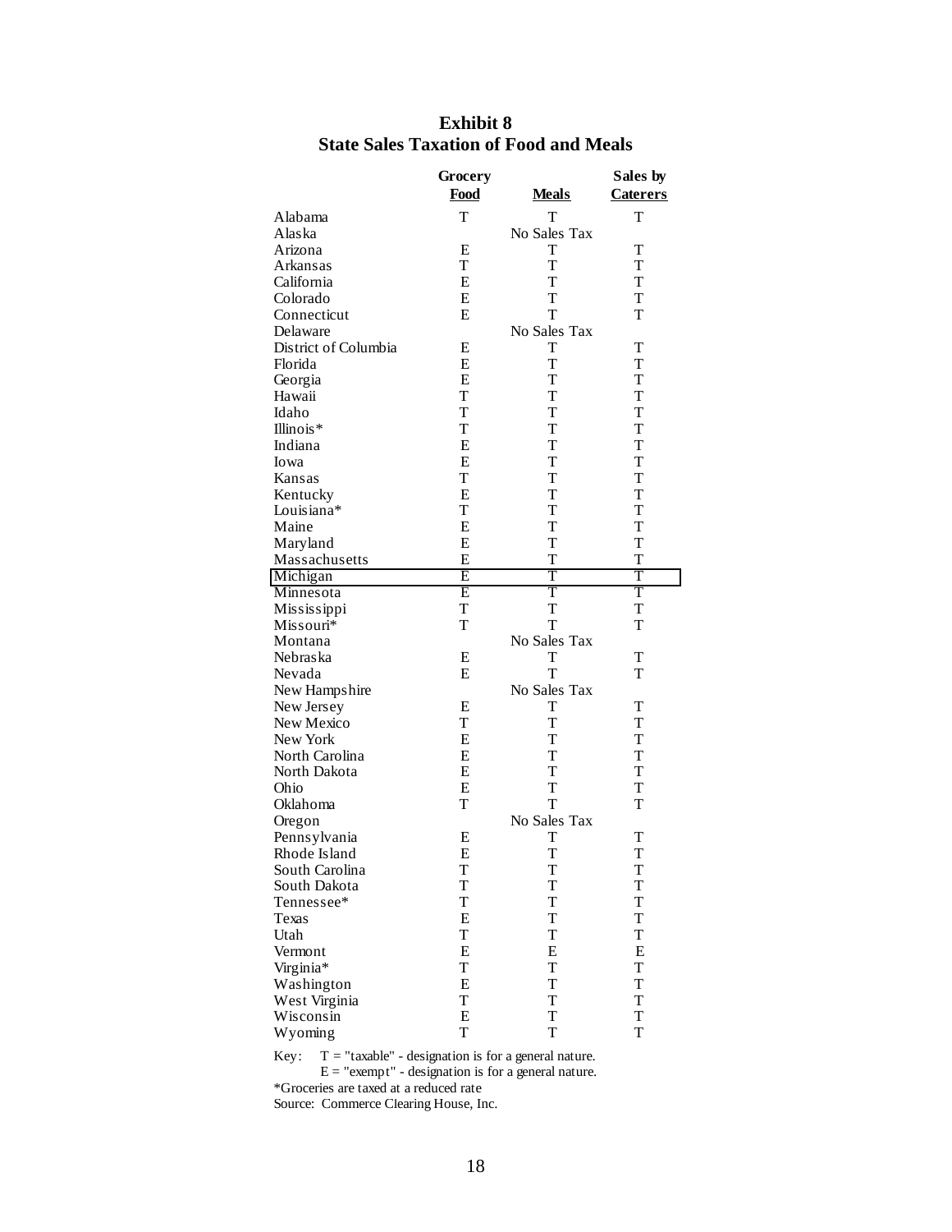# Exhibit 8
## State Sales Taxation of Food and Meals

| | Grocery Food | Meals | Sales by Caterers |
|---|---|---|---|
| Alabama | T | T | T |
| Alaska | | No Sales Tax | |
| Arizona | E | T | T |
| Arkansas | T | T | T |
| California | E | T | T |
| Colorado | E | T | T |
| Connecticut | E | T | T |
| Delaware | | No Sales Tax | |
| District of Columbia | E | T | T |
| Florida | E | T | T |
| Georgia | E | T | T |
| Hawaii | T | T | T |
| Idaho | T | T | T |
| Illinois* | T | T | T |
| Indiana | E | T | T |
| Iowa | E | T | T |
| Kansas | T | T | T |
| Kentucky | E | T | T |
| Louisiana* | T | T | T |
| Maine | E | T | T |
| Maryland | E | T | T |
| Massachusetts | E | T | T |
| Michigan | E | T | T |
| Minnesota | E | T | T |
| Mississippi | T | T | T |
| Missouri* | T | T | T |
| Montana | | No Sales Tax | |
| Nebraska | E | T | T |
| Nevada | E | T | T |
| New Hampshire | | No Sales Tax | |
| New Jersey | E | T | T |
| New Mexico | T | T | T |
| New York | E | T | T |
| North Carolina | E | T | T |
| North Dakota | E | T | T |
| Ohio | E | T | T |
| Oklahoma | T | T | T |
| Oregon | | No Sales Tax | |
| Pennsylvania | E | T | T |
| Rhode Island | E | T | T |
| South Carolina | T | T | T |
| South Dakota | T | T | T |
| Tennessee* | T | T | T |
| Texas | E | T | T |
| Utah | T | T | T |
| Vermont | E | E | E |
| Virginia* | T | T | T |
| Washington | E | T | T |
| West Virginia | T | T | T |
| Wisconsin | E | T | T |
| Wyoming | T | T | T |

Key: T = "taxable" - designation is for a general nature.
E = "exempt" - designation is for a general nature.

*Groceries are taxed at a reduced rate

Source: Commerce Clearing House, Inc.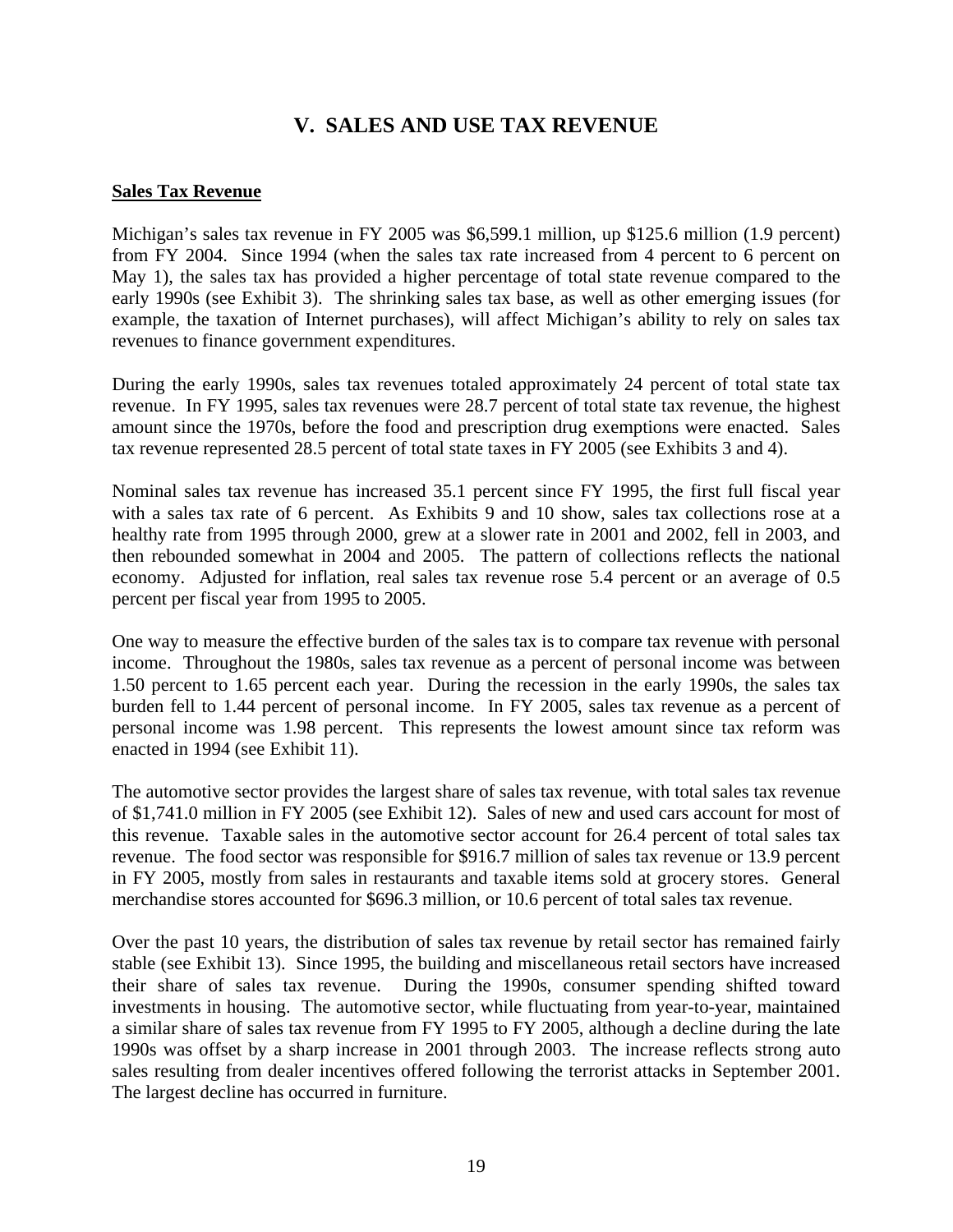# V. SALES AND USE TAX REVENUE

## Sales Tax Revenue

Michigan's sales tax revenue in FY 2005 was $6,599.1 million, up $125.6 million (1.9 percent) from FY 2004. Since 1994 (when the sales tax rate increased from 4 percent to 6 percent on May 1), the sales tax has provided a higher percentage of total state revenue compared to the early 1990s (see Exhibit 3). The shrinking sales tax base, as well as other emerging issues (for example, the taxation of Internet purchases), will affect Michigan's ability to rely on sales tax revenues to finance government expenditures.

During the early 1990s, sales tax revenues totaled approximately 24 percent of total state tax revenue. In FY 1995, sales tax revenues were 28.7 percent of total state tax revenue, the highest amount since the 1970s, before the food and prescription drug exemptions were enacted. Sales tax revenue represented 28.5 percent of total state taxes in FY 2005 (see Exhibits 3 and 4).

Nominal sales tax revenue has increased 35.1 percent since FY 1995, the first full fiscal year with a sales tax rate of 6 percent. As Exhibits 9 and 10 show, sales tax collections rose at a healthy rate from 1995 through 2000, grew at a slower rate in 2001 and 2002, fell in 2003, and then rebounded somewhat in 2004 and 2005. The pattern of collections reflects the national economy. Adjusted for inflation, real sales tax revenue rose 5.4 percent or an average of 0.5 percent per fiscal year from 1995 to 2005.

One way to measure the effective burden of the sales tax is to compare tax revenue with personal income. Throughout the 1980s, sales tax revenue as a percent of personal income was between 1.50 percent to 1.65 percent each year. During the recession in the early 1990s, the sales tax burden fell to 1.44 percent of personal income. In FY 2005, sales tax revenue as a percent of personal income was 1.98 percent. This represents the lowest amount since tax reform was enacted in 1994 (see Exhibit 11).

The automotive sector provides the largest share of sales tax revenue, with total sales tax revenue of $1,741.0 million in FY 2005 (see Exhibit 12). Sales of new and used cars account for most of this revenue. Taxable sales in the automotive sector account for 26.4 percent of total sales tax revenue. The food sector was responsible for $916.7 million of sales tax revenue or 13.9 percent in FY 2005, mostly from sales in restaurants and taxable items sold at grocery stores. General merchandise stores accounted for $696.3 million, or 10.6 percent of total sales tax revenue.

Over the past 10 years, the distribution of sales tax revenue by retail sector has remained fairly stable (see Exhibit 13). Since 1995, the building and miscellaneous retail sectors have increased their share of sales tax revenue. During the 1990s, consumer spending shifted toward investments in housing. The automotive sector, while fluctuating from year-to-year, maintained a similar share of sales tax revenue from FY 1995 to FY 2005, although a decline during the late 1990s was offset by a sharp increase in 2001 through 2003. The increase reflects strong auto sales resulting from dealer incentives offered following the terrorist attacks in September 2001. The largest decline has occurred in furniture.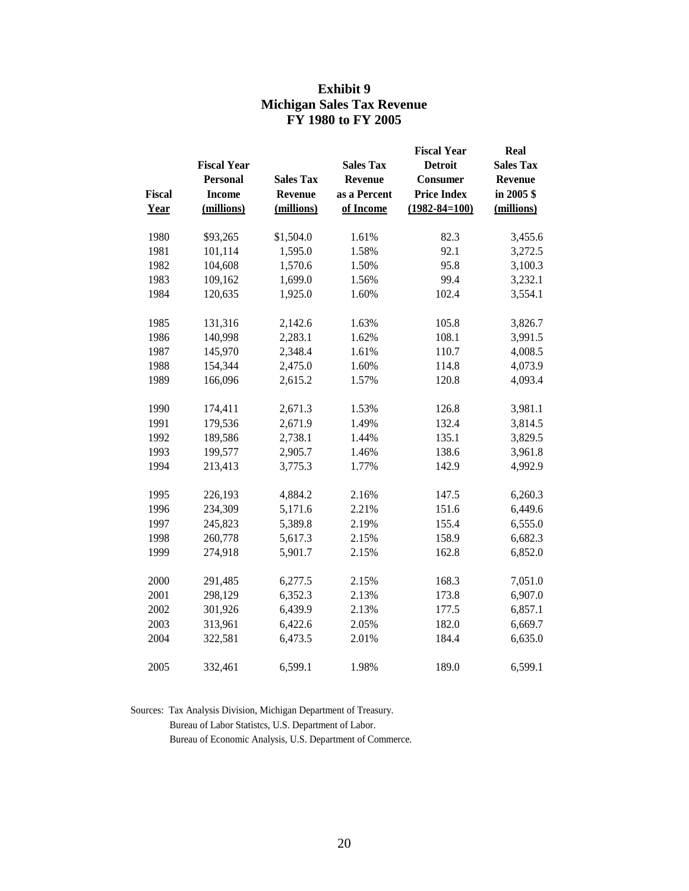# Exhibit 9
# Michigan Sales Tax Revenue
# FY 1980 to FY 2005

| Fiscal Year | Fiscal Year Personal Income (millions) | Sales Tax Revenue (millions) | Sales Tax Revenue as a Percent of Income | Fiscal Year Detroit Consumer Price Index (1982-84=100) | Real Sales Tax Revenue in 2005 $ (millions) |
|---|---|---|---|---|---|
| 1980 | $93,265 | $1,504.0 | 1.61% | 82.3 | 3,455.6 |
| 1981 | 101,114 | 1,595.0 | 1.58% | 92.1 | 3,272.5 |
| 1982 | 104,608 | 1,570.6 | 1.50% | 95.8 | 3,100.3 |
| 1983 | 109,162 | 1,699.0 | 1.56% | 99.4 | 3,232.1 |
| 1984 | 120,635 | 1,925.0 | 1.60% | 102.4 | 3,554.1 |
| 1985 | 131,316 | 2,142.6 | 1.63% | 105.8 | 3,826.7 |
| 1986 | 140,998 | 2,283.1 | 1.62% | 108.1 | 3,991.5 |
| 1987 | 145,970 | 2,348.4 | 1.61% | 110.7 | 4,008.5 |
| 1988 | 154,344 | 2,475.0 | 1.60% | 114.8 | 4,073.9 |
| 1989 | 166,096 | 2,615.2 | 1.57% | 120.8 | 4,093.4 |
| 1990 | 174,411 | 2,671.3 | 1.53% | 126.8 | 3,981.1 |
| 1991 | 179,536 | 2,671.9 | 1.49% | 132.4 | 3,814.5 |
| 1992 | 189,586 | 2,738.1 | 1.44% | 135.1 | 3,829.5 |
| 1993 | 199,577 | 2,905.7 | 1.46% | 138.6 | 3,961.8 |
| 1994 | 213,413 | 3,775.3 | 1.77% | 142.9 | 4,992.9 |
| 1995 | 226,193 | 4,884.2 | 2.16% | 147.5 | 6,260.3 |
| 1996 | 234,309 | 5,171.6 | 2.21% | 151.6 | 6,449.6 |
| 1997 | 245,823 | 5,389.8 | 2.19% | 155.4 | 6,555.0 |
| 1998 | 260,778 | 5,617.3 | 2.15% | 158.9 | 6,682.3 |
| 1999 | 274,918 | 5,901.7 | 2.15% | 162.8 | 6,852.0 |
| 2000 | 291,485 | 6,277.5 | 2.15% | 168.3 | 7,051.0 |
| 2001 | 298,129 | 6,352.3 | 2.13% | 173.8 | 6,907.0 |
| 2002 | 301,926 | 6,439.9 | 2.13% | 177.5 | 6,857.1 |
| 2003 | 313,961 | 6,422.6 | 2.05% | 182.0 | 6,669.7 |
| 2004 | 322,581 | 6,473.5 | 2.01% | 184.4 | 6,635.0 |
| 2005 | 332,461 | 6,599.1 | 1.98% | 189.0 | 6,599.1 |

Sources: Tax Analysis Division, Michigan Department of Treasury.
Bureau of Labor Statistcs, U.S. Department of Labor.
Bureau of Economic Analysis, U.S. Department of Commerce.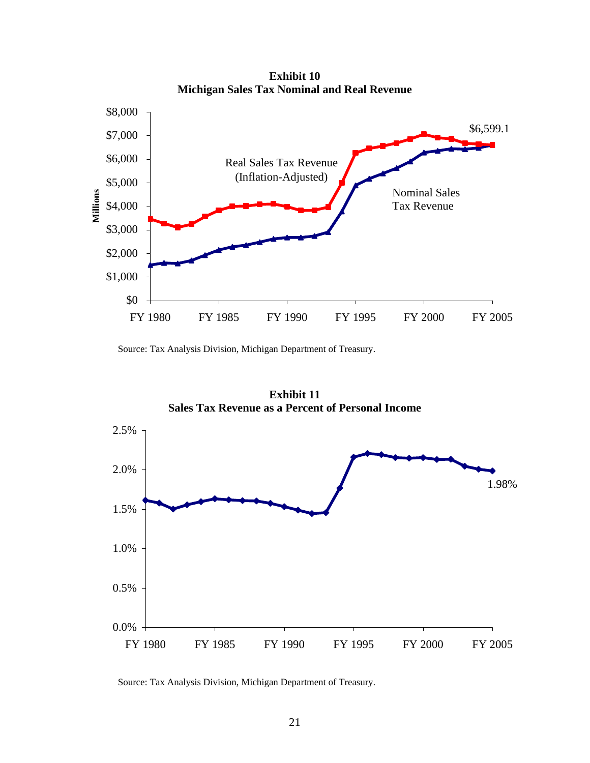**Exhibit 10**
**Michigan Sales Tax Nominal and Real Revenue**

Source: Tax Analysis Division, Michigan Department of Treasury.

**Exhibit 11**
**Sales Tax Revenue as a Percent of Personal Income**

Source: Tax Analysis Division, Michigan Department of Treasury.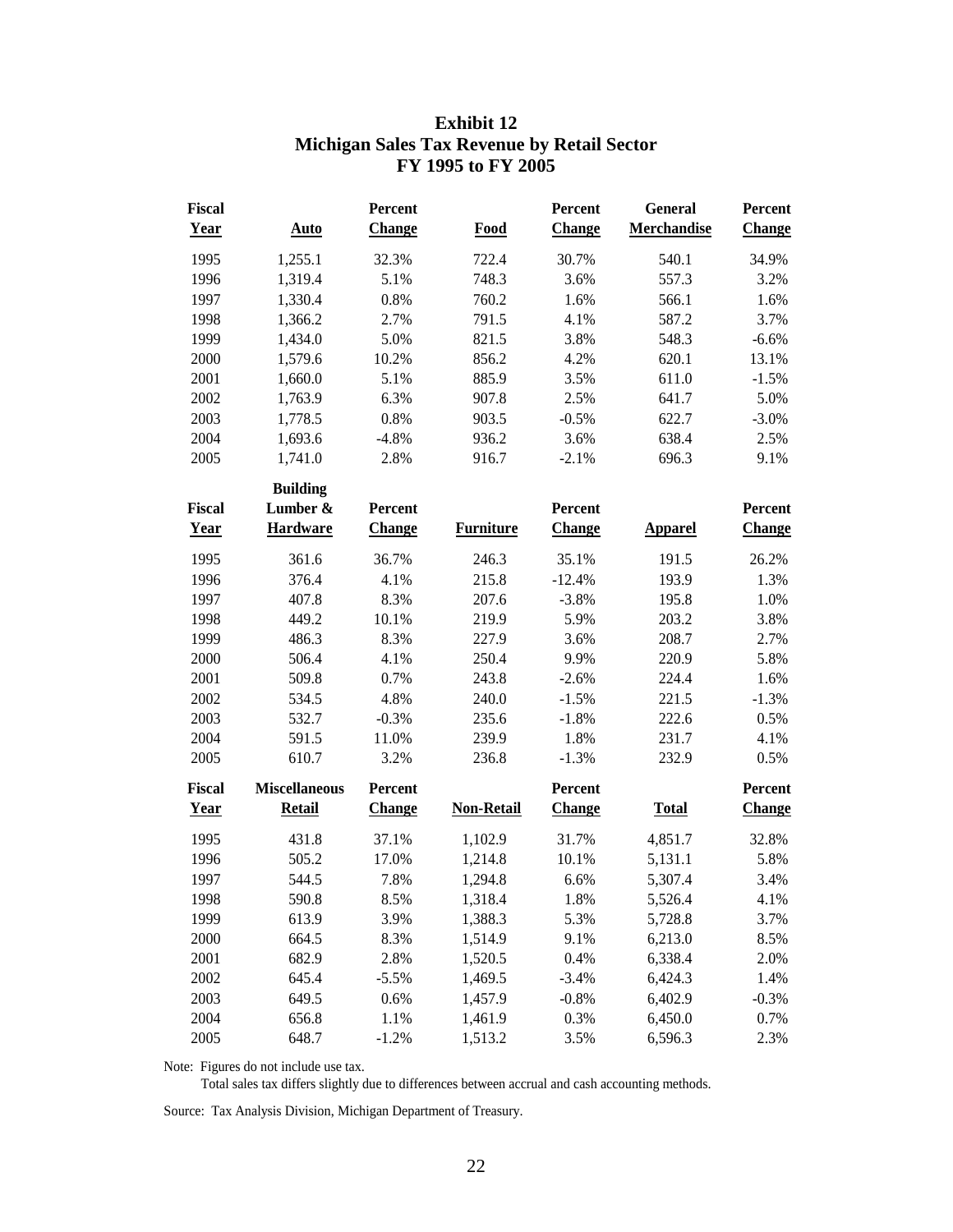# Exhibit 12
## Michigan Sales Tax Revenue by Retail Sector
### FY 1995 to FY 2005

| Fiscal Year | Auto | Percent Change | Food | Percent Change | General Merchandise | Percent Change |
|---|---|---|---|---|---|---|
| 1995 | 1,255.1 | 32.3% | 722.4 | 30.7% | 540.1 | 34.9% |
| 1996 | 1,319.4 | 5.1% | 748.3 | 3.6% | 557.3 | 3.2% |
| 1997 | 1,330.4 | 0.8% | 760.2 | 1.6% | 566.1 | 1.6% |
| 1998 | 1,366.2 | 2.7% | 791.5 | 4.1% | 587.2 | 3.7% |
| 1999 | 1,434.0 | 5.0% | 821.5 | 3.8% | 548.3 | -6.6% |
| 2000 | 1,579.6 | 10.2% | 856.2 | 4.2% | 620.1 | 13.1% |
| 2001 | 1,660.0 | 5.1% | 885.9 | 3.5% | 611.0 | -1.5% |
| 2002 | 1,763.9 | 6.3% | 907.8 | 2.5% | 641.7 | 5.0% |
| 2003 | 1,778.5 | 0.8% | 903.5 | -0.5% | 622.7 | -3.0% |
| 2004 | 1,693.6 | -4.8% | 936.2 | 3.6% | 638.4 | 2.5% |
| 2005 | 1,741.0 | 2.8% | 916.7 | -2.1% | 696.3 | 9.1% |

| Fiscal Year | Building Lumber & Hardware | Percent Change | Furniture | Percent Change | Apparel | Percent Change |
|---|---|---|---|---|---|---|
| 1995 | 361.6 | 36.7% | 246.3 | 35.1% | 191.5 | 26.2% |
| 1996 | 376.4 | 4.1% | 215.8 | -12.4% | 193.9 | 1.3% |
| 1997 | 407.8 | 8.3% | 207.6 | -3.8% | 195.8 | 1.0% |
| 1998 | 449.2 | 10.1% | 219.9 | 5.9% | 203.2 | 3.8% |
| 1999 | 486.3 | 8.3% | 227.9 | 3.6% | 208.7 | 2.7% |
| 2000 | 506.4 | 4.1% | 250.4 | 9.9% | 220.9 | 5.8% |
| 2001 | 509.8 | 0.7% | 243.8 | -2.6% | 224.4 | 1.6% |
| 2002 | 534.5 | 4.8% | 240.0 | -1.5% | 221.5 | -1.3% |
| 2003 | 532.7 | -0.3% | 235.6 | -1.8% | 222.6 | 0.5% |
| 2004 | 591.5 | 11.0% | 239.9 | 1.8% | 231.7 | 4.1% |
| 2005 | 610.7 | 3.2% | 236.8 | -1.3% | 232.9 | 0.5% |

| Fiscal Year | Miscellaneous Retail | Percent Change | Non-Retail | Percent Change | Total | Percent Change |
|---|---|---|---|---|---|---|
| 1995 | 431.8 | 37.1% | 1,102.9 | 31.7% | 4,851.7 | 32.8% |
| 1996 | 505.2 | 17.0% | 1,214.8 | 10.1% | 5,131.1 | 5.8% |
| 1997 | 544.5 | 7.8% | 1,294.8 | 6.6% | 5,307.4 | 3.4% |
| 1998 | 590.8 | 8.5% | 1,318.4 | 1.8% | 5,526.4 | 4.1% |
| 1999 | 613.9 | 3.9% | 1,388.3 | 5.3% | 5,728.8 | 3.7% |
| 2000 | 664.5 | 8.3% | 1,514.9 | 9.1% | 6,213.0 | 8.5% |
| 2001 | 682.9 | 2.8% | 1,520.5 | 0.4% | 6,338.4 | 2.0% |
| 2002 | 645.4 | -5.5% | 1,469.5 | -3.4% | 6,424.3 | 1.4% |
| 2003 | 649.5 | 0.6% | 1,457.9 | -0.8% | 6,402.9 | -0.3% |
| 2004 | 656.8 | 1.1% | 1,461.9 | 0.3% | 6,450.0 | 0.7% |
| 2005 | 648.7 | -1.2% | 1,513.2 | 3.5% | 6,596.3 | 2.3% |

Note: Figures do not include use tax.
Total sales tax differs slightly due to differences between accrual and cash accounting methods.

Source: Tax Analysis Division, Michigan Department of Treasury.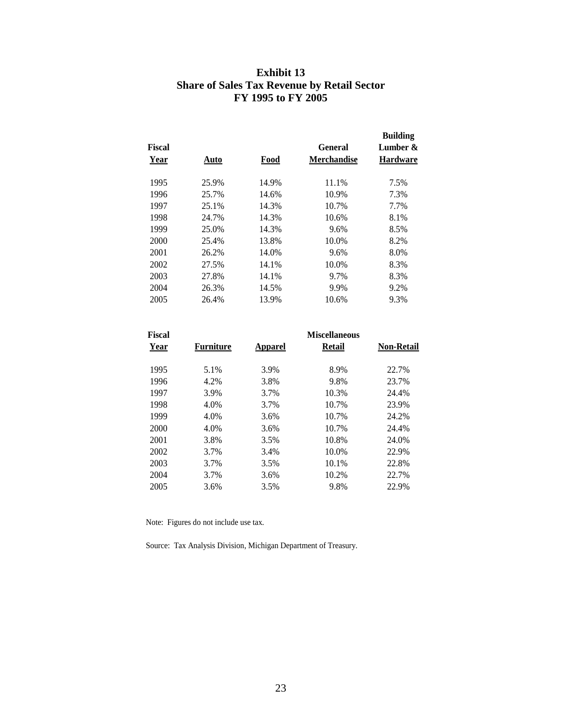# Exhibit 13
## Share of Sales Tax Revenue by Retail Sector
## FY 1995 to FY 2005

| Fiscal Year | Auto | Food | General Merchandise | Building Lumber & Hardware |
|---|---|---|---|---|
| 1995 | 25.9% | 14.9% | 11.1% | 7.5% |
| 1996 | 25.7% | 14.6% | 10.9% | 7.3% |
| 1997 | 25.1% | 14.3% | 10.7% | 7.7% |
| 1998 | 24.7% | 14.3% | 10.6% | 8.1% |
| 1999 | 25.0% | 14.3% | 9.6% | 8.5% |
| 2000 | 25.4% | 13.8% | 10.0% | 8.2% |
| 2001 | 26.2% | 14.0% | 9.6% | 8.0% |
| 2002 | 27.5% | 14.1% | 10.0% | 8.3% |
| 2003 | 27.8% | 14.1% | 9.7% | 8.3% |
| 2004 | 26.3% | 14.5% | 9.9% | 9.2% |
| 2005 | 26.4% | 13.9% | 10.6% | 9.3% |

| Fiscal Year | Furniture | Apparel | Miscellaneous Retail | Non-Retail |
|---|---|---|---|---|
| 1995 | 5.1% | 3.9% | 8.9% | 22.7% |
| 1996 | 4.2% | 3.8% | 9.8% | 23.7% |
| 1997 | 3.9% | 3.7% | 10.3% | 24.4% |
| 1998 | 4.0% | 3.7% | 10.7% | 23.9% |
| 1999 | 4.0% | 3.6% | 10.7% | 24.2% |
| 2000 | 4.0% | 3.6% | 10.7% | 24.4% |
| 2001 | 3.8% | 3.5% | 10.8% | 24.0% |
| 2002 | 3.7% | 3.4% | 10.0% | 22.9% |
| 2003 | 3.7% | 3.5% | 10.1% | 22.8% |
| 2004 | 3.7% | 3.6% | 10.2% | 22.7% |
| 2005 | 3.6% | 3.5% | 9.8% | 22.9% |

Note: Figures do not include use tax.

Source: Tax Analysis Division, Michigan Department of Treasury.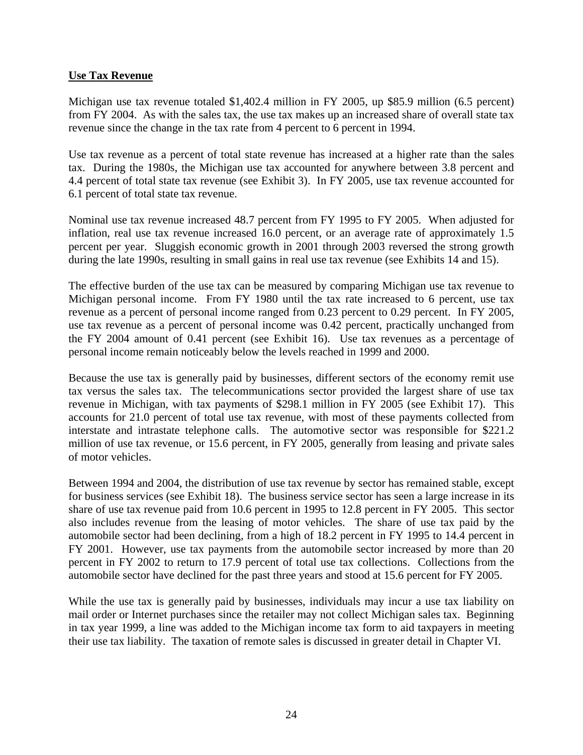## Use Tax Revenue

Michigan use tax revenue totaled $1,402.4 million in FY 2005, up $85.9 million (6.5 percent) from FY 2004. As with the sales tax, the use tax makes up an increased share of overall state tax revenue since the change in the tax rate from 4 percent to 6 percent in 1994.

Use tax revenue as a percent of total state revenue has increased at a higher rate than the sales tax. During the 1980s, the Michigan use tax accounted for anywhere between 3.8 percent and 4.4 percent of total state tax revenue (see Exhibit 3). In FY 2005, use tax revenue accounted for 6.1 percent of total state tax revenue.

Nominal use tax revenue increased 48.7 percent from FY 1995 to FY 2005. When adjusted for inflation, real use tax revenue increased 16.0 percent, or an average rate of approximately 1.5 percent per year. Sluggish economic growth in 2001 through 2003 reversed the strong growth during the late 1990s, resulting in small gains in real use tax revenue (see Exhibits 14 and 15).

The effective burden of the use tax can be measured by comparing Michigan use tax revenue to Michigan personal income. From FY 1980 until the tax rate increased to 6 percent, use tax revenue as a percent of personal income ranged from 0.23 percent to 0.29 percent. In FY 2005, use tax revenue as a percent of personal income was 0.42 percent, practically unchanged from the FY 2004 amount of 0.41 percent (see Exhibit 16). Use tax revenues as a percentage of personal income remain noticeably below the levels reached in 1999 and 2000.

Because the use tax is generally paid by businesses, different sectors of the economy remit use tax versus the sales tax. The telecommunications sector provided the largest share of use tax revenue in Michigan, with tax payments of $298.1 million in FY 2005 (see Exhibit 17). This accounts for 21.0 percent of total use tax revenue, with most of these payments collected from interstate and intrastate telephone calls. The automotive sector was responsible for $221.2 million of use tax revenue, or 15.6 percent, in FY 2005, generally from leasing and private sales of motor vehicles.

Between 1994 and 2004, the distribution of use tax revenue by sector has remained stable, except for business services (see Exhibit 18). The business service sector has seen a large increase in its share of use tax revenue paid from 10.6 percent in 1995 to 12.8 percent in FY 2005. This sector also includes revenue from the leasing of motor vehicles. The share of use tax paid by the automobile sector had been declining, from a high of 18.2 percent in FY 1995 to 14.4 percent in FY 2001. However, use tax payments from the automobile sector increased by more than 20 percent in FY 2002 to return to 17.9 percent of total use tax collections. Collections from the automobile sector have declined for the past three years and stood at 15.6 percent for FY 2005.

While the use tax is generally paid by businesses, individuals may incur a use tax liability on mail order or Internet purchases since the retailer may not collect Michigan sales tax. Beginning in tax year 1999, a line was added to the Michigan income tax form to aid taxpayers in meeting their use tax liability. The taxation of remote sales is discussed in greater detail in Chapter VI.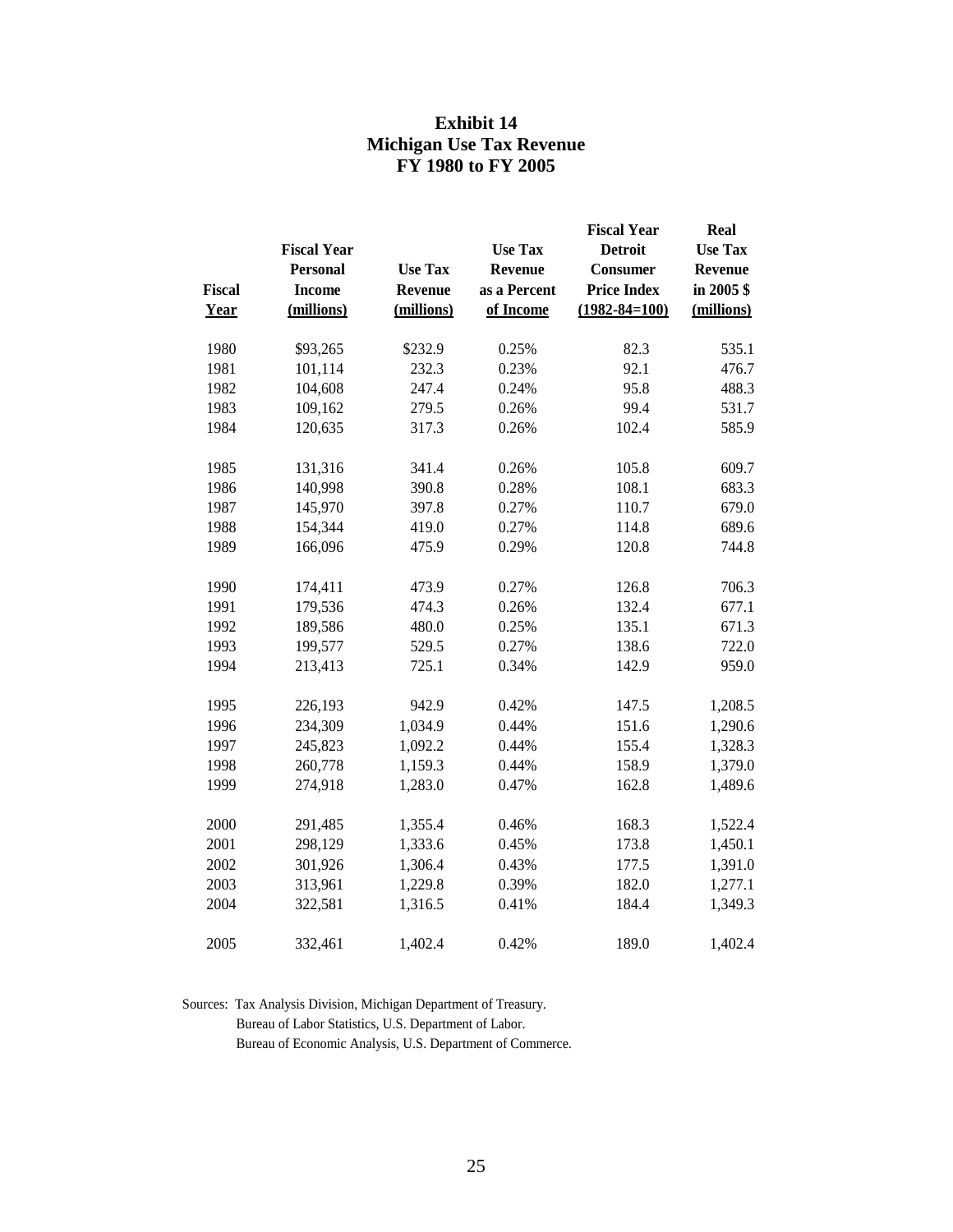# Exhibit 14
## Michigan Use Tax Revenue
## FY 1980 to FY 2005

| Fiscal Year | Fiscal Year Personal Income (millions) | Use Tax Revenue (millions) | Use Tax Revenue as a Percent of Income | Fiscal Year Detroit Consumer Price Index (1982-84=100) | Real Use Tax Revenue in 2005 $ (millions) |
|---|---|---|---|---|---|
| 1980 | $93,265 | $232.9 | 0.25% | 82.3 | 535.1 |
| 1981 | 101,114 | 232.3 | 0.23% | 92.1 | 476.7 |
| 1982 | 104,608 | 247.4 | 0.24% | 95.8 | 488.3 |
| 1983 | 109,162 | 279.5 | 0.26% | 99.4 | 531.7 |
| 1984 | 120,635 | 317.3 | 0.26% | 102.4 | 585.9 |
| 1985 | 131,316 | 341.4 | 0.26% | 105.8 | 609.7 |
| 1986 | 140,998 | 390.8 | 0.28% | 108.1 | 683.3 |
| 1987 | 145,970 | 397.8 | 0.27% | 110.7 | 679.0 |
| 1988 | 154,344 | 419.0 | 0.27% | 114.8 | 689.6 |
| 1989 | 166,096 | 475.9 | 0.29% | 120.8 | 744.8 |
| 1990 | 174,411 | 473.9 | 0.27% | 126.8 | 706.3 |
| 1991 | 179,536 | 474.3 | 0.26% | 132.4 | 677.1 |
| 1992 | 189,586 | 480.0 | 0.25% | 135.1 | 671.3 |
| 1993 | 199,577 | 529.5 | 0.27% | 138.6 | 722.0 |
| 1994 | 213,413 | 725.1 | 0.34% | 142.9 | 959.0 |
| 1995 | 226,193 | 942.9 | 0.42% | 147.5 | 1,208.5 |
| 1996 | 234,309 | 1,034.9 | 0.44% | 151.6 | 1,290.6 |
| 1997 | 245,823 | 1,092.2 | 0.44% | 155.4 | 1,328.3 |
| 1998 | 260,778 | 1,159.3 | 0.44% | 158.9 | 1,379.0 |
| 1999 | 274,918 | 1,283.0 | 0.47% | 162.8 | 1,489.6 |
| 2000 | 291,485 | 1,355.4 | 0.46% | 168.3 | 1,522.4 |
| 2001 | 298,129 | 1,333.6 | 0.45% | 173.8 | 1,450.1 |
| 2002 | 301,926 | 1,306.4 | 0.43% | 177.5 | 1,391.0 |
| 2003 | 313,961 | 1,229.8 | 0.39% | 182.0 | 1,277.1 |
| 2004 | 322,581 | 1,316.5 | 0.41% | 184.4 | 1,349.3 |
| 2005 | 332,461 | 1,402.4 | 0.42% | 189.0 | 1,402.4 |

Sources: Tax Analysis Division, Michigan Department of Treasury.
Bureau of Labor Statistics, U.S. Department of Labor.
Bureau of Economic Analysis, U.S. Department of Commerce.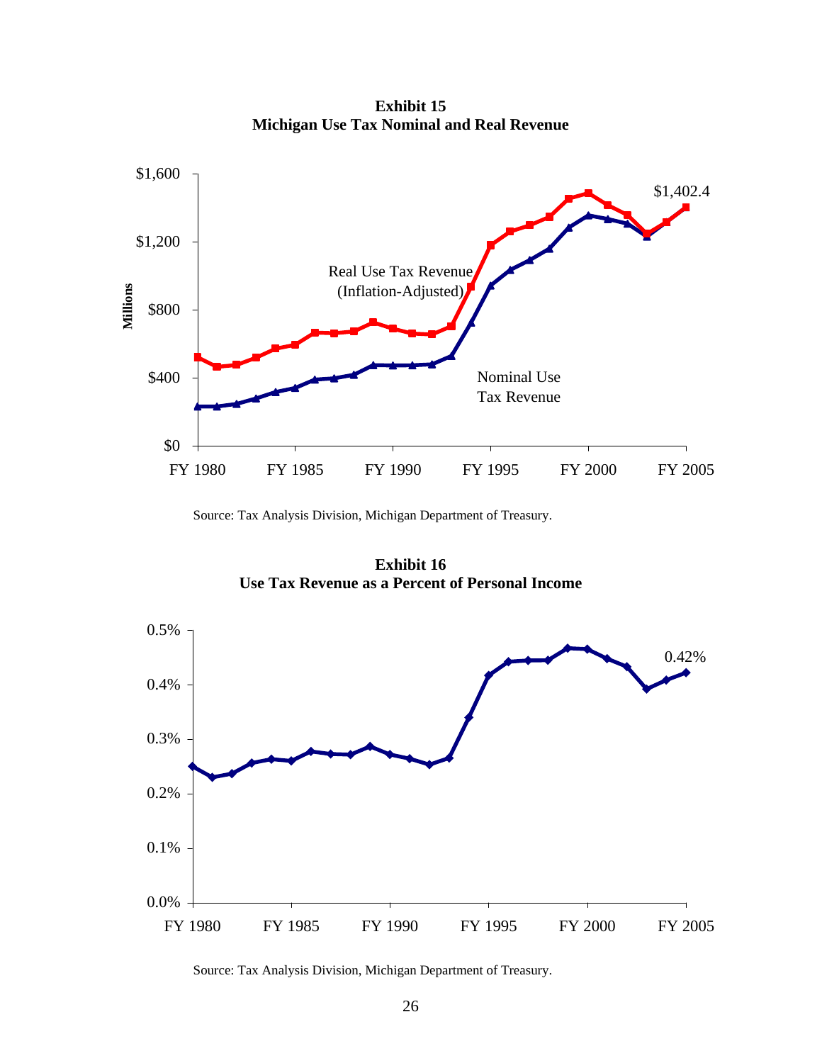**Exhibit 15**
**Michigan Use Tax Nominal and Real Revenue**

Source: Tax Analysis Division, Michigan Department of Treasury.

**Exhibit 16**
**Use Tax Revenue as a Percent of Personal Income**

Source: Tax Analysis Division, Michigan Department of Treasury.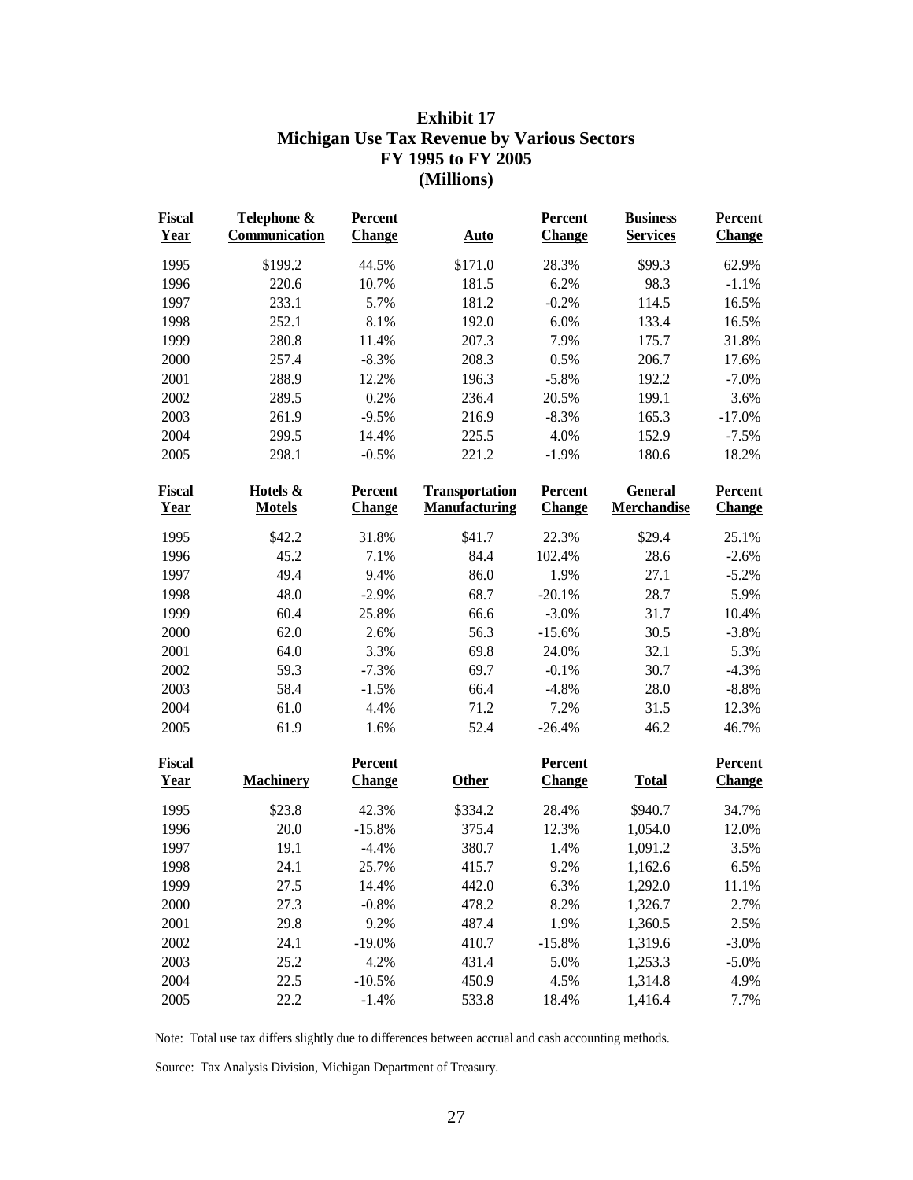# Exhibit 17
## Michigan Use Tax Revenue by Various Sectors
## FY 1995 to FY 2005
## (Millions)

| Fiscal Year | Telephone & Communication | Percent Change | Auto | Percent Change | Business Services | Percent Change |
|---|---|---|---|---|---|---|
| 1995 | $199.2 | 44.5% | $171.0 | 28.3% | $99.3 | 62.9% |
| 1996 | 220.6 | 10.7% | 181.5 | 6.2% | 98.3 | -1.1% |
| 1997 | 233.1 | 5.7% | 181.2 | -0.2% | 114.5 | 16.5% |
| 1998 | 252.1 | 8.1% | 192.0 | 6.0% | 133.4 | 16.5% |
| 1999 | 280.8 | 11.4% | 207.3 | 7.9% | 175.7 | 31.8% |
| 2000 | 257.4 | -8.3% | 208.3 | 0.5% | 206.7 | 17.6% |
| 2001 | 288.9 | 12.2% | 196.3 | -5.8% | 192.2 | -7.0% |
| 2002 | 289.5 | 0.2% | 236.4 | 20.5% | 199.1 | 3.6% |
| 2003 | 261.9 | -9.5% | 216.9 | -8.3% | 165.3 | -17.0% |
| 2004 | 299.5 | 14.4% | 225.5 | 4.0% | 152.9 | -7.5% |
| 2005 | 298.1 | -0.5% | 221.2 | -1.9% | 180.6 | 18.2% |

| Fiscal Year | Hotels & Motels | Percent Change | Transportation Manufacturing | Percent Change | General Merchandise | Percent Change |
|---|---|---|---|---|---|---|
| 1995 | $42.2 | 31.8% | $41.7 | 22.3% | $29.4 | 25.1% |
| 1996 | 45.2 | 7.1% | 84.4 | 102.4% | 28.6 | -2.6% |
| 1997 | 49.4 | 9.4% | 86.0 | 1.9% | 27.1 | -5.2% |
| 1998 | 48.0 | -2.9% | 68.7 | -20.1% | 28.7 | 5.9% |
| 1999 | 60.4 | 25.8% | 66.6 | -3.0% | 31.7 | 10.4% |
| 2000 | 62.0 | 2.6% | 56.3 | -15.6% | 30.5 | -3.8% |
| 2001 | 64.0 | 3.3% | 69.8 | 24.0% | 32.1 | 5.3% |
| 2002 | 59.3 | -7.3% | 69.7 | -0.1% | 30.7 | -4.3% |
| 2003 | 58.4 | -1.5% | 66.4 | -4.8% | 28.0 | -8.8% |
| 2004 | 61.0 | 4.4% | 71.2 | 7.2% | 31.5 | 12.3% |
| 2005 | 61.9 | 1.6% | 52.4 | -26.4% | 46.2 | 46.7% |

| Fiscal Year | Machinery | Percent Change | Other | Percent Change | Total | Percent Change |
|---|---|---|---|---|---|---|
| 1995 | $23.8 | 42.3% | $334.2 | 28.4% | $940.7 | 34.7% |
| 1996 | 20.0 | -15.8% | 375.4 | 12.3% | 1,054.0 | 12.0% |
| 1997 | 19.1 | -4.4% | 380.7 | 1.4% | 1,091.2 | 3.5% |
| 1998 | 24.1 | 25.7% | 415.7 | 9.2% | 1,162.6 | 6.5% |
| 1999 | 27.5 | 14.4% | 442.0 | 6.3% | 1,292.0 | 11.1% |
| 2000 | 27.3 | -0.8% | 478.2 | 8.2% | 1,326.7 | 2.7% |
| 2001 | 29.8 | 9.2% | 487.4 | 1.9% | 1,360.5 | 2.5% |
| 2002 | 24.1 | -19.0% | 410.7 | -15.8% | 1,319.6 | -3.0% |
| 2003 | 25.2 | 4.2% | 431.4 | 5.0% | 1,253.3 | -5.0% |
| 2004 | 22.5 | -10.5% | 450.9 | 4.5% | 1,314.8 | 4.9% |
| 2005 | 22.2 | -1.4% | 533.8 | 18.4% | 1,416.4 | 7.7% |

Note: Total use tax differs slightly due to differences between accrual and cash accounting methods.

Source: Tax Analysis Division, Michigan Department of Treasury.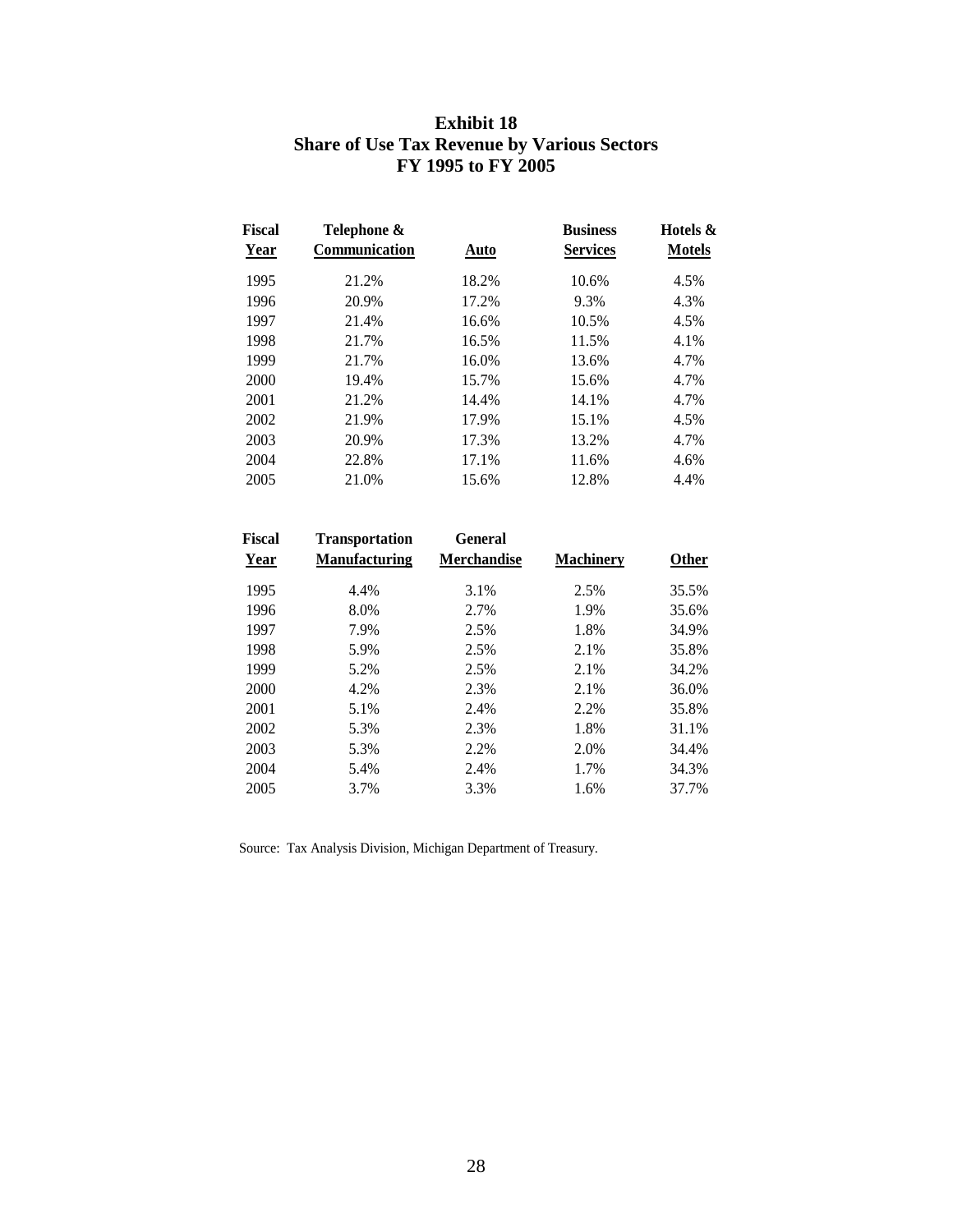# Exhibit 18
## Share of Use Tax Revenue by Various Sectors
## FY 1995 to FY 2005

| Fiscal Year | Telephone & Communication | Auto | Business Services | Hotels & Motels |
|---|---|---|---|---|
| 1995 | 21.2% | 18.2% | 10.6% | 4.5% |
| 1996 | 20.9% | 17.2% | 9.3% | 4.3% |
| 1997 | 21.4% | 16.6% | 10.5% | 4.5% |
| 1998 | 21.7% | 16.5% | 11.5% | 4.1% |
| 1999 | 21.7% | 16.0% | 13.6% | 4.7% |
| 2000 | 19.4% | 15.7% | 15.6% | 4.7% |
| 2001 | 21.2% | 14.4% | 14.1% | 4.7% |
| 2002 | 21.9% | 17.9% | 15.1% | 4.5% |
| 2003 | 20.9% | 17.3% | 13.2% | 4.7% |
| 2004 | 22.8% | 17.1% | 11.6% | 4.6% |
| 2005 | 21.0% | 15.6% | 12.8% | 4.4% |

| Fiscal Year | Transportation Manufacturing | General Merchandise | Machinery | Other |
|---|---|---|---|---|
| 1995 | 4.4% | 3.1% | 2.5% | 35.5% |
| 1996 | 8.0% | 2.7% | 1.9% | 35.6% |
| 1997 | 7.9% | 2.5% | 1.8% | 34.9% |
| 1998 | 5.9% | 2.5% | 2.1% | 35.8% |
| 1999 | 5.2% | 2.5% | 2.1% | 34.2% |
| 2000 | 4.2% | 2.3% | 2.1% | 36.0% |
| 2001 | 5.1% | 2.4% | 2.2% | 35.8% |
| 2002 | 5.3% | 2.3% | 1.8% | 31.1% |
| 2003 | 5.3% | 2.2% | 2.0% | 34.4% |
| 2004 | 5.4% | 2.4% | 1.7% | 34.3% |
| 2005 | 3.7% | 3.3% | 1.6% | 37.7% |

Source: Tax Analysis Division, Michigan Department of Treasury.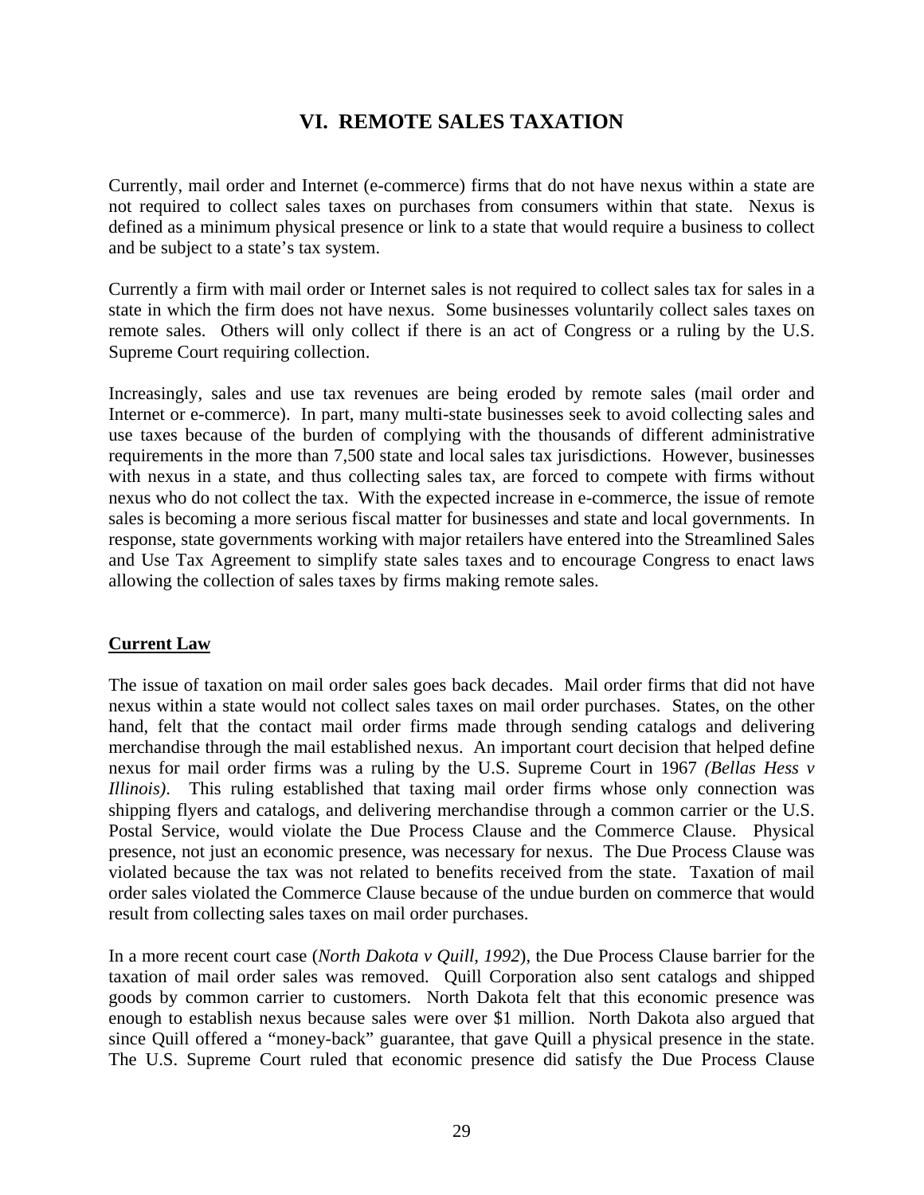# VI. REMOTE SALES TAXATION

Currently, mail order and Internet (e-commerce) firms that do not have nexus within a state are not required to collect sales taxes on purchases from consumers within that state. Nexus is defined as a minimum physical presence or link to a state that would require a business to collect and be subject to a state's tax system.

Currently a firm with mail order or Internet sales is not required to collect sales tax for sales in a state in which the firm does not have nexus. Some businesses voluntarily collect sales taxes on remote sales. Others will only collect if there is an act of Congress or a ruling by the U.S. Supreme Court requiring collection.

Increasingly, sales and use tax revenues are being eroded by remote sales (mail order and Internet or e-commerce). In part, many multi-state businesses seek to avoid collecting sales and use taxes because of the burden of complying with the thousands of different administrative requirements in the more than 7,500 state and local sales tax jurisdictions. However, businesses with nexus in a state, and thus collecting sales tax, are forced to compete with firms without nexus who do not collect the tax. With the expected increase in e-commerce, the issue of remote sales is becoming a more serious fiscal matter for businesses and state and local governments. In response, state governments working with major retailers have entered into the Streamlined Sales and Use Tax Agreement to simplify state sales taxes and to encourage Congress to enact laws allowing the collection of sales taxes by firms making remote sales.

## Current Law

The issue of taxation on mail order sales goes back decades. Mail order firms that did not have nexus within a state would not collect sales taxes on mail order purchases. States, on the other hand, felt that the contact mail order firms made through sending catalogs and delivering merchandise through the mail established nexus. An important court decision that helped define nexus for mail order firms was a ruling by the U.S. Supreme Court in 1967 *(Bellas Hess v Illinois)*. This ruling established that taxing mail order firms whose only connection was shipping flyers and catalogs, and delivering merchandise through a common carrier or the U.S. Postal Service, would violate the Due Process Clause and the Commerce Clause. Physical presence, not just an economic presence, was necessary for nexus. The Due Process Clause was violated because the tax was not related to benefits received from the state. Taxation of mail order sales violated the Commerce Clause because of the undue burden on commerce that would result from collecting sales taxes on mail order purchases.

In a more recent court case (*North Dakota v Quill, 1992*), the Due Process Clause barrier for the taxation of mail order sales was removed. Quill Corporation also sent catalogs and shipped goods by common carrier to customers. North Dakota felt that this economic presence was enough to establish nexus because sales were over $1 million. North Dakota also argued that since Quill offered a "money-back" guarantee, that gave Quill a physical presence in the state. The U.S. Supreme Court ruled that economic presence did satisfy the Due Process Clause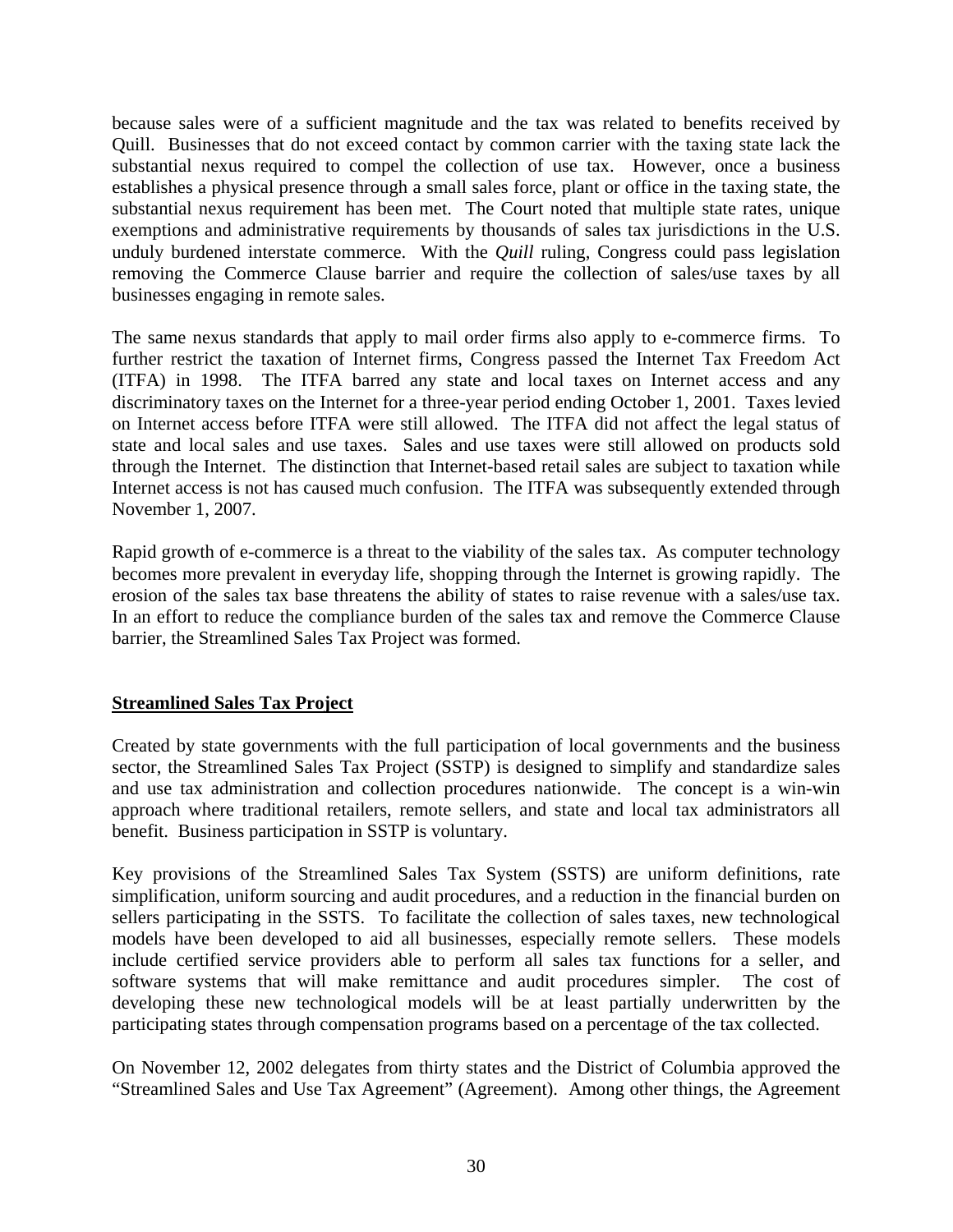because sales were of a sufficient magnitude and the tax was related to benefits received by Quill. Businesses that do not exceed contact by common carrier with the taxing state lack the substantial nexus required to compel the collection of use tax. However, once a business establishes a physical presence through a small sales force, plant or office in the taxing state, the substantial nexus requirement has been met. The Court noted that multiple state rates, unique exemptions and administrative requirements by thousands of sales tax jurisdictions in the U.S. unduly burdened interstate commerce. With the *Quill* ruling, Congress could pass legislation removing the Commerce Clause barrier and require the collection of sales/use taxes by all businesses engaging in remote sales.

The same nexus standards that apply to mail order firms also apply to e-commerce firms. To further restrict the taxation of Internet firms, Congress passed the Internet Tax Freedom Act (ITFA) in 1998. The ITFA barred any state and local taxes on Internet access and any discriminatory taxes on the Internet for a three-year period ending October 1, 2001. Taxes levied on Internet access before ITFA were still allowed. The ITFA did not affect the legal status of state and local sales and use taxes. Sales and use taxes were still allowed on products sold through the Internet. The distinction that Internet-based retail sales are subject to taxation while Internet access is not has caused much confusion. The ITFA was subsequently extended through November 1, 2007.

Rapid growth of e-commerce is a threat to the viability of the sales tax. As computer technology becomes more prevalent in everyday life, shopping through the Internet is growing rapidly. The erosion of the sales tax base threatens the ability of states to raise revenue with a sales/use tax. In an effort to reduce the compliance burden of the sales tax and remove the Commerce Clause barrier, the Streamlined Sales Tax Project was formed.

## Streamlined Sales Tax Project

Created by state governments with the full participation of local governments and the business sector, the Streamlined Sales Tax Project (SSTP) is designed to simplify and standardize sales and use tax administration and collection procedures nationwide. The concept is a win-win approach where traditional retailers, remote sellers, and state and local tax administrators all benefit. Business participation in SSTP is voluntary.

Key provisions of the Streamlined Sales Tax System (SSTS) are uniform definitions, rate simplification, uniform sourcing and audit procedures, and a reduction in the financial burden on sellers participating in the SSTS. To facilitate the collection of sales taxes, new technological models have been developed to aid all businesses, especially remote sellers. These models include certified service providers able to perform all sales tax functions for a seller, and software systems that will make remittance and audit procedures simpler. The cost of developing these new technological models will be at least partially underwritten by the participating states through compensation programs based on a percentage of the tax collected.

On November 12, 2002 delegates from thirty states and the District of Columbia approved the "Streamlined Sales and Use Tax Agreement" (Agreement). Among other things, the Agreement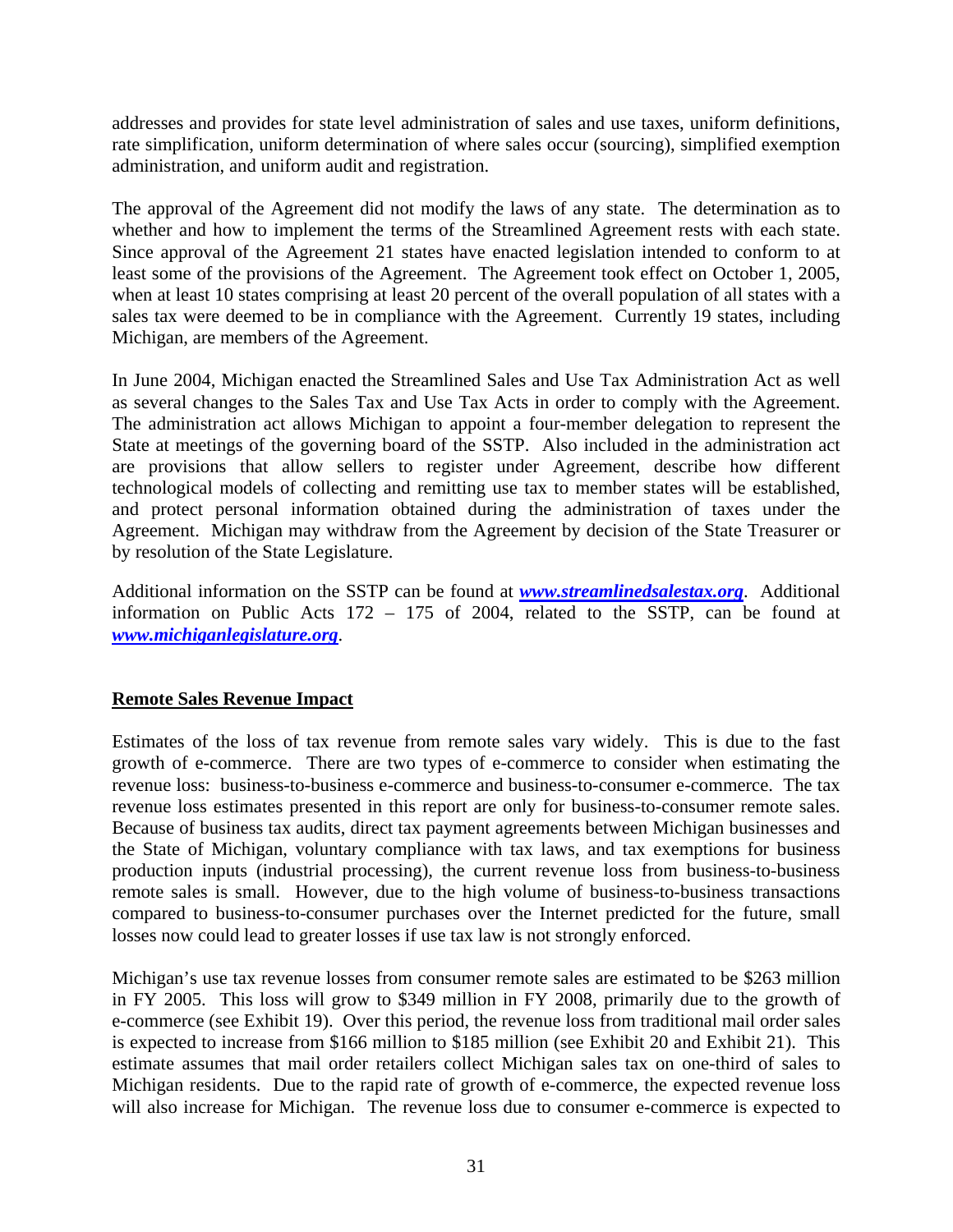addresses and provides for state level administration of sales and use taxes, uniform definitions, rate simplification, uniform determination of where sales occur (sourcing), simplified exemption administration, and uniform audit and registration.

The approval of the Agreement did not modify the laws of any state. The determination as to whether and how to implement the terms of the Streamlined Agreement rests with each state. Since approval of the Agreement 21 states have enacted legislation intended to conform to at least some of the provisions of the Agreement. The Agreement took effect on October 1, 2005, when at least 10 states comprising at least 20 percent of the overall population of all states with a sales tax were deemed to be in compliance with the Agreement. Currently 19 states, including Michigan, are members of the Agreement.

In June 2004, Michigan enacted the Streamlined Sales and Use Tax Administration Act as well as several changes to the Sales Tax and Use Tax Acts in order to comply with the Agreement. The administration act allows Michigan to appoint a four-member delegation to represent the State at meetings of the governing board of the SSTP. Also included in the administration act are provisions that allow sellers to register under Agreement, describe how different technological models of collecting and remitting use tax to member states will be established, and protect personal information obtained during the administration of taxes under the Agreement. Michigan may withdraw from the Agreement by decision of the State Treasurer or by resolution of the State Legislature.

Additional information on the SSTP can be found at ***www.streamlinedsalestax.org***. Additional information on Public Acts 172 – 175 of 2004, related to the SSTP, can be found at ***www.michiganlegislature.org***.

## Remote Sales Revenue Impact

Estimates of the loss of tax revenue from remote sales vary widely. This is due to the fast growth of e-commerce. There are two types of e-commerce to consider when estimating the revenue loss: business-to-business e-commerce and business-to-consumer e-commerce. The tax revenue loss estimates presented in this report are only for business-to-consumer remote sales. Because of business tax audits, direct tax payment agreements between Michigan businesses and the State of Michigan, voluntary compliance with tax laws, and tax exemptions for business production inputs (industrial processing), the current revenue loss from business-to-business remote sales is small. However, due to the high volume of business-to-business transactions compared to business-to-consumer purchases over the Internet predicted for the future, small losses now could lead to greater losses if use tax law is not strongly enforced.

Michigan's use tax revenue losses from consumer remote sales are estimated to be $263 million in FY 2005. This loss will grow to $349 million in FY 2008, primarily due to the growth of e-commerce (see Exhibit 19). Over this period, the revenue loss from traditional mail order sales is expected to increase from $166 million to $185 million (see Exhibit 20 and Exhibit 21). This estimate assumes that mail order retailers collect Michigan sales tax on one-third of sales to Michigan residents. Due to the rapid rate of growth of e-commerce, the expected revenue loss will also increase for Michigan. The revenue loss due to consumer e-commerce is expected to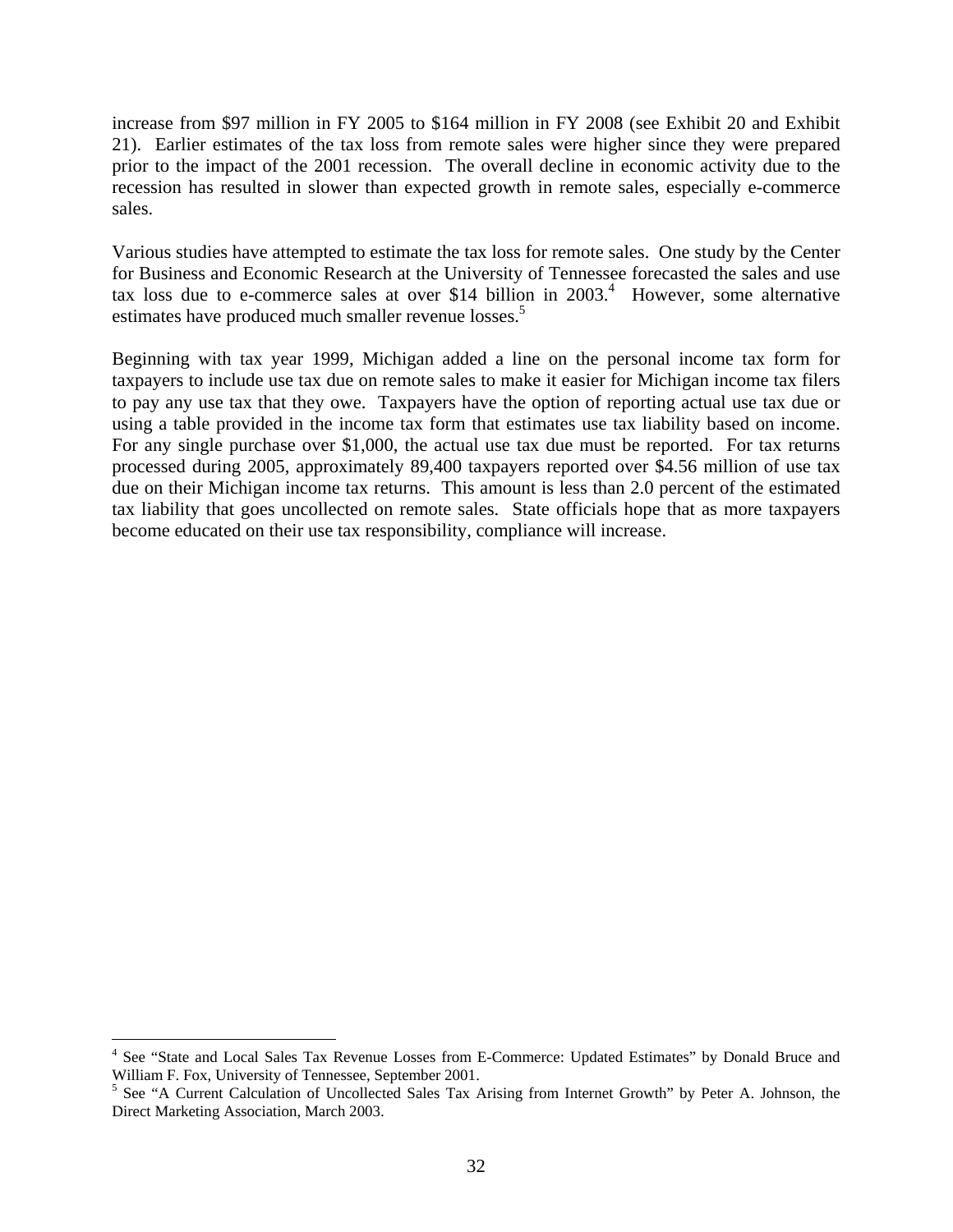increase from $97 million in FY 2005 to $164 million in FY 2008 (see Exhibit 20 and Exhibit 21). Earlier estimates of the tax loss from remote sales were higher since they were prepared prior to the impact of the 2001 recession. The overall decline in economic activity due to the recession has resulted in slower than expected growth in remote sales, especially e-commerce sales.

Various studies have attempted to estimate the tax loss for remote sales. One study by the Center for Business and Economic Research at the University of Tennessee forecasted the sales and use tax loss due to e-commerce sales at over $14 billion in 2003.[4] However, some alternative estimates have produced much smaller revenue losses.[5]

Beginning with tax year 1999, Michigan added a line on the personal income tax form for taxpayers to include use tax due on remote sales to make it easier for Michigan income tax filers to pay any use tax that they owe. Taxpayers have the option of reporting actual use tax due or using a table provided in the income tax form that estimates use tax liability based on income. For any single purchase over $1,000, the actual use tax due must be reported. For tax returns processed during 2005, approximately 89,400 taxpayers reported over $4.56 million of use tax due on their Michigan income tax returns. This amount is less than 2.0 percent of the estimated tax liability that goes uncollected on remote sales. State officials hope that as more taxpayers become educated on their use tax responsibility, compliance will increase.

---

[4] See "State and Local Sales Tax Revenue Losses from E-Commerce: Updated Estimates" by Donald Bruce and William F. Fox, University of Tennessee, September 2001.

[5] See "A Current Calculation of Uncollected Sales Tax Arising from Internet Growth" by Peter A. Johnson, the Direct Marketing Association, March 2003.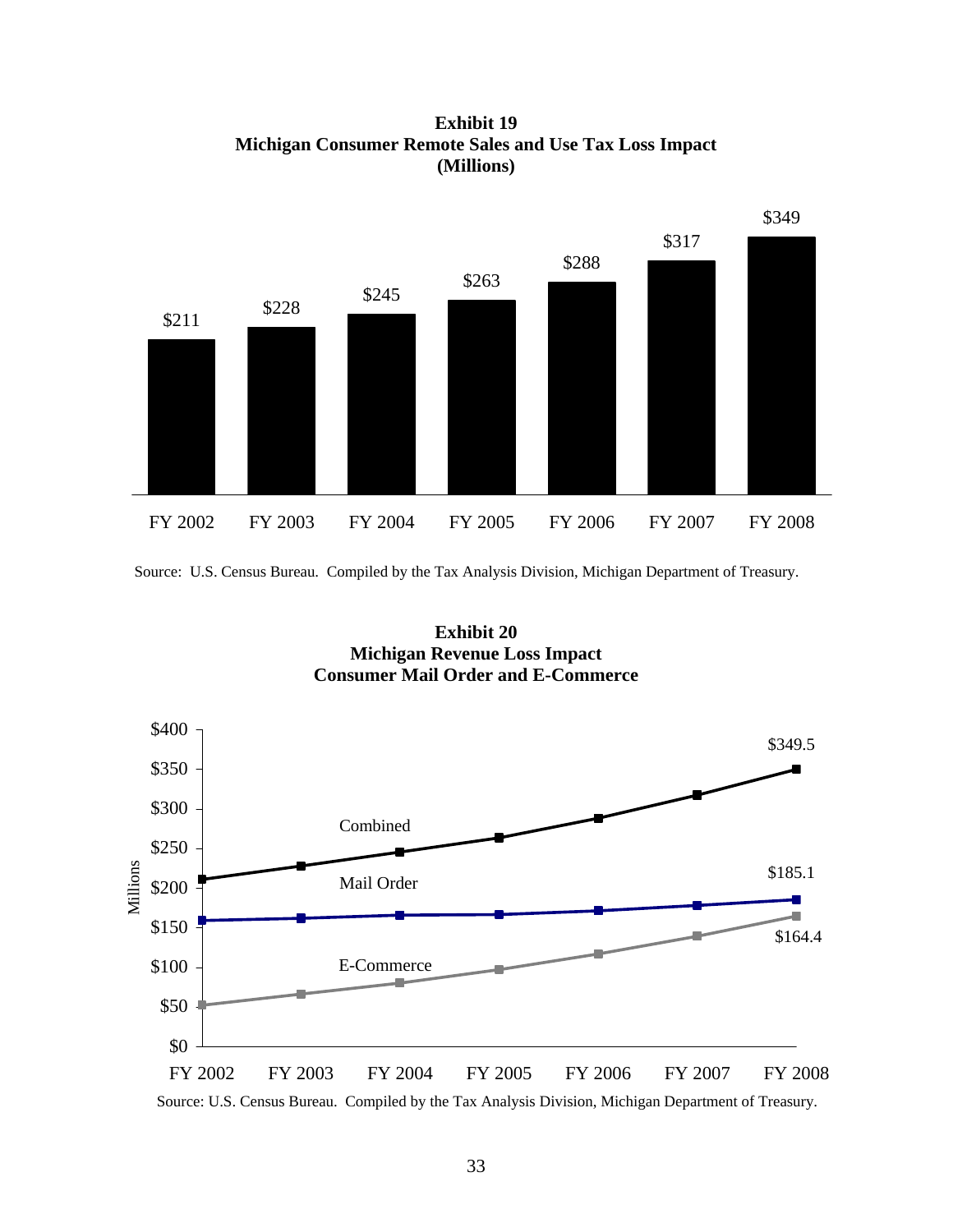**Exhibit 19**
**Michigan Consumer Remote Sales and Use Tax Loss Impact**
**(Millions)**

| FY 2002 | FY 2003 | FY 2004 | FY 2005 | FY 2006 | FY 2007 | FY 2008 |
|---|---|---|---|---|---|---|
| $211 | $228 | $245 | $263 | $288 | $317 | $349 |

Source: U.S. Census Bureau. Compiled by the Tax Analysis Division, Michigan Department of Treasury.

**Exhibit 20**
**Michigan Revenue Loss Impact**
**Consumer Mail Order and E-Commerce**

Millions

| | FY 2002 | FY 2003 | FY 2004 | FY 2005 | FY 2006 | FY 2007 | FY 2008 |
|---|---|---|---|---|---|---|---|
| Combined | | | | | | | $349.5 |
| Mail Order | | | | | | | $185.1 |
| E-Commerce | | | | | | | $164.4 |

Source: U.S. Census Bureau. Compiled by the Tax Analysis Division, Michigan Department of Treasury.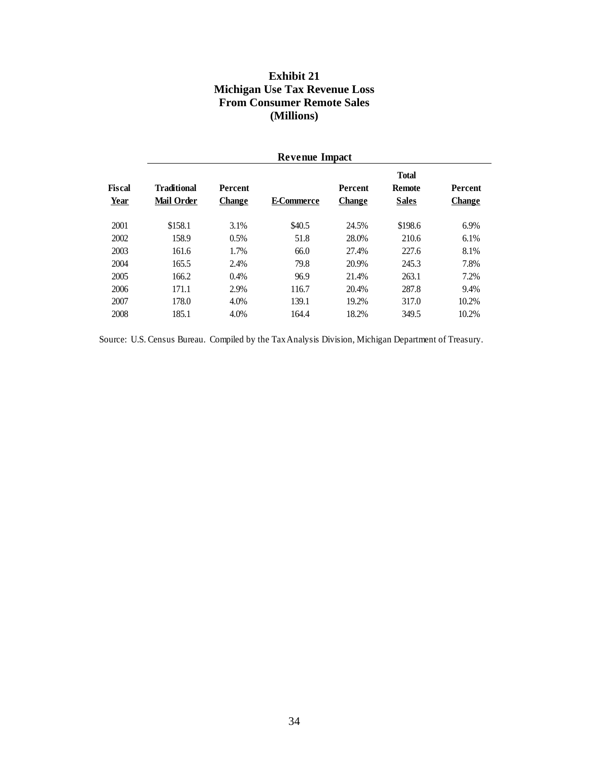# Exhibit 21
## Michigan Use Tax Revenue Loss From Consumer Remote Sales (Millions)

| | Revenue Impact | | | | | |
|---|---|---|---|---|---|---|
| Fiscal Year | Traditional Mail Order | Percent Change | E-Commerce | Percent Change | Total Remote Sales | Percent Change |
| 2001 | $158.1 | 3.1% | $40.5 | 24.5% | $198.6 | 6.9% |
| 2002 | 158.9 | 0.5% | 51.8 | 28.0% | 210.6 | 6.1% |
| 2003 | 161.6 | 1.7% | 66.0 | 27.4% | 227.6 | 8.1% |
| 2004 | 165.5 | 2.4% | 79.8 | 20.9% | 245.3 | 7.8% |
| 2005 | 166.2 | 0.4% | 96.9 | 21.4% | 263.1 | 7.2% |
| 2006 | 171.1 | 2.9% | 116.7 | 20.4% | 287.8 | 9.4% |
| 2007 | 178.0 | 4.0% | 139.1 | 19.2% | 317.0 | 10.2% |
| 2008 | 185.1 | 4.0% | 164.4 | 18.2% | 349.5 | 10.2% |

Source: U.S. Census Bureau. Compiled by the Tax Analysis Division, Michigan Department of Treasury.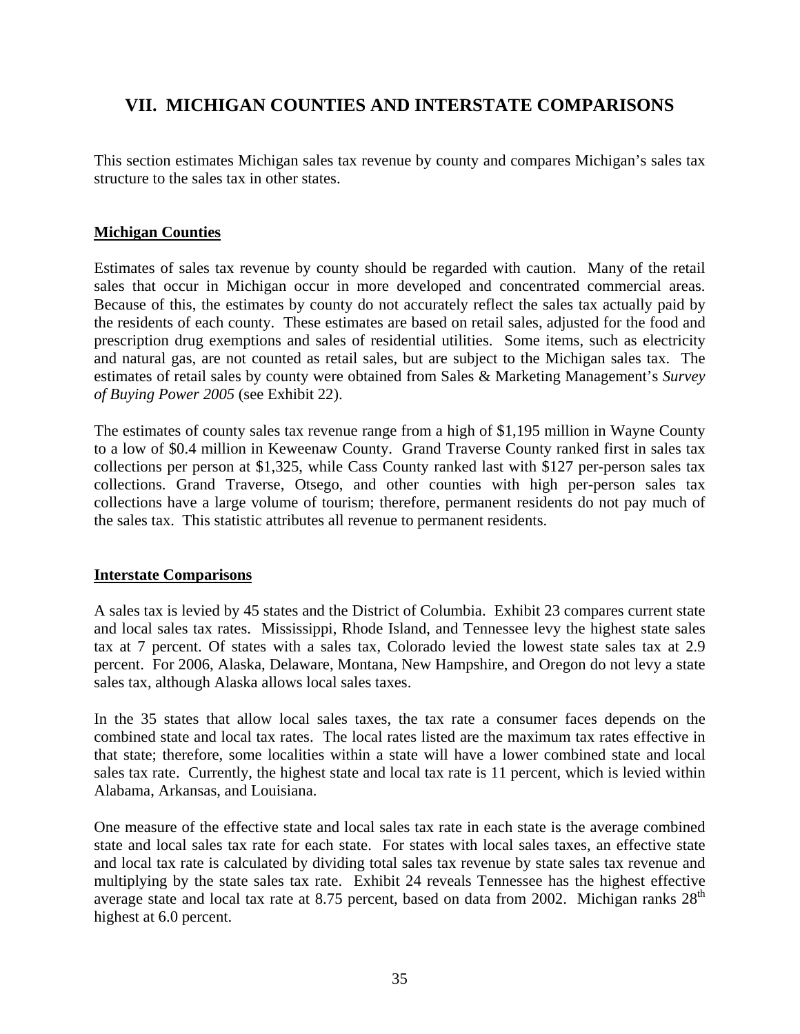## VII. MICHIGAN COUNTIES AND INTERSTATE COMPARISONS

This section estimates Michigan sales tax revenue by county and compares Michigan's sales tax structure to the sales tax in other states.

### Michigan Counties

Estimates of sales tax revenue by county should be regarded with caution. Many of the retail sales that occur in Michigan occur in more developed and concentrated commercial areas. Because of this, the estimates by county do not accurately reflect the sales tax actually paid by the residents of each county. These estimates are based on retail sales, adjusted for the food and prescription drug exemptions and sales of residential utilities. Some items, such as electricity and natural gas, are not counted as retail sales, but are subject to the Michigan sales tax. The estimates of retail sales by county were obtained from Sales & Marketing Management's *Survey of Buying Power 2005* (see Exhibit 22).

The estimates of county sales tax revenue range from a high of $1,195 million in Wayne County to a low of $0.4 million in Keweenaw County. Grand Traverse County ranked first in sales tax collections per person at $1,325, while Cass County ranked last with $127 per-person sales tax collections. Grand Traverse, Otsego, and other counties with high per-person sales tax collections have a large volume of tourism; therefore, permanent residents do not pay much of the sales tax. This statistic attributes all revenue to permanent residents.

### Interstate Comparisons

A sales tax is levied by 45 states and the District of Columbia. Exhibit 23 compares current state and local sales tax rates. Mississippi, Rhode Island, and Tennessee levy the highest state sales tax at 7 percent. Of states with a sales tax, Colorado levied the lowest state sales tax at 2.9 percent. For 2006, Alaska, Delaware, Montana, New Hampshire, and Oregon do not levy a state sales tax, although Alaska allows local sales taxes.

In the 35 states that allow local sales taxes, the tax rate a consumer faces depends on the combined state and local tax rates. The local rates listed are the maximum tax rates effective in that state; therefore, some localities within a state will have a lower combined state and local sales tax rate. Currently, the highest state and local tax rate is 11 percent, which is levied within Alabama, Arkansas, and Louisiana.

One measure of the effective state and local sales tax rate in each state is the average combined state and local sales tax rate for each state. For states with local sales taxes, an effective state and local tax rate is calculated by dividing total sales tax revenue by state sales tax revenue and multiplying by the state sales tax rate. Exhibit 24 reveals Tennessee has the highest effective average state and local tax rate at 8.75 percent, based on data from 2002. Michigan ranks 28th highest at 6.0 percent.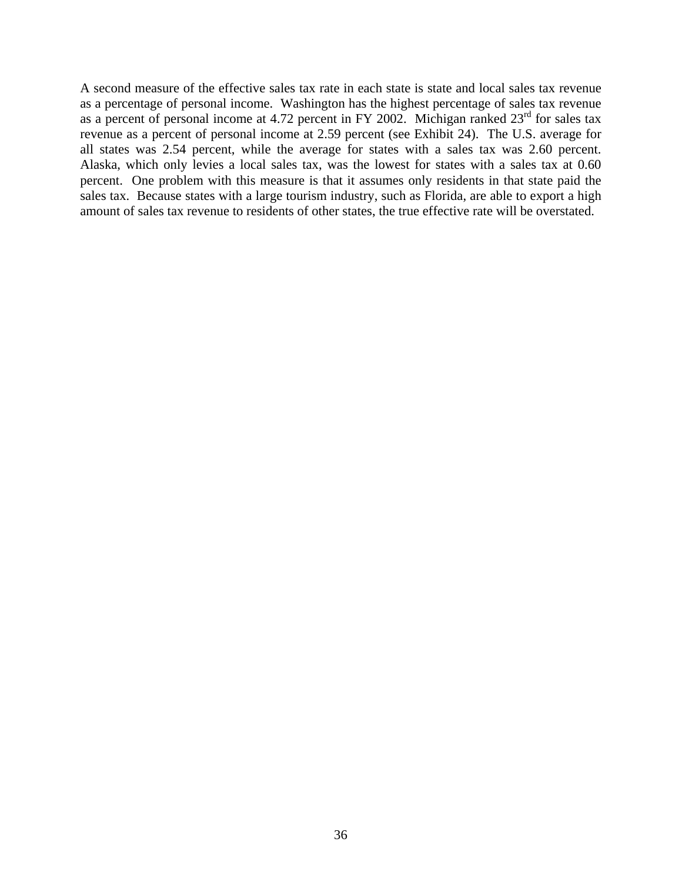A second measure of the effective sales tax rate in each state is state and local sales tax revenue as a percentage of personal income. Washington has the highest percentage of sales tax revenue as a percent of personal income at 4.72 percent in FY 2002. Michigan ranked 23rd for sales tax revenue as a percent of personal income at 2.59 percent (see Exhibit 24). The U.S. average for all states was 2.54 percent, while the average for states with a sales tax was 2.60 percent. Alaska, which only levies a local sales tax, was the lowest for states with a sales tax at 0.60 percent. One problem with this measure is that it assumes only residents in that state paid the sales tax. Because states with a large tourism industry, such as Florida, are able to export a high amount of sales tax revenue to residents of other states, the true effective rate will be overstated.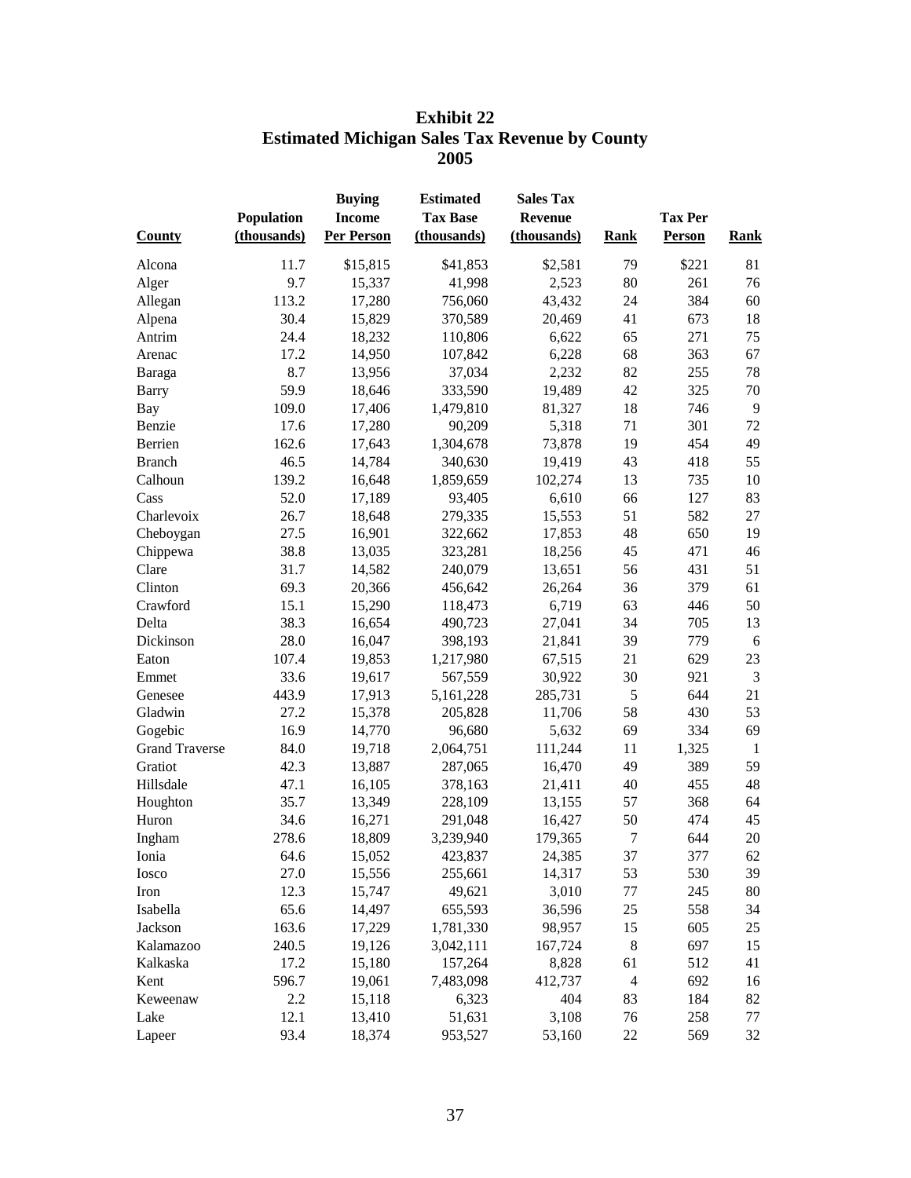# Exhibit 22
## Estimated Michigan Sales Tax Revenue by County
## 2005

| County | Population (thousands) | Buying Income Per Person | Estimated Tax Base (thousands) | Sales Tax Revenue (thousands) | Rank | Tax Per Person | Rank |
|---|---|---|---|---|---|---|---|
| Alcona | 11.7 | $15,815 | $41,853 | $2,581 | 79 | $221 | 81 |
| Alger | 9.7 | 15,337 | 41,998 | 2,523 | 80 | 261 | 76 |
| Allegan | 113.2 | 17,280 | 756,060 | 43,432 | 24 | 384 | 60 |
| Alpena | 30.4 | 15,829 | 370,589 | 20,469 | 41 | 673 | 18 |
| Antrim | 24.4 | 18,232 | 110,806 | 6,622 | 65 | 271 | 75 |
| Arenac | 17.2 | 14,950 | 107,842 | 6,228 | 68 | 363 | 67 |
| Baraga | 8.7 | 13,956 | 37,034 | 2,232 | 82 | 255 | 78 |
| Barry | 59.9 | 18,646 | 333,590 | 19,489 | 42 | 325 | 70 |
| Bay | 109.0 | 17,406 | 1,479,810 | 81,327 | 18 | 746 | 9 |
| Benzie | 17.6 | 17,280 | 90,209 | 5,318 | 71 | 301 | 72 |
| Berrien | 162.6 | 17,643 | 1,304,678 | 73,878 | 19 | 454 | 49 |
| Branch | 46.5 | 14,784 | 340,630 | 19,419 | 43 | 418 | 55 |
| Calhoun | 139.2 | 16,648 | 1,859,659 | 102,274 | 13 | 735 | 10 |
| Cass | 52.0 | 17,189 | 93,405 | 6,610 | 66 | 127 | 83 |
| Charlevoix | 26.7 | 18,648 | 279,335 | 15,553 | 51 | 582 | 27 |
| Cheboygan | 27.5 | 16,901 | 322,662 | 17,853 | 48 | 650 | 19 |
| Chippewa | 38.8 | 13,035 | 323,281 | 18,256 | 45 | 471 | 46 |
| Clare | 31.7 | 14,582 | 240,079 | 13,651 | 56 | 431 | 51 |
| Clinton | 69.3 | 20,366 | 456,642 | 26,264 | 36 | 379 | 61 |
| Crawford | 15.1 | 15,290 | 118,473 | 6,719 | 63 | 446 | 50 |
| Delta | 38.3 | 16,654 | 490,723 | 27,041 | 34 | 705 | 13 |
| Dickinson | 28.0 | 16,047 | 398,193 | 21,841 | 39 | 779 | 6 |
| Eaton | 107.4 | 19,853 | 1,217,980 | 67,515 | 21 | 629 | 23 |
| Emmet | 33.6 | 19,617 | 567,559 | 30,922 | 30 | 921 | 3 |
| Genesee | 443.9 | 17,913 | 5,161,228 | 285,731 | 5 | 644 | 21 |
| Gladwin | 27.2 | 15,378 | 205,828 | 11,706 | 58 | 430 | 53 |
| Gogebic | 16.9 | 14,770 | 96,680 | 5,632 | 69 | 334 | 69 |
| Grand Traverse | 84.0 | 19,718 | 2,064,751 | 111,244 | 11 | 1,325 | 1 |
| Gratiot | 42.3 | 13,887 | 287,065 | 16,470 | 49 | 389 | 59 |
| Hillsdale | 47.1 | 16,105 | 378,163 | 21,411 | 40 | 455 | 48 |
| Houghton | 35.7 | 13,349 | 228,109 | 13,155 | 57 | 368 | 64 |
| Huron | 34.6 | 16,271 | 291,048 | 16,427 | 50 | 474 | 45 |
| Ingham | 278.6 | 18,809 | 3,239,940 | 179,365 | 7 | 644 | 20 |
| Ionia | 64.6 | 15,052 | 423,837 | 24,385 | 37 | 377 | 62 |
| Iosco | 27.0 | 15,556 | 255,661 | 14,317 | 53 | 530 | 39 |
| Iron | 12.3 | 15,747 | 49,621 | 3,010 | 77 | 245 | 80 |
| Isabella | 65.6 | 14,497 | 655,593 | 36,596 | 25 | 558 | 34 |
| Jackson | 163.6 | 17,229 | 1,781,330 | 98,957 | 15 | 605 | 25 |
| Kalamazoo | 240.5 | 19,126 | 3,042,111 | 167,724 | 8 | 697 | 15 |
| Kalkaska | 17.2 | 15,180 | 157,264 | 8,828 | 61 | 512 | 41 |
| Kent | 596.7 | 19,061 | 7,483,098 | 412,737 | 4 | 692 | 16 |
| Keweenaw | 2.2 | 15,118 | 6,323 | 404 | 83 | 184 | 82 |
| Lake | 12.1 | 13,410 | 51,631 | 3,108 | 76 | 258 | 77 |
| Lapeer | 93.4 | 18,374 | 953,527 | 53,160 | 22 | 569 | 32 |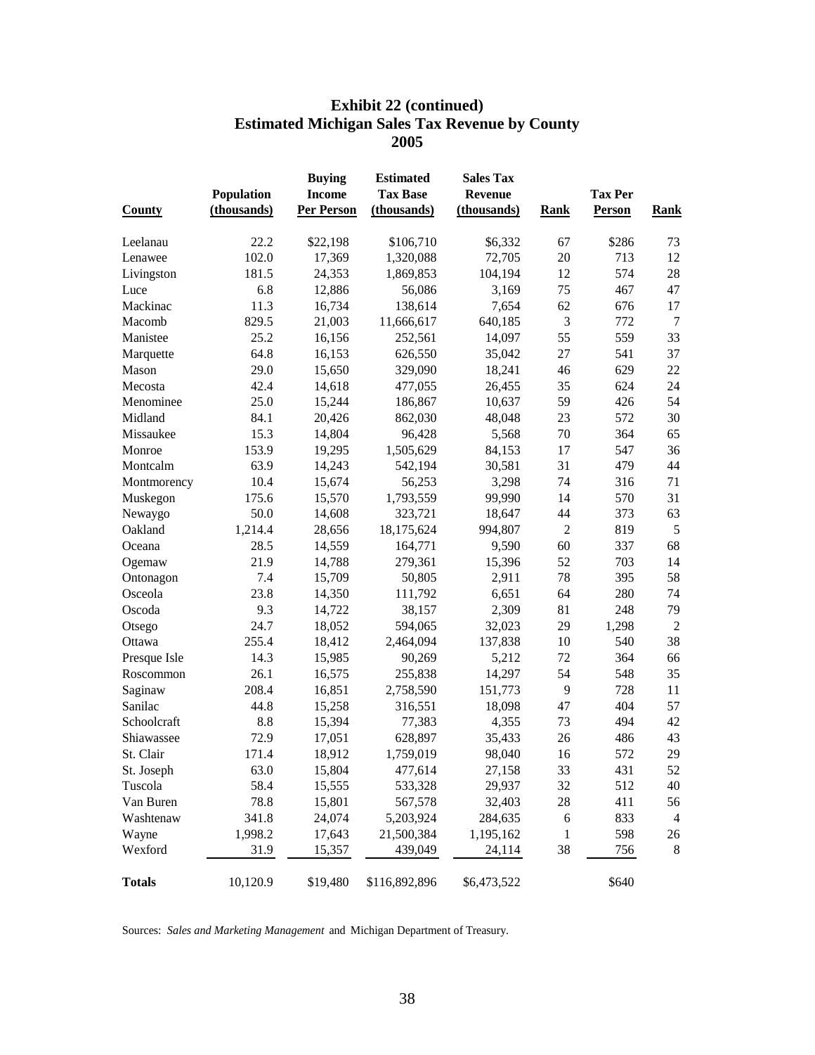# Exhibit 22 (continued)
## Estimated Michigan Sales Tax Revenue by County
## 2005

| County | Population (thousands) | Buying Income Per Person | Estimated Tax Base (thousands) | Sales Tax Revenue (thousands) | Rank | Tax Per Person | Rank |
|---|---|---|---|---|---|---|---|
| Leelanau | 22.2 | $22,198 | $106,710 | $6,332 | 67 | $286 | 73 |
| Lenawee | 102.0 | 17,369 | 1,320,088 | 72,705 | 20 | 713 | 12 |
| Livingston | 181.5 | 24,353 | 1,869,853 | 104,194 | 12 | 574 | 28 |
| Luce | 6.8 | 12,886 | 56,086 | 3,169 | 75 | 467 | 47 |
| Mackinac | 11.3 | 16,734 | 138,614 | 7,654 | 62 | 676 | 17 |
| Macomb | 829.5 | 21,003 | 11,666,617 | 640,185 | 3 | 772 | 7 |
| Manistee | 25.2 | 16,156 | 252,561 | 14,097 | 55 | 559 | 33 |
| Marquette | 64.8 | 16,153 | 626,550 | 35,042 | 27 | 541 | 37 |
| Mason | 29.0 | 15,650 | 329,090 | 18,241 | 46 | 629 | 22 |
| Mecosta | 42.4 | 14,618 | 477,055 | 26,455 | 35 | 624 | 24 |
| Menominee | 25.0 | 15,244 | 186,867 | 10,637 | 59 | 426 | 54 |
| Midland | 84.1 | 20,426 | 862,030 | 48,048 | 23 | 572 | 30 |
| Missaukee | 15.3 | 14,804 | 96,428 | 5,568 | 70 | 364 | 65 |
| Monroe | 153.9 | 19,295 | 1,505,629 | 84,153 | 17 | 547 | 36 |
| Montcalm | 63.9 | 14,243 | 542,194 | 30,581 | 31 | 479 | 44 |
| Montmorency | 10.4 | 15,674 | 56,253 | 3,298 | 74 | 316 | 71 |
| Muskegon | 175.6 | 15,570 | 1,793,559 | 99,990 | 14 | 570 | 31 |
| Newaygo | 50.0 | 14,608 | 323,721 | 18,647 | 44 | 373 | 63 |
| Oakland | 1,214.4 | 28,656 | 18,175,624 | 994,807 | 2 | 819 | 5 |
| Oceana | 28.5 | 14,559 | 164,771 | 9,590 | 60 | 337 | 68 |
| Ogemaw | 21.9 | 14,788 | 279,361 | 15,396 | 52 | 703 | 14 |
| Ontonagon | 7.4 | 15,709 | 50,805 | 2,911 | 78 | 395 | 58 |
| Osceola | 23.8 | 14,350 | 111,792 | 6,651 | 64 | 280 | 74 |
| Oscoda | 9.3 | 14,722 | 38,157 | 2,309 | 81 | 248 | 79 |
| Otsego | 24.7 | 18,052 | 594,065 | 32,023 | 29 | 1,298 | 2 |
| Ottawa | 255.4 | 18,412 | 2,464,094 | 137,838 | 10 | 540 | 38 |
| Presque Isle | 14.3 | 15,985 | 90,269 | 5,212 | 72 | 364 | 66 |
| Roscommon | 26.1 | 16,575 | 255,838 | 14,297 | 54 | 548 | 35 |
| Saginaw | 208.4 | 16,851 | 2,758,590 | 151,773 | 9 | 728 | 11 |
| Sanilac | 44.8 | 15,258 | 316,551 | 18,098 | 47 | 404 | 57 |
| Schoolcraft | 8.8 | 15,394 | 77,383 | 4,355 | 73 | 494 | 42 |
| Shiawassee | 72.9 | 17,051 | 628,897 | 35,433 | 26 | 486 | 43 |
| St. Clair | 171.4 | 18,912 | 1,759,019 | 98,040 | 16 | 572 | 29 |
| St. Joseph | 63.0 | 15,804 | 477,614 | 27,158 | 33 | 431 | 52 |
| Tuscola | 58.4 | 15,555 | 533,328 | 29,937 | 32 | 512 | 40 |
| Van Buren | 78.8 | 15,801 | 567,578 | 32,403 | 28 | 411 | 56 |
| Washtenaw | 341.8 | 24,074 | 5,203,924 | 284,635 | 6 | 833 | 4 |
| Wayne | 1,998.2 | 17,643 | 21,500,384 | 1,195,162 | 1 | 598 | 26 |
| Wexford | 31.9 | 15,357 | 439,049 | 24,114 | 38 | 756 | 8 |
| **Totals** | 10,120.9 | $19,480 | $116,892,896 | $6,473,522 | | $640 | |

Sources: *Sales and Marketing Management* and Michigan Department of Treasury.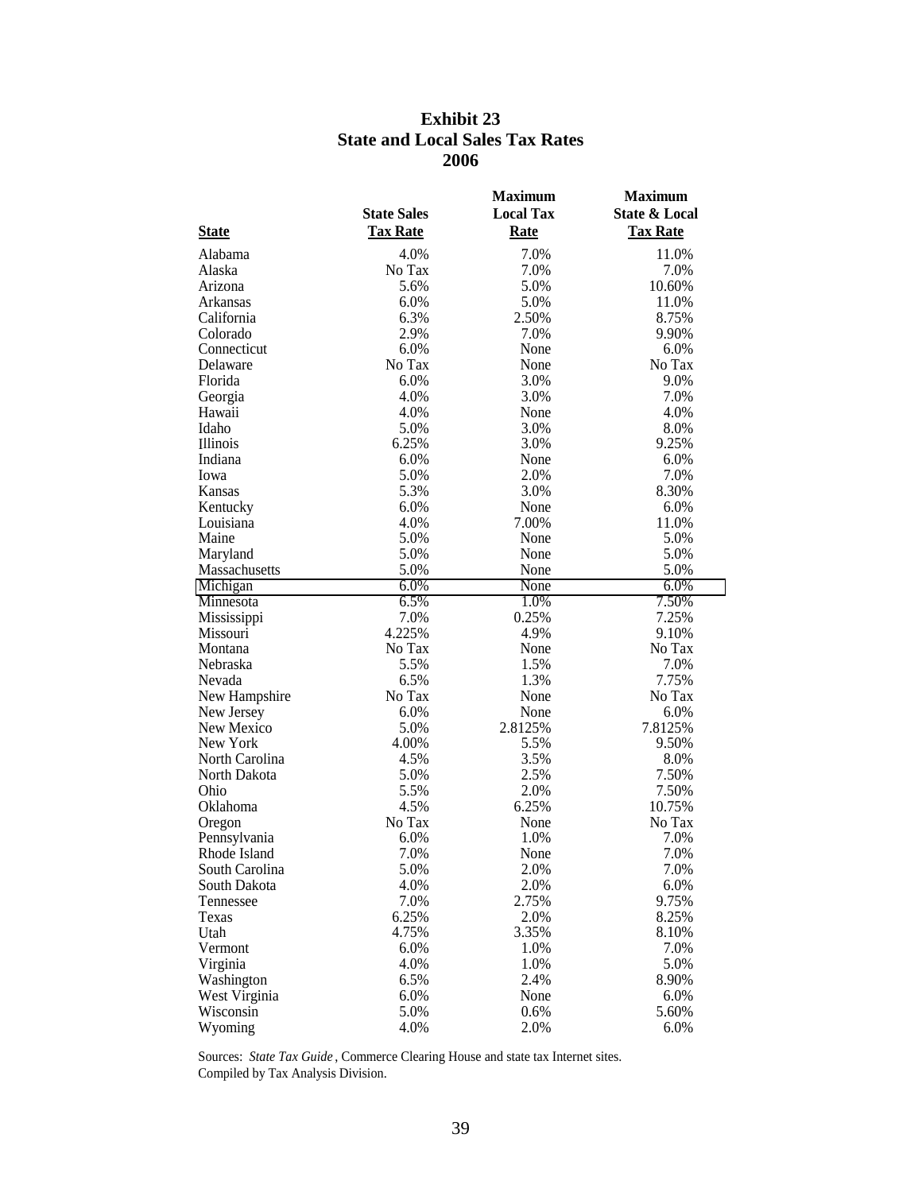# Exhibit 23
## State and Local Sales Tax Rates
## 2006

| State | State Sales Tax Rate | Maximum Local Tax Rate | Maximum State & Local Tax Rate |
|---|---|---|---|
| Alabama | 4.0% | 7.0% | 11.0% |
| Alaska | No Tax | 7.0% | 7.0% |
| Arizona | 5.6% | 5.0% | 10.60% |
| Arkansas | 6.0% | 5.0% | 11.0% |
| California | 6.3% | 2.50% | 8.75% |
| Colorado | 2.9% | 7.0% | 9.90% |
| Connecticut | 6.0% | None | 6.0% |
| Delaware | No Tax | None | No Tax |
| Florida | 6.0% | 3.0% | 9.0% |
| Georgia | 4.0% | 3.0% | 7.0% |
| Hawaii | 4.0% | None | 4.0% |
| Idaho | 5.0% | 3.0% | 8.0% |
| Illinois | 6.25% | 3.0% | 9.25% |
| Indiana | 6.0% | None | 6.0% |
| Iowa | 5.0% | 2.0% | 7.0% |
| Kansas | 5.3% | 3.0% | 8.30% |
| Kentucky | 6.0% | None | 6.0% |
| Louisiana | 4.0% | 7.00% | 11.0% |
| Maine | 5.0% | None | 5.0% |
| Maryland | 5.0% | None | 5.0% |
| Massachusetts | 5.0% | None | 5.0% |
| Michigan | 6.0% | None | 6.0% |
| Minnesota | 6.5% | 1.0% | 7.50% |
| Mississippi | 7.0% | 0.25% | 7.25% |
| Missouri | 4.225% | 4.9% | 9.10% |
| Montana | No Tax | None | No Tax |
| Nebraska | 5.5% | 1.5% | 7.0% |
| Nevada | 6.5% | 1.3% | 7.75% |
| New Hampshire | No Tax | None | No Tax |
| New Jersey | 6.0% | None | 6.0% |
| New Mexico | 5.0% | 2.8125% | 7.8125% |
| New York | 4.00% | 5.5% | 9.50% |
| North Carolina | 4.5% | 3.5% | 8.0% |
| North Dakota | 5.0% | 2.5% | 7.50% |
| Ohio | 5.5% | 2.0% | 7.50% |
| Oklahoma | 4.5% | 6.25% | 10.75% |
| Oregon | No Tax | None | No Tax |
| Pennsylvania | 6.0% | 1.0% | 7.0% |
| Rhode Island | 7.0% | None | 7.0% |
| South Carolina | 5.0% | 2.0% | 7.0% |
| South Dakota | 4.0% | 2.0% | 6.0% |
| Tennessee | 7.0% | 2.75% | 9.75% |
| Texas | 6.25% | 2.0% | 8.25% |
| Utah | 4.75% | 3.35% | 8.10% |
| Vermont | 6.0% | 1.0% | 7.0% |
| Virginia | 4.0% | 1.0% | 5.0% |
| Washington | 6.5% | 2.4% | 8.90% |
| West Virginia | 6.0% | None | 6.0% |
| Wisconsin | 5.0% | 0.6% | 5.60% |
| Wyoming | 4.0% | 2.0% | 6.0% |

Sources: *State Tax Guide*, Commerce Clearing House and state tax Internet sites.
Compiled by Tax Analysis Division.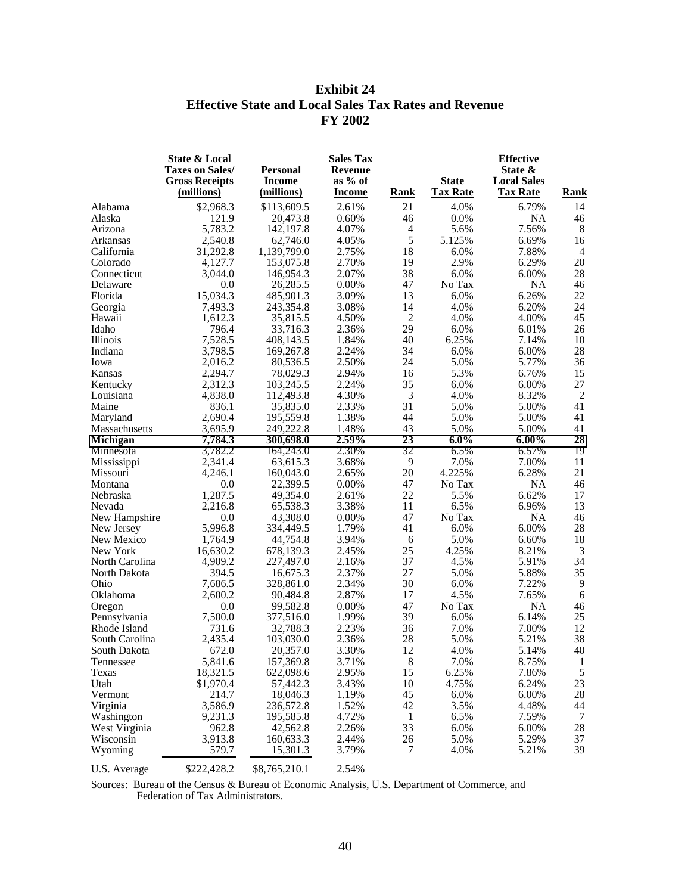# Exhibit 24
## Effective State and Local Sales Tax Rates and Revenue
## FY 2002

| | State & Local Taxes on Sales/ Gross Receipts (millions) | Personal Income (millions) | Sales Tax Revenue as % of Income | Rank | State Tax Rate | Effective State & Local Sales Tax Rate | Rank |
|---|---|---|---|---|---|---|---|
| Alabama | $2,968.3 | $113,609.5 | 2.61% | 21 | 4.0% | 6.79% | 14 |
| Alaska | 121.9 | 20,473.8 | 0.60% | 46 | 0.0% | NA | 46 |
| Arizona | 5,783.2 | 142,197.8 | 4.07% | 4 | 5.6% | 7.56% | 8 |
| Arkansas | 2,540.8 | 62,746.0 | 4.05% | 5 | 5.125% | 6.69% | 16 |
| California | 31,292.8 | 1,139,799.0 | 2.75% | 18 | 6.0% | 7.88% | 4 |
| Colorado | 4,127.7 | 153,075.8 | 2.70% | 19 | 2.9% | 6.29% | 20 |
| Connecticut | 3,044.0 | 146,954.3 | 2.07% | 38 | 6.0% | 6.00% | 28 |
| Delaware | 0.0 | 26,285.5 | 0.00% | 47 | No Tax | NA | 46 |
| Florida | 15,034.3 | 485,901.3 | 3.09% | 13 | 6.0% | 6.26% | 22 |
| Georgia | 7,493.3 | 243,354.8 | 3.08% | 14 | 4.0% | 6.20% | 24 |
| Hawaii | 1,612.3 | 35,815.5 | 4.50% | 2 | 4.0% | 4.00% | 45 |
| Idaho | 796.4 | 33,716.3 | 2.36% | 29 | 6.0% | 6.01% | 26 |
| Illinois | 7,528.5 | 408,143.5 | 1.84% | 40 | 6.25% | 7.14% | 10 |
| Indiana | 3,798.5 | 169,267.8 | 2.24% | 34 | 6.0% | 6.00% | 28 |
| Iowa | 2,016.2 | 80,536.5 | 2.50% | 24 | 5.0% | 5.77% | 36 |
| Kansas | 2,294.7 | 78,029.3 | 2.94% | 16 | 5.3% | 6.76% | 15 |
| Kentucky | 2,312.3 | 103,245.5 | 2.24% | 35 | 6.0% | 6.00% | 27 |
| Louisiana | 4,838.0 | 112,493.8 | 4.30% | 3 | 4.0% | 8.32% | 2 |
| Maine | 836.1 | 35,835.0 | 2.33% | 31 | 5.0% | 5.00% | 41 |
| Maryland | 2,690.4 | 195,559.8 | 1.38% | 44 | 5.0% | 5.00% | 41 |
| Massachusetts | 3,695.9 | 249,222.8 | 1.48% | 43 | 5.0% | 5.00% | 41 |
| **Michigan** | **7,784.3** | **300,698.0** | **2.59%** | **23** | **6.0%** | **6.00%** | **28** |
| Minnesota | 3,782.2 | 164,243.0 | 2.30% | 32 | 6.5% | 6.57% | 19 |
| Mississippi | 2,341.4 | 63,615.3 | 3.68% | 9 | 7.0% | 7.00% | 11 |
| Missouri | 4,246.1 | 160,043.0 | 2.65% | 20 | 4.225% | 6.28% | 21 |
| Montana | 0.0 | 22,399.5 | 0.00% | 47 | No Tax | NA | 46 |
| Nebraska | 1,287.5 | 49,354.0 | 2.61% | 22 | 5.5% | 6.62% | 17 |
| Nevada | 2,216.8 | 65,538.3 | 3.38% | 11 | 6.5% | 6.96% | 13 |
| New Hampshire | 0.0 | 43,308.0 | 0.00% | 47 | No Tax | NA | 46 |
| New Jersey | 5,996.8 | 334,449.5 | 1.79% | 41 | 6.0% | 6.00% | 28 |
| New Mexico | 1,764.9 | 44,754.8 | 3.94% | 6 | 5.0% | 6.60% | 18 |
| New York | 16,630.2 | 678,139.3 | 2.45% | 25 | 4.25% | 8.21% | 3 |
| North Carolina | 4,909.2 | 227,497.0 | 2.16% | 37 | 4.5% | 5.91% | 34 |
| North Dakota | 394.5 | 16,675.3 | 2.37% | 27 | 5.0% | 5.88% | 35 |
| Ohio | 7,686.5 | 328,861.0 | 2.34% | 30 | 6.0% | 7.22% | 9 |
| Oklahoma | 2,600.2 | 90,484.8 | 2.87% | 17 | 4.5% | 7.65% | 6 |
| Oregon | 0.0 | 99,582.8 | 0.00% | 47 | No Tax | NA | 46 |
| Pennsylvania | 7,500.0 | 377,516.0 | 1.99% | 39 | 6.0% | 6.14% | 25 |
| Rhode Island | 731.6 | 32,788.3 | 2.23% | 36 | 7.0% | 7.00% | 12 |
| South Carolina | 2,435.4 | 103,030.0 | 2.36% | 28 | 5.0% | 5.21% | 38 |
| South Dakota | 672.0 | 20,357.0 | 3.30% | 12 | 4.0% | 5.14% | 40 |
| Tennessee | 5,841.6 | 157,369.8 | 3.71% | 8 | 7.0% | 8.75% | 1 |
| Texas | 18,321.5 | 622,098.6 | 2.95% | 15 | 6.25% | 7.86% | 5 |
| Utah | $1,970.4 | 57,442.3 | 3.43% | 10 | 4.75% | 6.24% | 23 |
| Vermont | 214.7 | 18,046.3 | 1.19% | 45 | 6.0% | 6.00% | 28 |
| Virginia | 3,586.9 | 236,572.8 | 1.52% | 42 | 3.5% | 4.48% | 44 |
| Washington | 9,231.3 | 195,585.8 | 4.72% | 1 | 6.5% | 7.59% | 7 |
| West Virginia | 962.8 | 42,562.8 | 2.26% | 33 | 6.0% | 6.00% | 28 |
| Wisconsin | 3,913.8 | 160,633.3 | 2.44% | 26 | 5.0% | 5.29% | 37 |
| Wyoming | 579.7 | 15,301.3 | 3.79% | 7 | 4.0% | 5.21% | 39 |
| U.S. Average | $222,428.2 | $8,765,210.1 | 2.54% | | | | |

Sources: Bureau of the Census & Bureau of Economic Analysis, U.S. Department of Commerce, and Federation of Tax Administrators.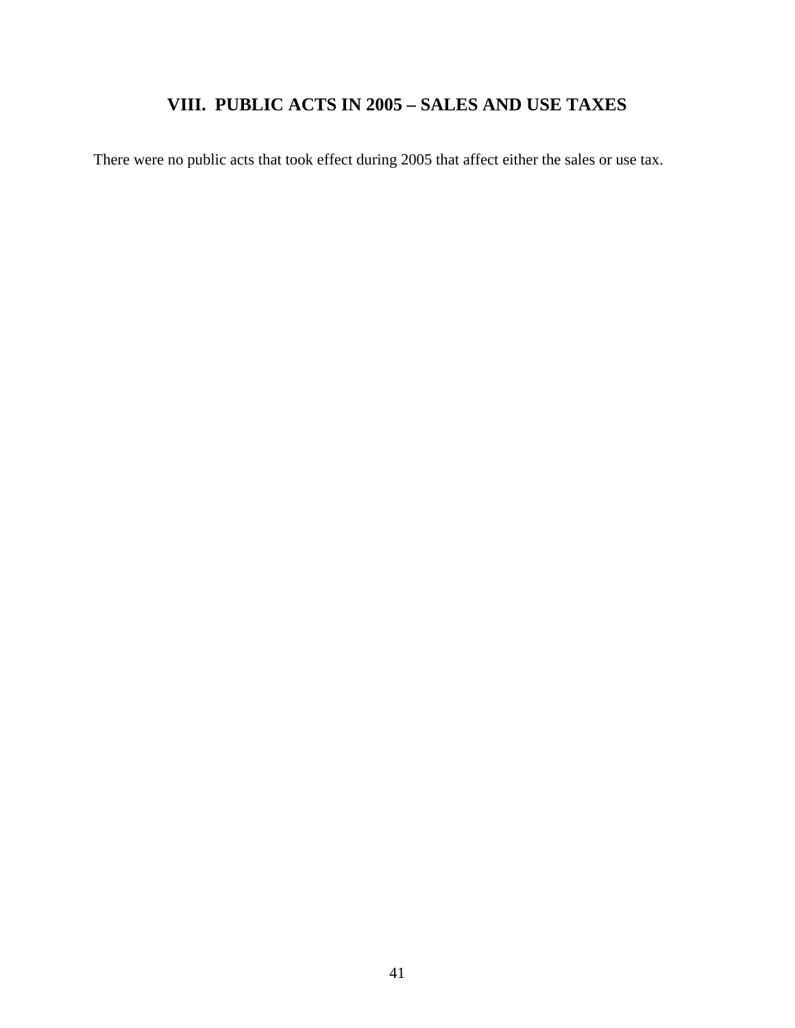## VIII. PUBLIC ACTS IN 2005 – SALES AND USE TAXES

There were no public acts that took effect during 2005 that affect either the sales or use tax.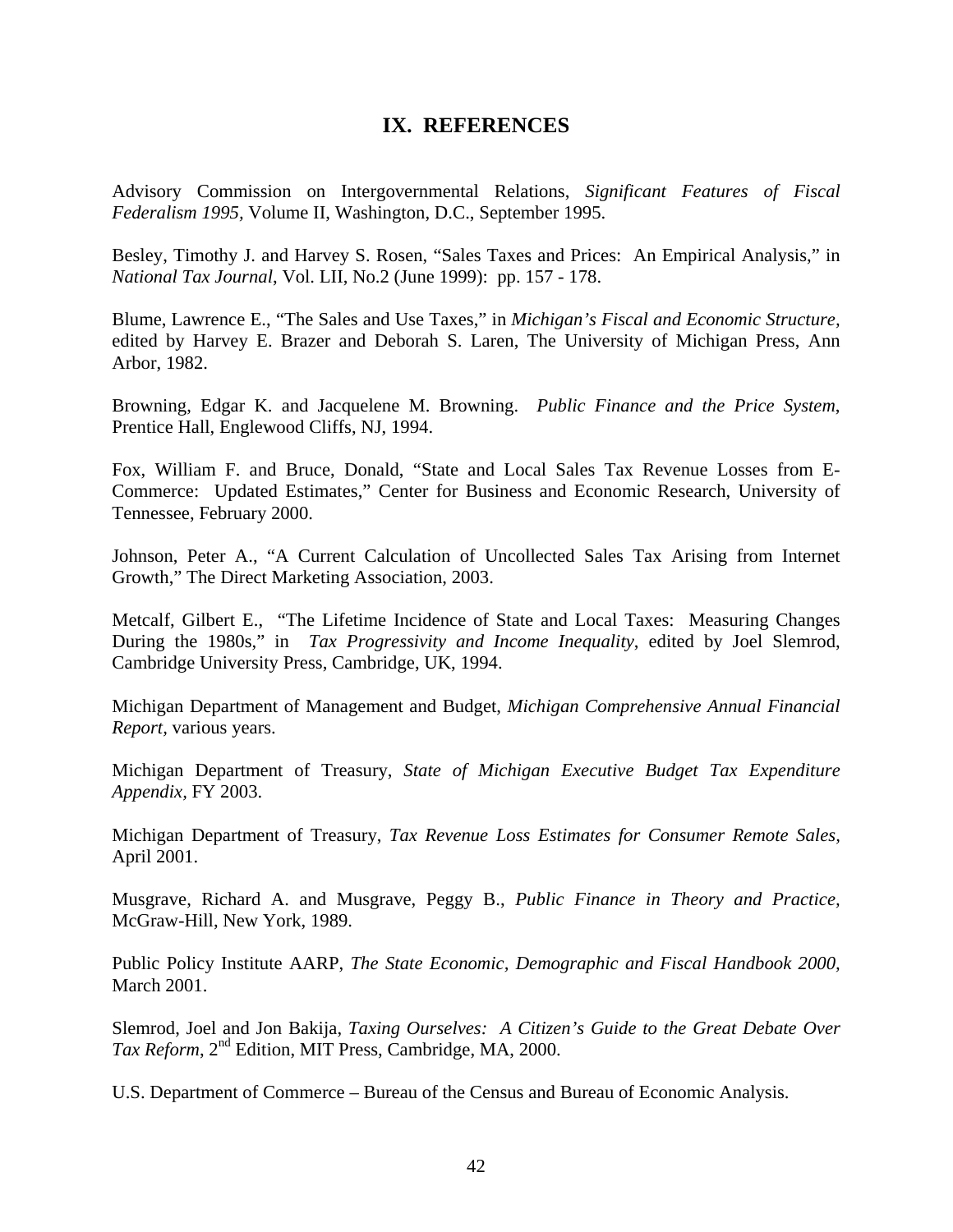# IX. REFERENCES

Advisory Commission on Intergovernmental Relations, *Significant Features of Fiscal Federalism 1995*, Volume II, Washington, D.C., September 1995.

Besley, Timothy J. and Harvey S. Rosen, "Sales Taxes and Prices: An Empirical Analysis," in *National Tax Journal*, Vol. LII, No.2 (June 1999): pp. 157 - 178.

Blume, Lawrence E., "The Sales and Use Taxes," in *Michigan's Fiscal and Economic Structure*, edited by Harvey E. Brazer and Deborah S. Laren, The University of Michigan Press, Ann Arbor, 1982.

Browning, Edgar K. and Jacquelene M. Browning. *Public Finance and the Price System*, Prentice Hall, Englewood Cliffs, NJ, 1994.

Fox, William F. and Bruce, Donald, "State and Local Sales Tax Revenue Losses from E-Commerce: Updated Estimates," Center for Business and Economic Research, University of Tennessee, February 2000.

Johnson, Peter A., "A Current Calculation of Uncollected Sales Tax Arising from Internet Growth," The Direct Marketing Association, 2003.

Metcalf, Gilbert E., "The Lifetime Incidence of State and Local Taxes: Measuring Changes During the 1980s," in *Tax Progressivity and Income Inequality*, edited by Joel Slemrod, Cambridge University Press, Cambridge, UK, 1994.

Michigan Department of Management and Budget, *Michigan Comprehensive Annual Financial Report*, various years.

Michigan Department of Treasury, *State of Michigan Executive Budget Tax Expenditure Appendix,* FY 2003.

Michigan Department of Treasury, *Tax Revenue Loss Estimates for Consumer Remote Sales*, April 2001.

Musgrave, Richard A. and Musgrave, Peggy B., *Public Finance in Theory and Practice,* McGraw-Hill, New York, 1989.

Public Policy Institute AARP, *The State Economic, Demographic and Fiscal Handbook 2000,* March 2001.

Slemrod, Joel and Jon Bakija, *Taxing Ourselves: A Citizen's Guide to the Great Debate Over Tax Reform*, 2nd Edition, MIT Press, Cambridge, MA, 2000.

U.S. Department of Commerce – Bureau of the Census and Bureau of Economic Analysis.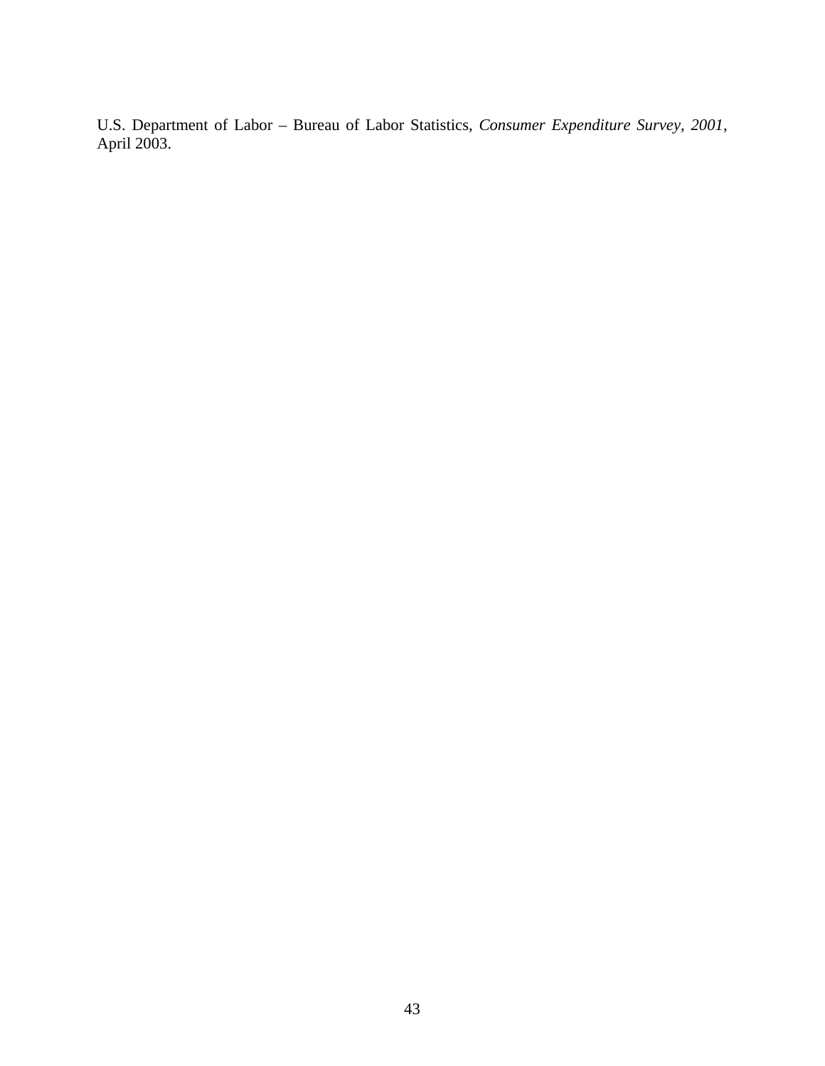U.S. Department of Labor – Bureau of Labor Statistics, *Consumer Expenditure Survey, 2001*, April 2003.